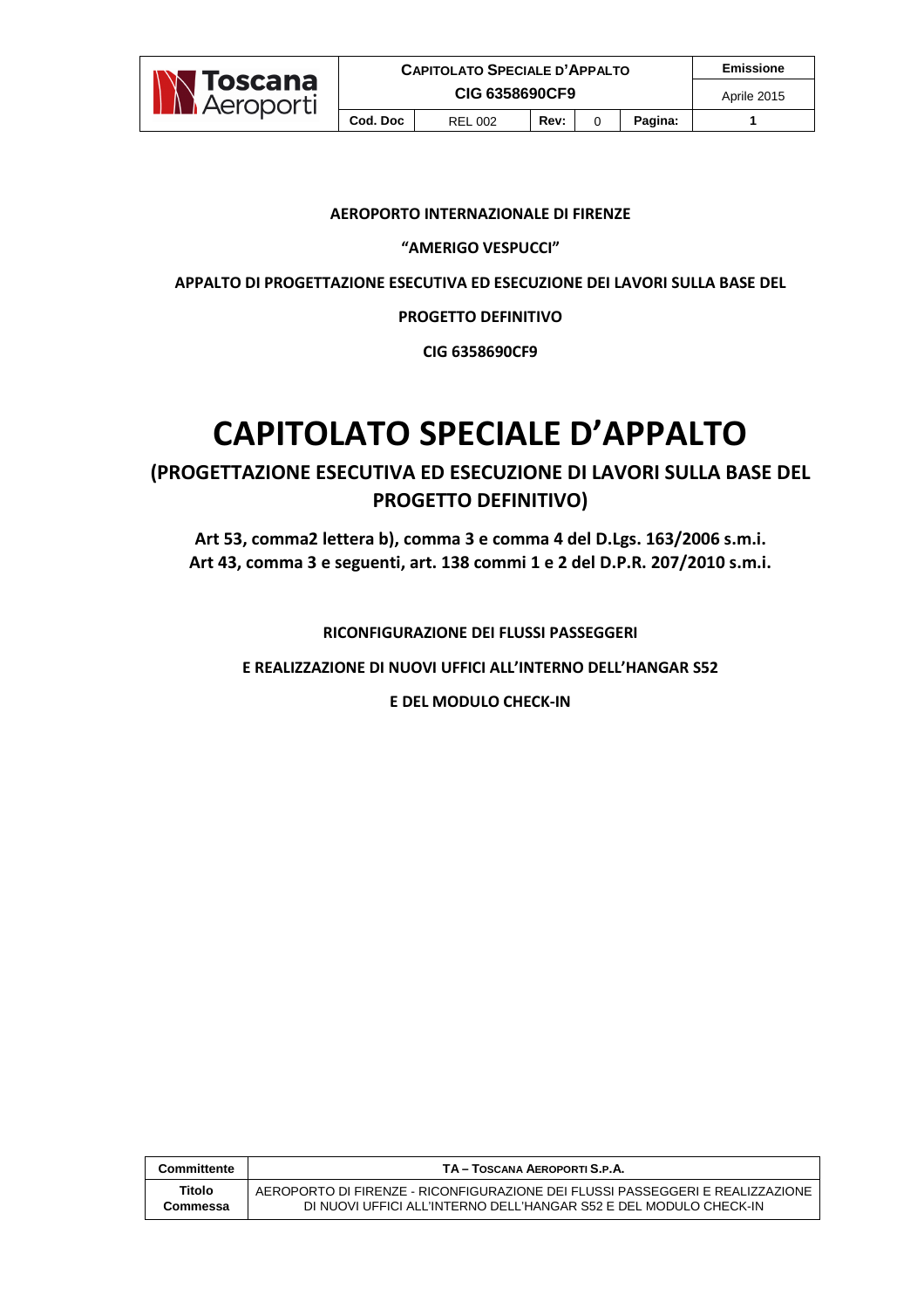**AEROPORTO INTERNAZIONALE DI FIRENZE**

**"AMERIGO VESPUCCI"**

**APPALTO DI PROGETTAZIONE ESECUTIVA ED ESECUZIONE DEI LAVORI SULLA BASE DEL PROGETTO DEFINITIVO**

**CIG 6358690CF9**

# CAPITOLATO SPECIALE D'APPALTO

## (PROGETTAZIONE ESECUTIVA ED ESECUZIONE DI LAVORI SULLA BASE DEL PROGETTO DEFINITIVO)

**Art 53, comma2 lettera b), comma 3 e comma 4 del D.Lgs. 163/2006 s.m.i.**
**Art 43, comma 3 e seguenti, art. 138 commi 1 e 2 del D.P.R. 207/2010 s.m.i.**

**RICONFIGURAZIONE DEI FLUSSI PASSEGGERI**

**E REALIZZAZIONE DI NUOVI UFFICI ALL'INTERNO DELL'HANGAR S52**

**E DEL MODULO CHECK-IN**

| | |
|---|---|
| **Committente** | **TA – TOSCANA AEROPORTI S.P.A.** |
| **Titolo Commessa** | AEROPORTO DI FIRENZE - RICONFIGURAZIONE DEI FLUSSI PASSEGGERI E REALIZZAZIONE DI NUOVI UFFICI ALL'INTERNO DELL'HANGAR S52 E DEL MODULO CHECK-IN |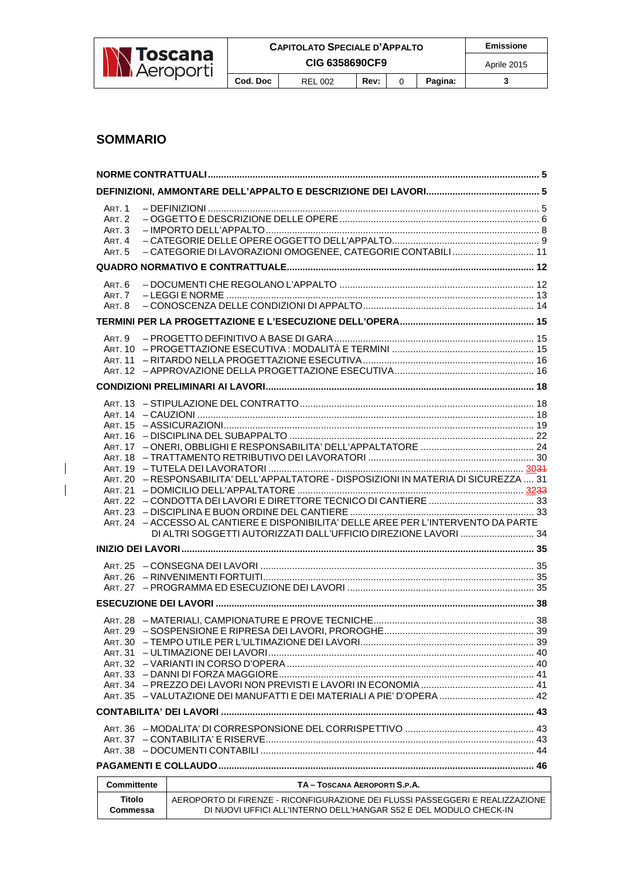## SOMMARIO

**NORME CONTRATTUALI** ............................................................ **5**

**DEFINIZIONI, AMMONTARE DELL'APPALTO E DESCRIZIONE DEI LAVORI** .......... **5**

ART. 1 – DEFINIZIONI ............................................................ 5
ART. 2 – OGGETTO E DESCRIZIONE DELLE OPERE ............................................................ 6
ART. 3 – IMPORTO DELL'APPALTO ............................................................ 8
ART. 4 – CATEGORIE DELLE OPERE OGGETTO DELL'APPALTO ............................................................ 9
ART. 5 – CATEGORIE DI LAVORAZIONI OMOGENEE, CATEGORIE CONTABILI ............................................................ 11

**QUADRO NORMATIVO E CONTRATTUALE** ............................................................ **12**

ART. 6 – DOCUMENTI CHE REGOLANO L'APPALTO ............................................................ 12
ART. 7 – LEGGI E NORME ............................................................ 13
ART. 8 – CONOSCENZA DELLE CONDIZIONI DI APPALTO ............................................................ 14

**TERMINI PER LA PROGETTAZIONE E L'ESECUZIONE DELL'OPERA** ............................................................ **15**

ART. 9 – PROGETTO DEFINITIVO A BASE DI GARA ............................................................ 15
ART. 10 – PROGETTAZIONE ESECUTIVA : MODALITÀ E TERMINI ............................................................ 15
ART. 11 – RITARDO NELLA PROGETTAZIONE ESECUTIVA ............................................................ 16
ART. 12 – APPROVAZIONE DELLA PROGETTAZIONE ESECUTIVA ............................................................ 16

**CONDIZIONI PRELIMINARI AI LAVORI** ............................................................ **18**

ART. 13 – STIPULAZIONE DEL CONTRATTO ............................................................ 18
ART. 14 – CAUZIONI ............................................................ 18
ART. 15 – ASSICURAZIONI ............................................................ 19
ART. 16 – DISCIPLINA DEL SUBAPPALTO ............................................................ 22
ART. 17 – ONERI, OBBLIGHI E RESPONSABILITÀ DELL'APPALTATORE ............................................................ 24
ART. 18 – TRATTAMENTO RETRIBUTIVO DEI LAVORATORI ............................................................ 30
ART. 19 – TUTELA DEI LAVORATORI ............................................................ 30~~31~~
ART. 20 – RESPONSABILITÀ DELL'APPALTATORE - DISPOSIZIONI IN MATERIA DI SICUREZZA ............ 31
ART. 21 – DOMICILIO DELL'APPALTATORE ............................................................ 32~~33~~
ART. 22 – CONDOTTA DEI LAVORI E DIRETTORE TECNICO DI CANTIERE ............................................................ 33
ART. 23 – DISCIPLINA E BUON ORDINE DEL CANTIERE ............................................................ 33
ART. 24 – ACCESSO AL CANTIERE E DISPONIBILITÀ DELLE AREE PER L'INTERVENTO DA PARTE DI ALTRI SOGGETTI AUTORIZZATI DALL'UFFICIO DIREZIONE LAVORI ............................................................ 34

**INIZIO DEI LAVORI** ............................................................ **35**

ART. 25 – CONSEGNA DEI LAVORI ............................................................ 35
ART. 26 – RINVENIMENTI FORTUITI ............................................................ 35
ART. 27 – PROGRAMMA ED ESECUZIONE DEI LAVORI ............................................................ 35

**ESECUZIONE DEI LAVORI** ............................................................ **38**

ART. 28 – MATERIALI, CAMPIONATURE E PROVE TECNICHE ............................................................ 38
ART. 29 – SOSPENSIONE E RIPRESA DEI LAVORI, PROROGHE ............................................................ 39
ART. 30 – TEMPO UTILE PER L'ULTIMAZIONE DEI LAVORI ............................................................ 39
ART. 31 – ULTIMAZIONE DEI LAVORI ............................................................ 40
ART. 32 – VARIANTI IN CORSO D'OPERA ............................................................ 40
ART. 33 – DANNI DI FORZA MAGGIORE ............................................................ 41
ART. 34 – PREZZO DEI LAVORI NON PREVISTI E LAVORI IN ECONOMIA ............................................................ 41
ART. 35 – VALUTAZIONE DEI MANUFATTI E DEI MATERIALI A PIE' D'OPERA ............................................................ 42

**CONTABILITA' DEI LAVORI** ............................................................ **43**

ART. 36 – MODALITÀ DI CORRESPONSIONE DEL CORRISPETTIVO ............................................................ 43
ART. 37 – CONTABILITÀ E RISERVE ............................................................ 43
ART. 38 – DOCUMENTI CONTABILI ............................................................ 44

**PAGAMENTI E COLLAUDO** ............................................................ **46**

| | |
|---|---|
| **Committente** | **TA – TOSCANA AEROPORTI S.P.A.** |
| **Titolo Commessa** | AEROPORTO DI FIRENZE - RICONFIGURAZIONE DEI FLUSSI PASSEGGERI E REALIZZAZIONE DI NUOVI UFFICI ALL'INTERNO DELL'HANGAR S52 E DEL MODULO CHECK-IN |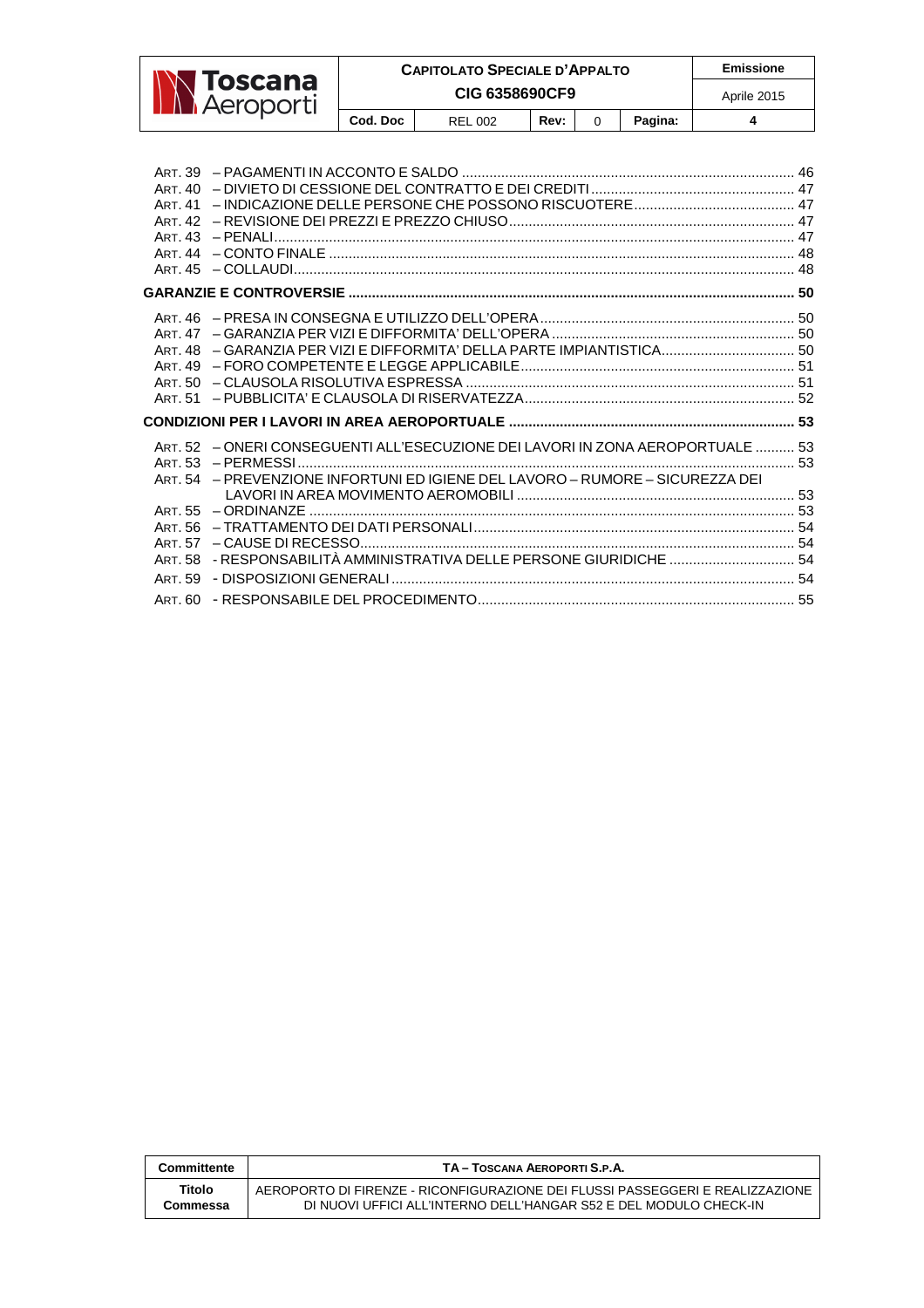ART. 39 – PAGAMENTI IN ACCONTO E SALDO .................................................................................... 46
ART. 40 – DIVIETO DI CESSIONE DEL CONTRATTO E DEI CREDITI .................................................... 47
ART. 41 – INDICAZIONE DELLE PERSONE CHE POSSONO RISCUOTERE .......................................... 47
ART. 42 – REVISIONE DEI PREZZI E PREZZO CHIUSO ......................................................................... 47
ART. 43 – PENALI ..................................................................................................................................... 47
ART. 44 – CONTO FINALE ........................................................................................................................ 48
ART. 45 – COLLAUDI ................................................................................................................................ 48

**GARANZIE E CONTROVERSIE ................................................................................................................. 50**

ART. 46 – PRESA IN CONSEGNA E UTILIZZO DELL'OPERA ................................................................. 50
ART. 47 – GARANZIA PER VIZI E DIFFORMITA' DELL'OPERA .............................................................. 50
ART. 48 – GARANZIA PER VIZI E DIFFORMITA' DELLA PARTE IMPIANTISTICA .................................. 50
ART. 49 – FORO COMPETENTE E LEGGE APPLICABILE ...................................................................... 51
ART. 50 – CLAUSOLA RISOLUTIVA ESPRESSA .................................................................................... 51
ART. 51 – PUBBLICITA' E CLAUSOLA DI RISERVATEZZA ..................................................................... 52

**CONDIZIONI PER I LAVORI IN AREA AEROPORTUALE ......................................................................... 53**

ART. 52 – ONERI CONSEGUENTI ALL'ESECUZIONE DEI LAVORI IN ZONA AEROPORTUALE .......... 53
ART. 53 – PERMESSI ............................................................................................................................... 53
ART. 54 – PREVENZIONE INFORTUNI ED IGIENE DEL LAVORO – RUMORE – SICUREZZA DEI LAVORI IN AREA MOVIMENTO AEROMOBILI ....................................................................... 53
ART. 55 – ORDINANZE ............................................................................................................................ 53
ART. 56 – TRATTAMENTO DEI DATI PERSONALI ................................................................................. 54
ART. 57 – CAUSE DI RECESSO ............................................................................................................... 54
ART. 58 - RESPONSABILITÀ AMMINISTRATIVA DELLE PERSONE GIURIDICHE ................................ 54
ART. 59 - DISPOSIZIONI GENERALI ....................................................................................................... 54
ART. 60 - RESPONSABILE DEL PROCEDIMENTO ................................................................................. 55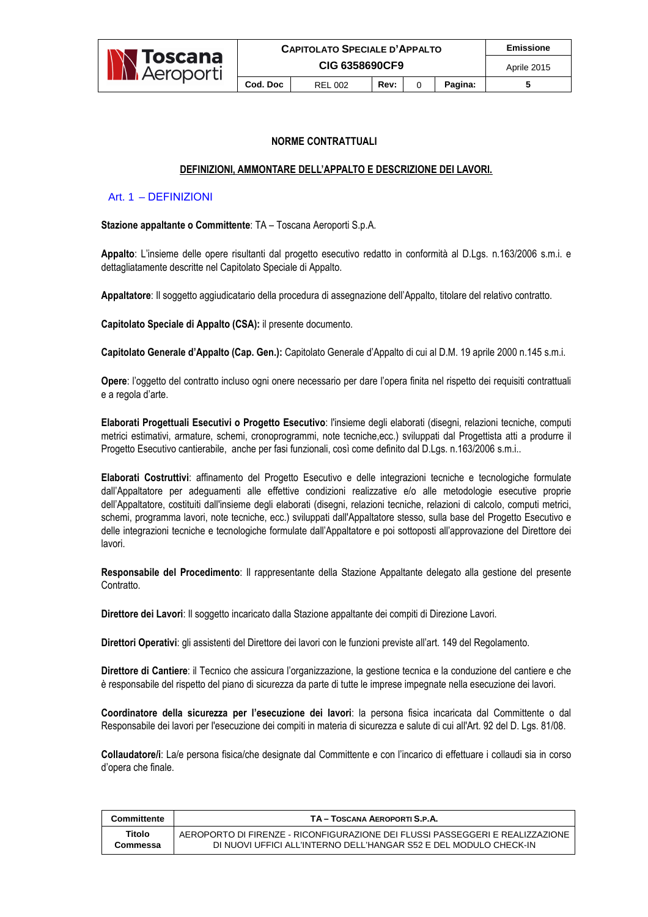**NORME CONTRATTUALI**

**DEFINIZIONI, AMMONTARE DELL'APPALTO E DESCRIZIONE DEI LAVORI.**

## Art. 1 – DEFINIZIONI

**Stazione appaltante o Committente**: TA – Toscana Aeroporti S.p.A.

**Appalto**: L'insieme delle opere risultanti dal progetto esecutivo redatto in conformità al D.Lgs. n.163/2006 s.m.i. e dettagliatamente descritte nel Capitolato Speciale di Appalto.

**Appaltatore**: Il soggetto aggiudicatario della procedura di assegnazione dell'Appalto, titolare del relativo contratto.

**Capitolato Speciale di Appalto (CSA):** il presente documento.

**Capitolato Generale d'Appalto (Cap. Gen.):** Capitolato Generale d'Appalto di cui al D.M. 19 aprile 2000 n.145 s.m.i.

**Opere**: l'oggetto del contratto incluso ogni onere necessario per dare l'opera finita nel rispetto dei requisiti contrattuali e a regola d'arte.

**Elaborati Progettuali Esecutivi o Progetto Esecutivo**: l'insieme degli elaborati (disegni, relazioni tecniche, computi metrici estimativi, armature, schemi, cronoprogrammi, note tecniche,ecc.) sviluppati dal Progettista atti a produrre il Progetto Esecutivo cantierabile, anche per fasi funzionali, così come definito dal D.Lgs. n.163/2006 s.m.i..

**Elaborati Costruttivi**: affinamento del Progetto Esecutivo e delle integrazioni tecniche e tecnologiche formulate dall'Appaltatore per adeguamenti alle effettive condizioni realizzative e/o alle metodologie esecutive proprie dell'Appaltatore, costituiti dall'insieme degli elaborati (disegni, relazioni tecniche, relazioni di calcolo, computi metrici, schemi, programma lavori, note tecniche, ecc.) sviluppati dall'Appaltatore stesso, sulla base del Progetto Esecutivo e delle integrazioni tecniche e tecnologiche formulate dall'Appaltatore e poi sottoposti all'approvazione del Direttore dei lavori.

**Responsabile del Procedimento**: Il rappresentante della Stazione Appaltante delegato alla gestione del presente Contratto.

**Direttore dei Lavori**: Il soggetto incaricato dalla Stazione appaltante dei compiti di Direzione Lavori.

**Direttori Operativi**: gli assistenti del Direttore dei lavori con le funzioni previste all'art. 149 del Regolamento.

**Direttore di Cantiere**: il Tecnico che assicura l'organizzazione, la gestione tecnica e la conduzione del cantiere e che è responsabile del rispetto del piano di sicurezza da parte di tutte le imprese impegnate nella esecuzione dei lavori.

**Coordinatore della sicurezza per l'esecuzione dei lavori**: la persona fisica incaricata dal Committente o dal Responsabile dei lavori per l'esecuzione dei compiti in materia di sicurezza e salute di cui all'Art. 92 del D. Lgs. 81/08.

**Collaudatore/i**: La/e persona fisica/che designate dal Committente e con l'incarico di effettuare i collaudi sia in corso d'opera che finale.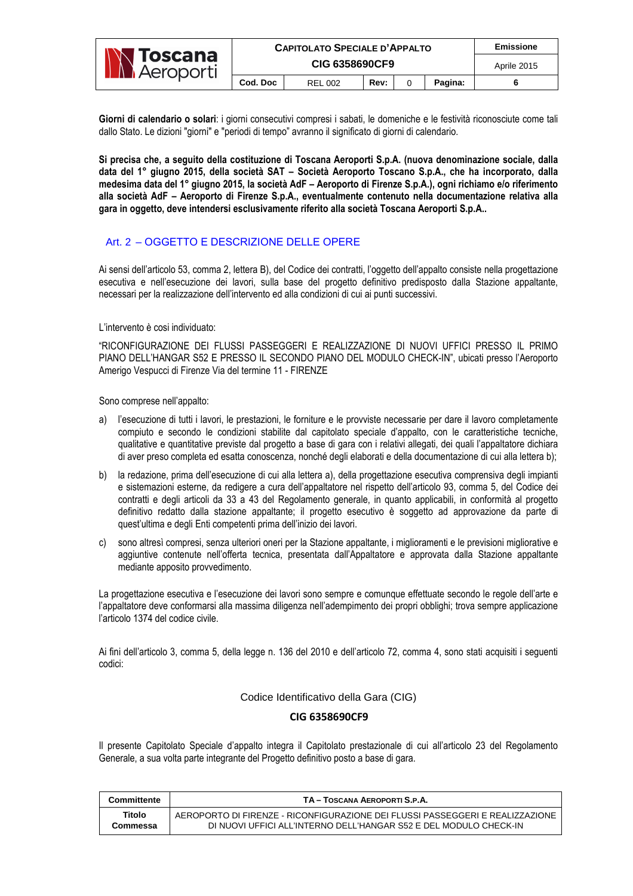**Giorni di calendario o solari**: i giorni consecutivi compresi i sabati, le domeniche e le festività riconosciute come tali dallo Stato. Le dizioni "giorni" e "periodi di tempo" avranno il significato di giorni di calendario.

**Si precisa che, a seguito della costituzione di Toscana Aeroporti S.p.A. (nuova denominazione sociale, dalla data del 1° giugno 2015, della società SAT – Società Aeroporto Toscano S.p.A., che ha incorporato, dalla medesima data del 1° giugno 2015, la società AdF – Aeroporto di Firenze S.p.A.), ogni richiamo e/o riferimento alla società AdF – Aeroporto di Firenze S.p.A., eventualmente contenuto nella documentazione relativa alla gara in oggetto, deve intendersi esclusivamente riferito alla società Toscana Aeroporti S.p.A..**

## Art. 2 – OGGETTO E DESCRIZIONE DELLE OPERE

Ai sensi dell'articolo 53, comma 2, lettera B), del Codice dei contratti, l'oggetto dell'appalto consiste nella progettazione esecutiva e nell'esecuzione dei lavori, sulla base del progetto definitivo predisposto dalla Stazione appaltante, necessari per la realizzazione dell'intervento ed alla condizioni di cui ai punti successivi.

L'intervento è cosi individuato:

"RICONFIGURAZIONE DEI FLUSSI PASSEGGERI E REALIZZAZIONE DI NUOVI UFFICI PRESSO IL PRIMO PIANO DELL'HANGAR S52 E PRESSO IL SECONDO PIANO DEL MODULO CHECK-IN", ubicati presso l'Aeroporto Amerigo Vespucci di Firenze Via del termine 11 - FIRENZE

Sono comprese nell'appalto:

a) l'esecuzione di tutti i lavori, le prestazioni, le forniture e le provviste necessarie per dare il lavoro completamente compiuto e secondo le condizioni stabilite dal capitolato speciale d'appalto, con le caratteristiche tecniche, qualitative e quantitative previste dal progetto a base di gara con i relativi allegati, dei quali l'appaltatore dichiara di aver preso completa ed esatta conoscenza, nonché degli elaborati e della documentazione di cui alla lettera b);
b) la redazione, prima dell'esecuzione di cui alla lettera a), della progettazione esecutiva comprensiva degli impianti e sistemazioni esterne, da redigere a cura dell'appaltatore nel rispetto dell'articolo 93, comma 5, del Codice dei contratti e degli articoli da 33 a 43 del Regolamento generale, in quanto applicabili, in conformità al progetto definitivo redatto dalla stazione appaltante; il progetto esecutivo è soggetto ad approvazione da parte di quest'ultima e degli Enti competenti prima dell'inizio dei lavori.
c) sono altresì compresi, senza ulteriori oneri per la Stazione appaltante, i miglioramenti e le previsioni migliorative e aggiuntive contenute nell'offerta tecnica, presentata dall'Appaltatore e approvata dalla Stazione appaltante mediante apposito provvedimento.

La progettazione esecutiva e l'esecuzione dei lavori sono sempre e comunque effettuate secondo le regole dell'arte e l'appaltatore deve conformarsi alla massima diligenza nell'adempimento dei propri obblighi; trova sempre applicazione l'articolo 1374 del codice civile.

Ai fini dell'articolo 3, comma 5, della legge n. 136 del 2010 e dell'articolo 72, comma 4, sono stati acquisiti i seguenti codici:

Codice Identificativo della Gara (CIG)

**CIG 6358690CF9**

Il presente Capitolato Speciale d'appalto integra il Capitolato prestazionale di cui all'articolo 23 del Regolamento Generale, a sua volta parte integrante del Progetto definitivo posto a base di gara.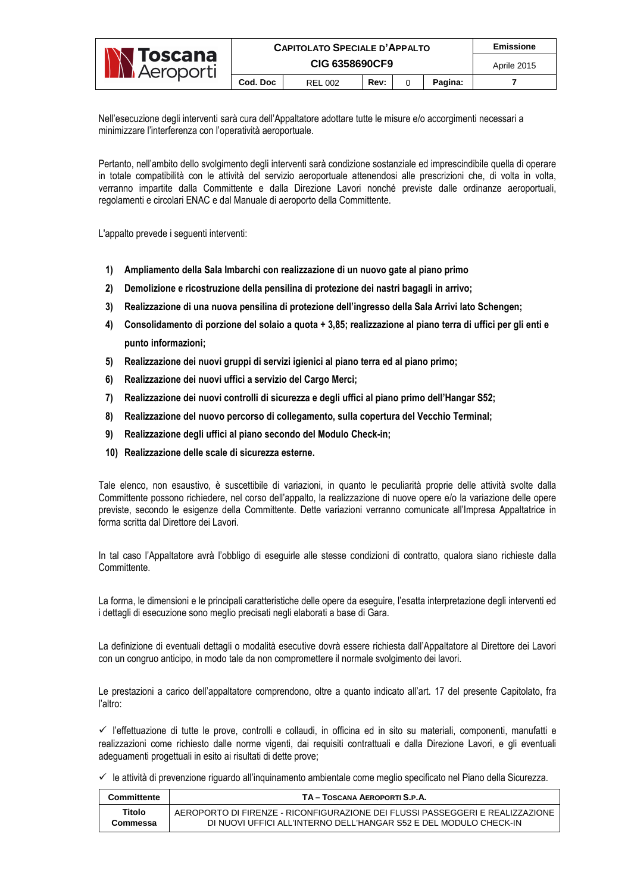Nell'esecuzione degli interventi sarà cura dell'Appaltatore adottare tutte le misure e/o accorgimenti necessari a minimizzare l'interferenza con l'operatività aeroportuale.

Pertanto, nell'ambito dello svolgimento degli interventi sarà condizione sostanziale ed imprescindibile quella di operare in totale compatibilità con le attività del servizio aeroportuale attenendosi alle prescrizioni che, di volta in volta, verranno impartite dalla Committente e dalla Direzione Lavori nonché previste dalle ordinanze aeroportuali, regolamenti e circolari ENAC e dal Manuale di aeroporto della Committente.

L'appalto prevede i seguenti interventi:

1) **Ampliamento della Sala Imbarchi con realizzazione di un nuovo gate al piano primo**
2) **Demolizione e ricostruzione della pensilina di protezione dei nastri bagagli in arrivo;**
3) **Realizzazione di una nuova pensilina di protezione dell'ingresso della Sala Arrivi lato Schengen;**
4) **Consolidamento di porzione del solaio a quota + 3,85; realizzazione al piano terra di uffici per gli enti e punto informazioni;**
5) **Realizzazione dei nuovi gruppi di servizi igienici al piano terra ed al piano primo;**
6) **Realizzazione dei nuovi uffici a servizio del Cargo Merci;**
7) **Realizzazione dei nuovi controlli di sicurezza e degli uffici al piano primo dell'Hangar S52;**
8) **Realizzazione del nuovo percorso di collegamento, sulla copertura del Vecchio Terminal;**
9) **Realizzazione degli uffici al piano secondo del Modulo Check-in;**
10) **Realizzazione delle scale di sicurezza esterne.**

Tale elenco, non esaustivo, è suscettibile di variazioni, in quanto le peculiarità proprie delle attività svolte dalla Committente possono richiedere, nel corso dell'appalto, la realizzazione di nuove opere e/o la variazione delle opere previste, secondo le esigenze della Committente. Dette variazioni verranno comunicate all'Impresa Appaltatrice in forma scritta dal Direttore dei Lavori.

In tal caso l'Appaltatore avrà l'obbligo di eseguirle alle stesse condizioni di contratto, qualora siano richieste dalla Committente.

La forma, le dimensioni e le principali caratteristiche delle opere da eseguire, l'esatta interpretazione degli interventi ed i dettagli di esecuzione sono meglio precisati negli elaborati a base di Gara.

La definizione di eventuali dettagli o modalità esecutive dovrà essere richiesta dall'Appaltatore al Direttore dei Lavori con un congruo anticipo, in modo tale da non compromettere il normale svolgimento dei lavori.

Le prestazioni a carico dell'appaltatore comprendono, oltre a quanto indicato all'art. 17 del presente Capitolato, fra l'altro:

- ✓ l'effettuazione di tutte le prove, controlli e collaudi, in officina ed in sito su materiali, componenti, manufatti e realizzazioni come richiesto dalle norme vigenti, dai requisiti contrattuali e dalla Direzione Lavori, e gli eventuali adeguamenti progettuali in esito ai risultati di dette prove;
- ✓ le attività di prevenzione riguardo all'inquinamento ambientale come meglio specificato nel Piano della Sicurezza.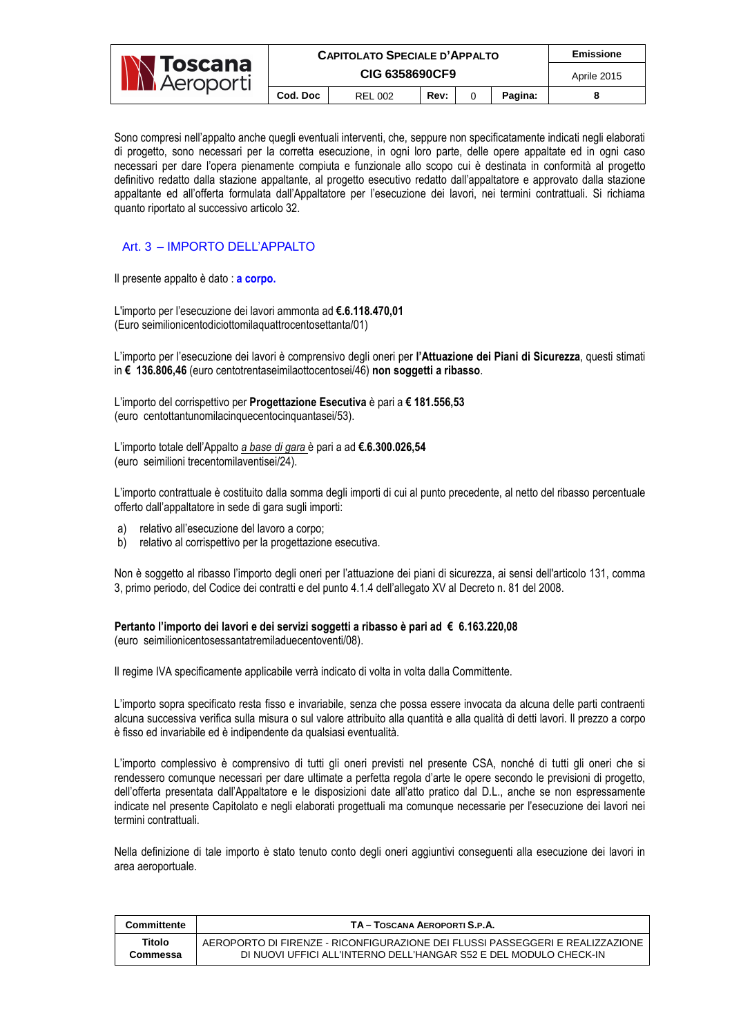Sono compresi nell'appalto anche quegli eventuali interventi, che, seppure non specificatamente indicati negli elaborati di progetto, sono necessari per la corretta esecuzione, in ogni loro parte, delle opere appaltate ed in ogni caso necessari per dare l'opera pienamente compiuta e funzionale allo scopo cui è destinata in conformità al progetto definitivo redatto dalla stazione appaltante, al progetto esecutivo redatto dall'appaltatore e approvato dalla stazione appaltante ed all'offerta formulata dall'Appaltatore per l'esecuzione dei lavori, nei termini contrattuali. Si richiama quanto riportato al successivo articolo 32.

## Art. 3 – IMPORTO DELL'APPALTO

Il presente appalto è dato : **a corpo.**

L'importo per l'esecuzione dei lavori ammonta ad **€.6.118.470,01**
(Euro seimilionicentodiciottomilaquattrocentosettanta/01)

L'importo per l'esecuzione dei lavori è comprensivo degli oneri per **l'Attuazione dei Piani di Sicurezza**, questi stimati in **€ 136.806,46** (euro centotrentaseimilaottocentosei/46) **non soggetti a ribasso**.

L'importo del corrispettivo per **Progettazione Esecutiva** è pari a **€ 181.556,53**
(euro centottantunomilacinquecentocinquantasei/53).

L'importo totale dell'Appalto *a base di gara* è pari a ad **€.6.300.026,54**
(euro seimilioni trecentomilaventisei/24).

L'importo contrattuale è costituito dalla somma degli importi di cui al punto precedente, al netto del ribasso percentuale offerto dall'appaltatore in sede di gara sugli importi:

a) relativo all'esecuzione del lavoro a corpo;
b) relativo al corrispettivo per la progettazione esecutiva.

Non è soggetto al ribasso l'importo degli oneri per l'attuazione dei piani di sicurezza, ai sensi dell'articolo 131, comma 3, primo periodo, del Codice dei contratti e del punto 4.1.4 dell'allegato XV al Decreto n. 81 del 2008.

**Pertanto l'importo dei lavori e dei servizi soggetti a ribasso è pari ad € 6.163.220,08**
(euro seimilionicentosessantatremiladuecentoventi/08).

Il regime IVA specificamente applicabile verrà indicato di volta in volta dalla Committente.

L'importo sopra specificato resta fisso e invariabile, senza che possa essere invocata da alcuna delle parti contraenti alcuna successiva verifica sulla misura o sul valore attribuito alla quantità e alla qualità di detti lavori. Il prezzo a corpo è fisso ed invariabile ed è indipendente da qualsiasi eventualità.

L'importo complessivo è comprensivo di tutti gli oneri previsti nel presente CSA, nonché di tutti gli oneri che si rendessero comunque necessari per dare ultimate a perfetta regola d'arte le opere secondo le previsioni di progetto, dell'offerta presentata dall'Appaltatore e le disposizioni date all'atto pratico dal D.L., anche se non espressamente indicate nel presente Capitolato e negli elaborati progettuali ma comunque necessarie per l'esecuzione dei lavori nei termini contrattuali.

Nella definizione di tale importo è stato tenuto conto degli oneri aggiuntivi conseguenti alla esecuzione dei lavori in area aeroportuale.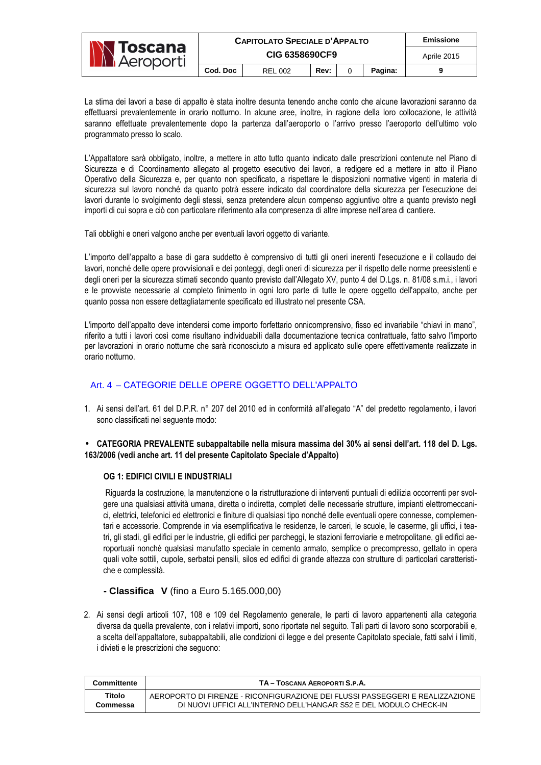La stima dei lavori a base di appalto è stata inoltre desunta tenendo anche conto che alcune lavorazioni saranno da effettuarsi prevalentemente in orario notturno. In alcune aree, inoltre, in ragione della loro collocazione, le attività saranno effettuate prevalentemente dopo la partenza dall'aeroporto o l'arrivo presso l'aeroporto dell'ultimo volo programmato presso lo scalo.

L'Appaltatore sarà obbligato, inoltre, a mettere in atto tutto quanto indicato dalle prescrizioni contenute nel Piano di Sicurezza e di Coordinamento allegato al progetto esecutivo dei lavori, a redigere ed a mettere in atto il Piano Operativo della Sicurezza e, per quanto non specificato, a rispettare le disposizioni normative vigenti in materia di sicurezza sul lavoro nonché da quanto potrà essere indicato dal coordinatore della sicurezza per l'esecuzione dei lavori durante lo svolgimento degli stessi, senza pretendere alcun compenso aggiuntivo oltre a quanto previsto negli importi di cui sopra e ciò con particolare riferimento alla compresenza di altre imprese nell'area di cantiere.

Tali obblighi e oneri valgono anche per eventuali lavori oggetto di variante.

L'importo dell'appalto a base di gara suddetto è comprensivo di tutti gli oneri inerenti l'esecuzione e il collaudo dei lavori, nonché delle opere provvisionali e dei ponteggi, degli oneri di sicurezza per il rispetto delle norme preesistenti e degli oneri per la sicurezza stimati secondo quanto previsto dall'Allegato XV, punto 4 del D.Lgs. n. 81/08 s.m.i., i lavori e le provviste necessarie al completo finimento in ogni loro parte di tutte le opere oggetto dell'appalto, anche per quanto possa non essere dettagliatamente specificato ed illustrato nel presente CSA.

L'importo dell'appalto deve intendersi come importo forfettario onnicomprensivo, fisso ed invariabile "chiavi in mano", riferito a tutti i lavori così come risultano individuabili dalla documentazione tecnica contrattuale, fatto salvo l'importo per lavorazioni in orario notturne che sarà riconosciuto a misura ed applicato sulle opere effettivamente realizzate in orario notturno.

## Art. 4 – CATEGORIE DELLE OPERE OGGETTO DELL'APPALTO

1. Ai sensi dell'art. 61 del D.P.R. n° 207 del 2010 ed in conformità all'allegato "A" del predetto regolamento, i lavori sono classificati nel seguente modo:

- **CATEGORIA PREVALENTE subappaltabile nella misura massima del 30% ai sensi dell'art. 118 del D. Lgs. 163/2006 (vedi anche art. 11 del presente Capitolato Speciale d'Appalto)**

**OG 1: EDIFICI CIVILI E INDUSTRIALI**

Riguarda la costruzione, la manutenzione o la ristrutturazione di interventi puntuali di edilizia occorrenti per svolgere una qualsiasi attività umana, diretta o indiretta, completi delle necessarie strutture, impianti elettromeccanici, elettrici, telefonici ed elettronici e finiture di qualsiasi tipo nonché delle eventuali opere connesse, complementari e accessorie. Comprende in via esemplificativa le residenze, le carceri, le scuole, le caserme, gli uffici, i teatri, gli stadi, gli edifici per le industrie, gli edifici per parcheggi, le stazioni ferroviarie e metropolitane, gli edifici aeroportuali nonché qualsiasi manufatto speciale in cemento armato, semplice o precompresso, gettato in opera quali volte sottili, cupole, serbatoi pensili, silos ed edifici di grande altezza con strutture di particolari caratteristiche e complessità.

**- Classifica V** (fino a Euro 5.165.000,00)

2. Ai sensi degli articoli 107, 108 e 109 del Regolamento generale, le parti di lavoro appartenenti alla categoria diversa da quella prevalente, con i relativi importi, sono riportate nel seguito. Tali parti di lavoro sono scorporabili e, a scelta dell'appaltatore, subappaltabili, alle condizioni di legge e del presente Capitolato speciale, fatti salvi i limiti, i divieti e le prescrizioni che seguono: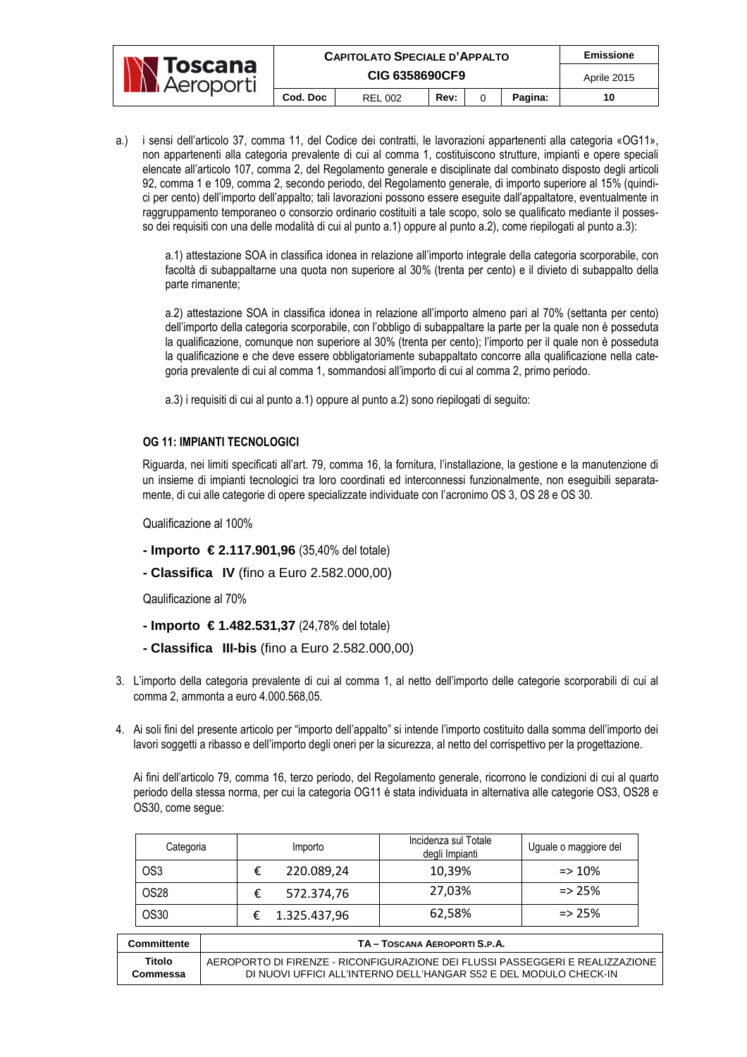a.) i sensi dell'articolo 37, comma 11, del Codice dei contratti, le lavorazioni appartenenti alla categoria «OG11», non appartenenti alla categoria prevalente di cui al comma 1, costituiscono strutture, impianti e opere speciali elencate all'articolo 107, comma 2, del Regolamento generale e disciplinate dal combinato disposto degli articoli 92, comma 1 e 109, comma 2, secondo periodo, del Regolamento generale, di importo superiore al 15% (quindici per cento) dell'importo dell'appalto; tali lavorazioni possono essere eseguite dall'appaltatore, eventualmente in raggruppamento temporaneo o consorzio ordinario costituiti a tale scopo, solo se qualificato mediante il possesso dei requisiti con una delle modalità di cui al punto a.1) oppure al punto a.2), come riepilogati al punto a.3):

a.1) attestazione SOA in classifica idonea in relazione all'importo integrale della categoria scorporabile, con facoltà di subappaltarne una quota non superiore al 30% (trenta per cento) e il divieto di subappalto della parte rimanente;

a.2) attestazione SOA in classifica idonea in relazione all'importo almeno pari al 70% (settanta per cento) dell'importo della categoria scorporabile, con l'obbligo di subappaltare la parte per la quale non è posseduta la qualificazione, comunque non superiore al 30% (trenta per cento); l'importo per il quale non è posseduta la qualificazione e che deve essere obbligatoriamente subappaltato concorre alla qualificazione nella categoria prevalente di cui al comma 1, sommandosi all'importo di cui al comma 2, primo periodo.

a.3) i requisiti di cui al punto a.1) oppure al punto a.2) sono riepilogati di seguito:

**OG 11: IMPIANTI TECNOLOGICI**

Riguarda, nei limiti specificati all'art. 79, comma 16, la fornitura, l'installazione, la gestione e la manutenzione di un insieme di impianti tecnologici tra loro coordinati ed interconnessi funzionalmente, non eseguibili separatamente, di cui alle categorie di opere specializzate individuate con l'acronimo OS 3, OS 28 e OS 30.

Qualificazione al 100%

- **Importo € 2.117.901,96** (35,40% del totale)
- **Classifica IV** (fino a Euro 2.582.000,00)

Qaulificazione al 70%

- **Importo € 1.482.531,37** (24,78% del totale)
- **Classifica III-bis** (fino a Euro 2.582.000,00)

3. L'importo della categoria prevalente di cui al comma 1, al netto dell'importo delle categorie scorporabili di cui al comma 2, ammonta a euro 4.000.568,05.

4. Ai soli fini del presente articolo per "importo dell'appalto" si intende l'importo costituito dalla somma dell'importo dei lavori soggetti a ribasso e dell'importo degli oneri per la sicurezza, al netto del corrispettivo per la progettazione.

   Ai fini dell'articolo 79, comma 16, terzo periodo, del Regolamento generale, ricorrono le condizioni di cui al quarto periodo della stessa norma, per cui la categoria OG11 è stata individuata in alternativa alle categorie OS3, OS28 e OS30, come segue:

| Categoria | Importo | Incidenza sul Totale degli Impianti | Uguale o maggiore del |
|---|---|---|---|
| OS3 | € 220.089,24 | 10,39% | => 10% |
| OS28 | € 572.374,76 | 27,03% | => 25% |
| OS30 | € 1.325.437,96 | 62,58% | => 25% |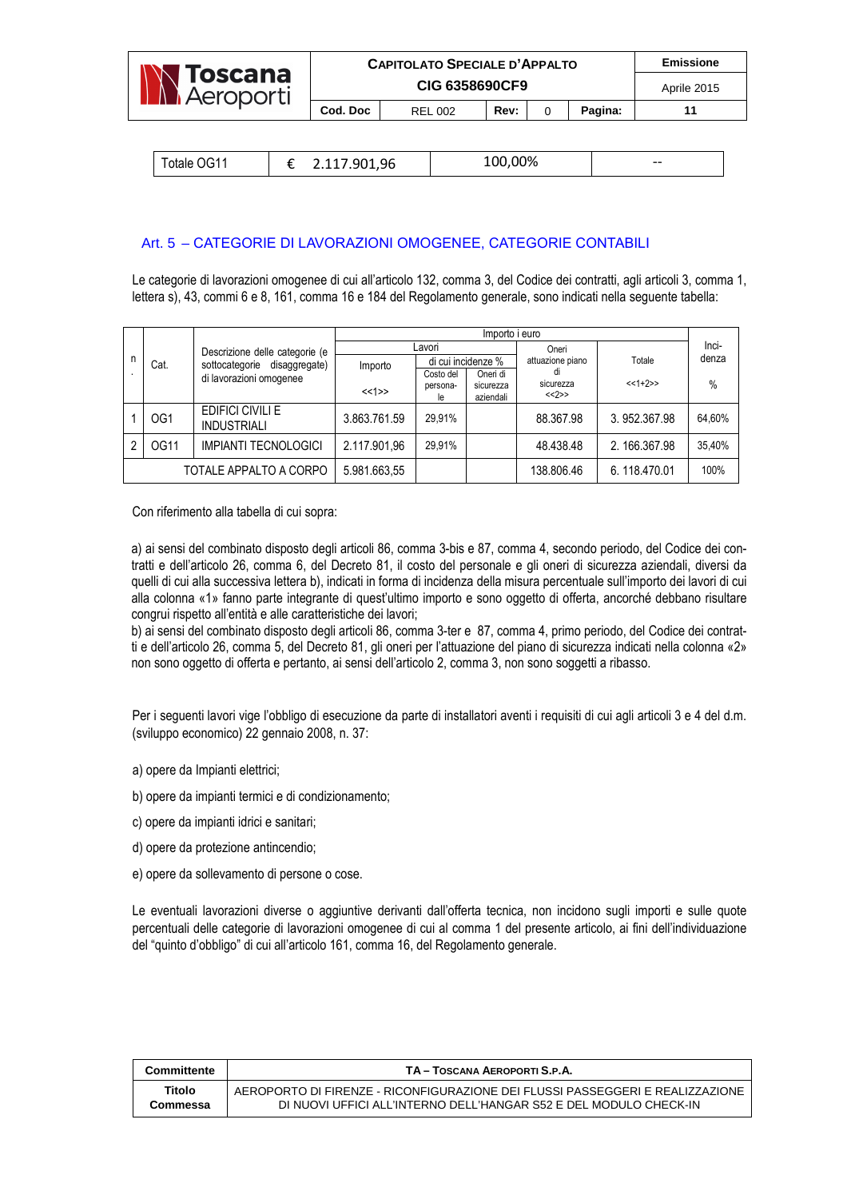| | | | |
|---|---|---|---|
| Totale OG11 | € 2.117.901,96 | 100,00% | -- |

## Art. 5 – CATEGORIE DI LAVORAZIONI OMOGENEE, CATEGORIE CONTABILI

Le categorie di lavorazioni omogenee di cui all'articolo 132, comma 3, del Codice dei contratti, agli articoli 3, comma 1, lettera s), 43, commi 6 e 8, 161, comma 16 e 184 del Regolamento generale, sono indicati nella seguente tabella:

| n. | Cat. | Descrizione delle categorie (e sottocategorie disaggregate) di lavorazioni omogenee | Importo i euro | | | | | Inci-denza |
|---|---|---|---|---|---|---|---|---|
| | | | Lavori | | | Oneri attuazione piano di sicurezza <<2>> | Totale <<1+2>> | % |
| | | | Importo <<1>> | di cui incidenze % | | | | |
| | | | | Costo del personale | Oneri di sicurezza aziendali | | | |
| 1 | OG1 | EDIFICI CIVILI E INDUSTRIALI | 3.863.761.59 | 29,91% | | 88.367.98 | 3. 952.367.98 | 64,60% |
| 2 | OG11 | IMPIANTI TECNOLOGICI | 2.117.901,96 | 29,91% | | 48.438.48 | 2. 166.367.98 | 35,40% |
| | | TOTALE APPALTO A CORPO | 5.981.663,55 | | | 138.806.46 | 6. 118.470.01 | 100% |

Con riferimento alla tabella di cui sopra:

a) ai sensi del combinato disposto degli articoli 86, comma 3-bis e 87, comma 4, secondo periodo, del Codice dei contratti e dell'articolo 26, comma 6, del Decreto 81, il costo del personale e gli oneri di sicurezza aziendali, diversi da quelli di cui alla successiva lettera b), indicati in forma di incidenza della misura percentuale sull'importo dei lavori di cui alla colonna «1» fanno parte integrante di quest'ultimo importo e sono oggetto di offerta, ancorché debbano risultare congrui rispetto all'entità e alle caratteristiche dei lavori;
b) ai sensi del combinato disposto degli articoli 86, comma 3-ter e 87, comma 4, primo periodo, del Codice dei contratti e dell'articolo 26, comma 5, del Decreto 81, gli oneri per l'attuazione del piano di sicurezza indicati nella colonna «2» non sono oggetto di offerta e pertanto, ai sensi dell'articolo 2, comma 3, non sono soggetti a ribasso.

Per i seguenti lavori vige l'obbligo di esecuzione da parte di installatori aventi i requisiti di cui agli articoli 3 e 4 del d.m. (sviluppo economico) 22 gennaio 2008, n. 37:

a) opere da Impianti elettrici;

b) opere da impianti termici e di condizionamento;

c) opere da impianti idrici e sanitari;

d) opere da protezione antincendio;

e) opere da sollevamento di persone o cose.

Le eventuali lavorazioni diverse o aggiuntive derivanti dall'offerta tecnica, non incidono sugli importi e sulle quote percentuali delle categorie di lavorazioni omogenee di cui al comma 1 del presente articolo, ai fini dell'individuazione del "quinto d'obbligo" di cui all'articolo 161, comma 16, del Regolamento generale.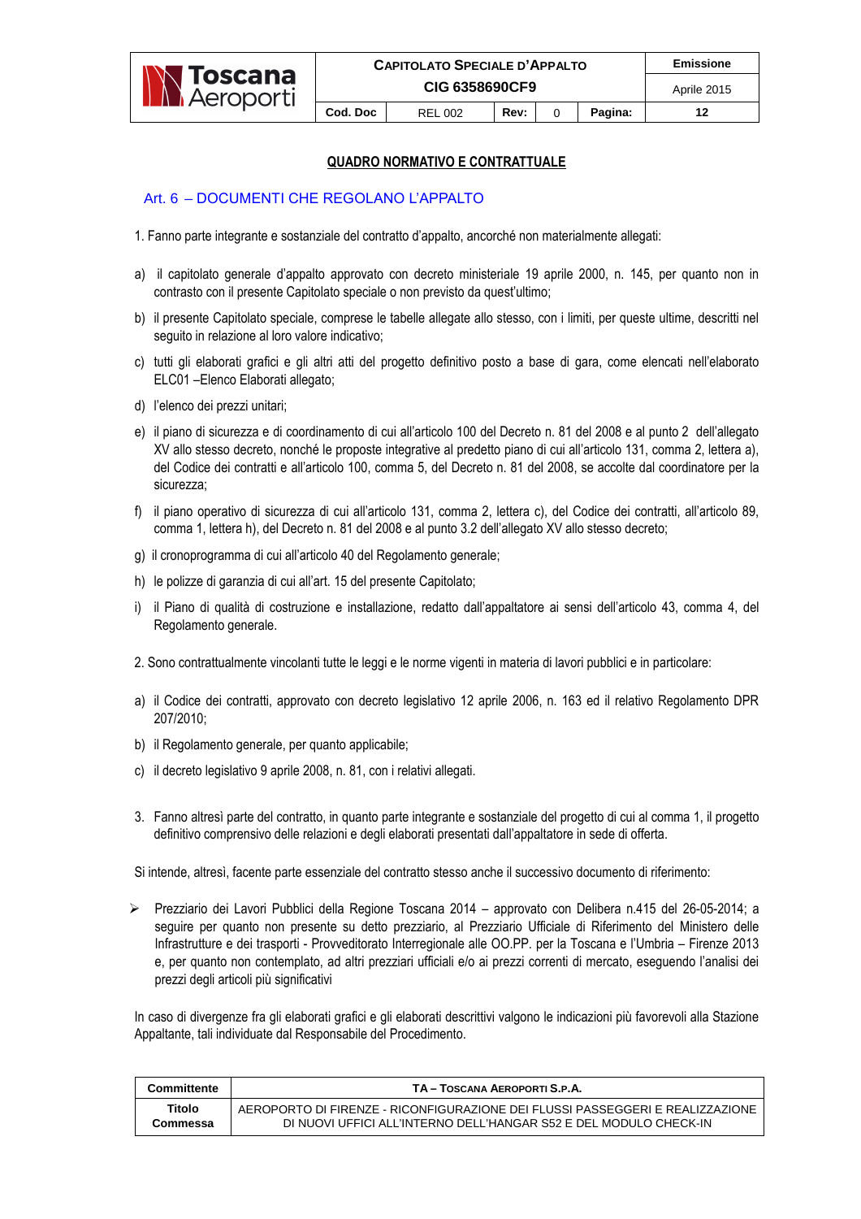**QUADRO NORMATIVO E CONTRATTUALE**

## Art. 6 – DOCUMENTI CHE REGOLANO L'APPALTO

1. Fanno parte integrante e sostanziale del contratto d'appalto, ancorché non materialmente allegati:

a) il capitolato generale d'appalto approvato con decreto ministeriale 19 aprile 2000, n. 145, per quanto non in contrasto con il presente Capitolato speciale o non previsto da quest'ultimo;

b) il presente Capitolato speciale, comprese le tabelle allegate allo stesso, con i limiti, per queste ultime, descritti nel seguito in relazione al loro valore indicativo;

c) tutti gli elaborati grafici e gli altri atti del progetto definitivo posto a base di gara, come elencati nell'elaborato ELC01 –Elenco Elaborati allegato;

d) l'elenco dei prezzi unitari;

e) il piano di sicurezza e di coordinamento di cui all'articolo 100 del Decreto n. 81 del 2008 e al punto 2 dell'allegato XV allo stesso decreto, nonché le proposte integrative al predetto piano di cui all'articolo 131, comma 2, lettera a), del Codice dei contratti e all'articolo 100, comma 5, del Decreto n. 81 del 2008, se accolte dal coordinatore per la sicurezza;

f) il piano operativo di sicurezza di cui all'articolo 131, comma 2, lettera c), del Codice dei contratti, all'articolo 89, comma 1, lettera h), del Decreto n. 81 del 2008 e al punto 3.2 dell'allegato XV allo stesso decreto;

g) il cronoprogramma di cui all'articolo 40 del Regolamento generale;

h) le polizze di garanzia di cui all'art. 15 del presente Capitolato;

i) il Piano di qualità di costruzione e installazione, redatto dall'appaltatore ai sensi dell'articolo 43, comma 4, del Regolamento generale.

2. Sono contrattualmente vincolanti tutte le leggi e le norme vigenti in materia di lavori pubblici e in particolare:

a) il Codice dei contratti, approvato con decreto legislativo 12 aprile 2006, n. 163 ed il relativo Regolamento DPR 207/2010;

b) il Regolamento generale, per quanto applicabile;

c) il decreto legislativo 9 aprile 2008, n. 81, con i relativi allegati.

3. Fanno altresì parte del contratto, in quanto parte integrante e sostanziale del progetto di cui al comma 1, il progetto definitivo comprensivo delle relazioni e degli elaborati presentati dall'appaltatore in sede di offerta.

Si intende, altresì, facente parte essenziale del contratto stesso anche il successivo documento di riferimento:

- Prezziario dei Lavori Pubblici della Regione Toscana 2014 – approvato con Delibera n.415 del 26-05-2014; a seguire per quanto non presente su detto prezziario, al Prezziario Ufficiale di Riferimento del Ministero delle Infrastrutture e dei trasporti - Provveditorato Interregionale alle OO.PP. per la Toscana e l'Umbria – Firenze 2013 e, per quanto non contemplato, ad altri prezziari ufficiali e/o ai prezzi correnti di mercato, eseguendo l'analisi dei prezzi degli articoli più significativi

In caso di divergenze fra gli elaborati grafici e gli elaborati descrittivi valgono le indicazioni più favorevoli alla Stazione Appaltante, tali individuate dal Responsabile del Procedimento.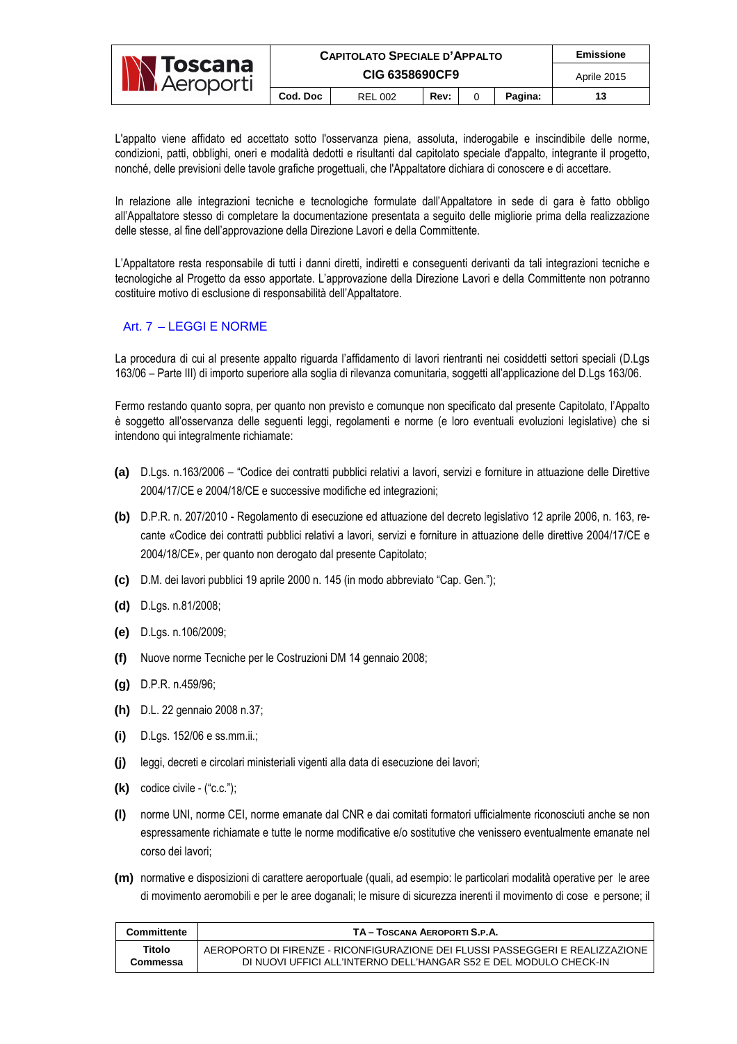L'appalto viene affidato ed accettato sotto l'osservanza piena, assoluta, inderogabile e inscindibile delle norme, condizioni, patti, obblighi, oneri e modalità dedotti e risultanti dal capitolato speciale d'appalto, integrante il progetto, nonché, delle previsioni delle tavole grafiche progettuali, che l'Appaltatore dichiara di conoscere e di accettare.

In relazione alle integrazioni tecniche e tecnologiche formulate dall'Appaltatore in sede di gara è fatto obbligo all'Appaltatore stesso di completare la documentazione presentata a seguito delle migliorie prima della realizzazione delle stesse, al fine dell'approvazione della Direzione Lavori e della Committente.

L'Appaltatore resta responsabile di tutti i danni diretti, indiretti e conseguenti derivanti da tali integrazioni tecniche e tecnologiche al Progetto da esso apportate. L'approvazione della Direzione Lavori e della Committente non potranno costituire motivo di esclusione di responsabilità dell'Appaltatore.

## Art. 7 – LEGGI E NORME

La procedura di cui al presente appalto riguarda l'affidamento di lavori rientranti nei cosiddetti settori speciali (D.Lgs 163/06 – Parte III) di importo superiore alla soglia di rilevanza comunitaria, soggetti all'applicazione del D.Lgs 163/06.

Fermo restando quanto sopra, per quanto non previsto e comunque non specificato dal presente Capitolato, l'Appalto è soggetto all'osservanza delle seguenti leggi, regolamenti e norme (e loro eventuali evoluzioni legislative) che si intendono qui integralmente richiamate:

**(a)** D.Lgs. n.163/2006 – "Codice dei contratti pubblici relativi a lavori, servizi e forniture in attuazione delle Direttive 2004/17/CE e 2004/18/CE e successive modifiche ed integrazioni;

**(b)** D.P.R. n. 207/2010 - Regolamento di esecuzione ed attuazione del decreto legislativo 12 aprile 2006, n. 163, recante «Codice dei contratti pubblici relativi a lavori, servizi e forniture in attuazione delle direttive 2004/17/CE e 2004/18/CE», per quanto non derogato dal presente Capitolato;

**(c)** D.M. dei lavori pubblici 19 aprile 2000 n. 145 (in modo abbreviato "Cap. Gen.");

**(d)** D.Lgs. n.81/2008;

**(e)** D.Lgs. n.106/2009;

**(f)** Nuove norme Tecniche per le Costruzioni DM 14 gennaio 2008;

**(g)** D.P.R. n.459/96;

**(h)** D.L. 22 gennaio 2008 n.37;

**(i)** D.Lgs. 152/06 e ss.mm.ii.;

**(j)** leggi, decreti e circolari ministeriali vigenti alla data di esecuzione dei lavori;

**(k)** codice civile - ("c.c.");

**(l)** norme UNI, norme CEI, norme emanate dal CNR e dai comitati formatori ufficialmente riconosciuti anche se non espressamente richiamate e tutte le norme modificative e/o sostitutive che venissero eventualmente emanate nel corso dei lavori;

**(m)** normative e disposizioni di carattere aeroportuale (quali, ad esempio: le particolari modalità operative per le aree di movimento aeromobili e per le aree doganali; le misure di sicurezza inerenti il movimento di cose e persone; il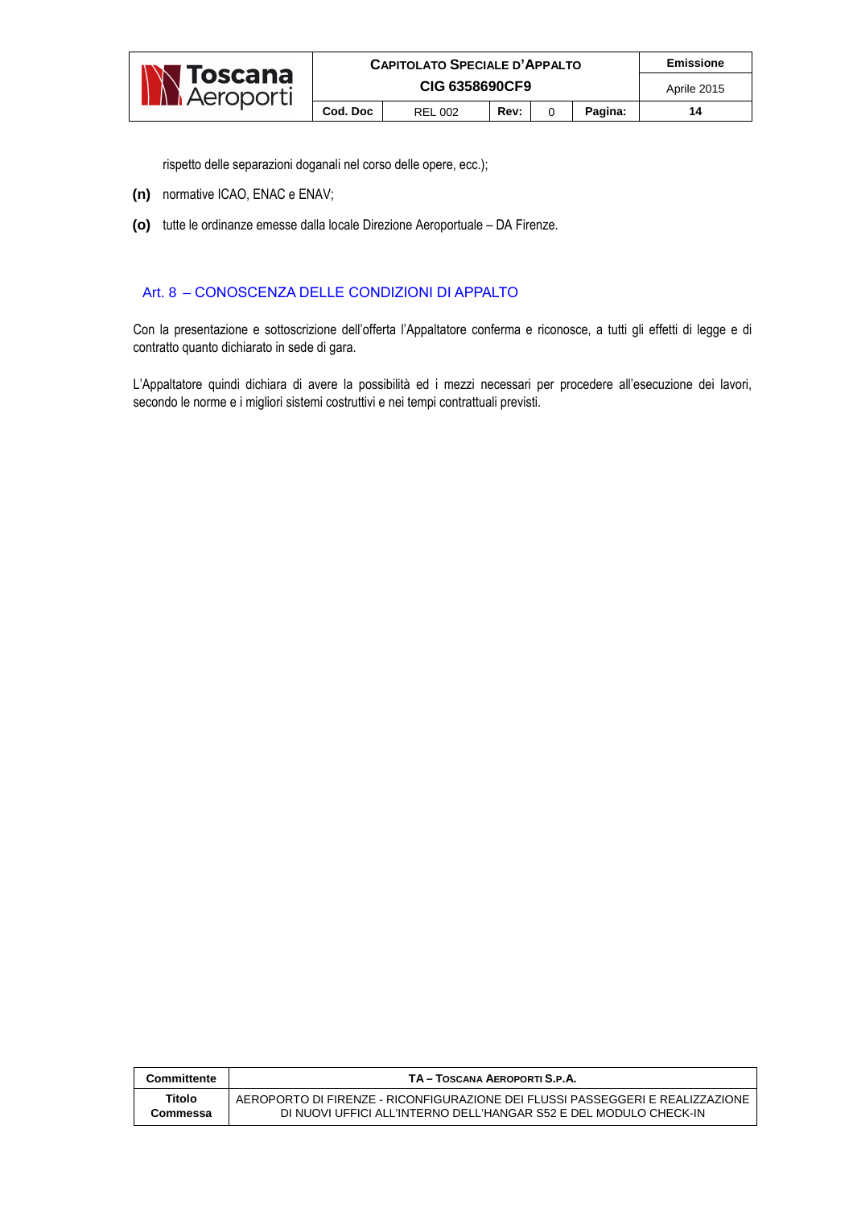rispetto delle separazioni doganali nel corso delle opere, ecc.);

**(n)** normative ICAO, ENAC e ENAV;

**(o)** tutte le ordinanze emesse dalla locale Direzione Aeroportuale – DA Firenze.

## Art. 8 – CONOSCENZA DELLE CONDIZIONI DI APPALTO

Con la presentazione e sottoscrizione dell'offerta l'Appaltatore conferma e riconosce, a tutti gli effetti di legge e di contratto quanto dichiarato in sede di gara.

L'Appaltatore quindi dichiara di avere la possibilità ed i mezzi necessari per procedere all'esecuzione dei lavori, secondo le norme e i migliori sistemi costruttivi e nei tempi contrattuali previsti.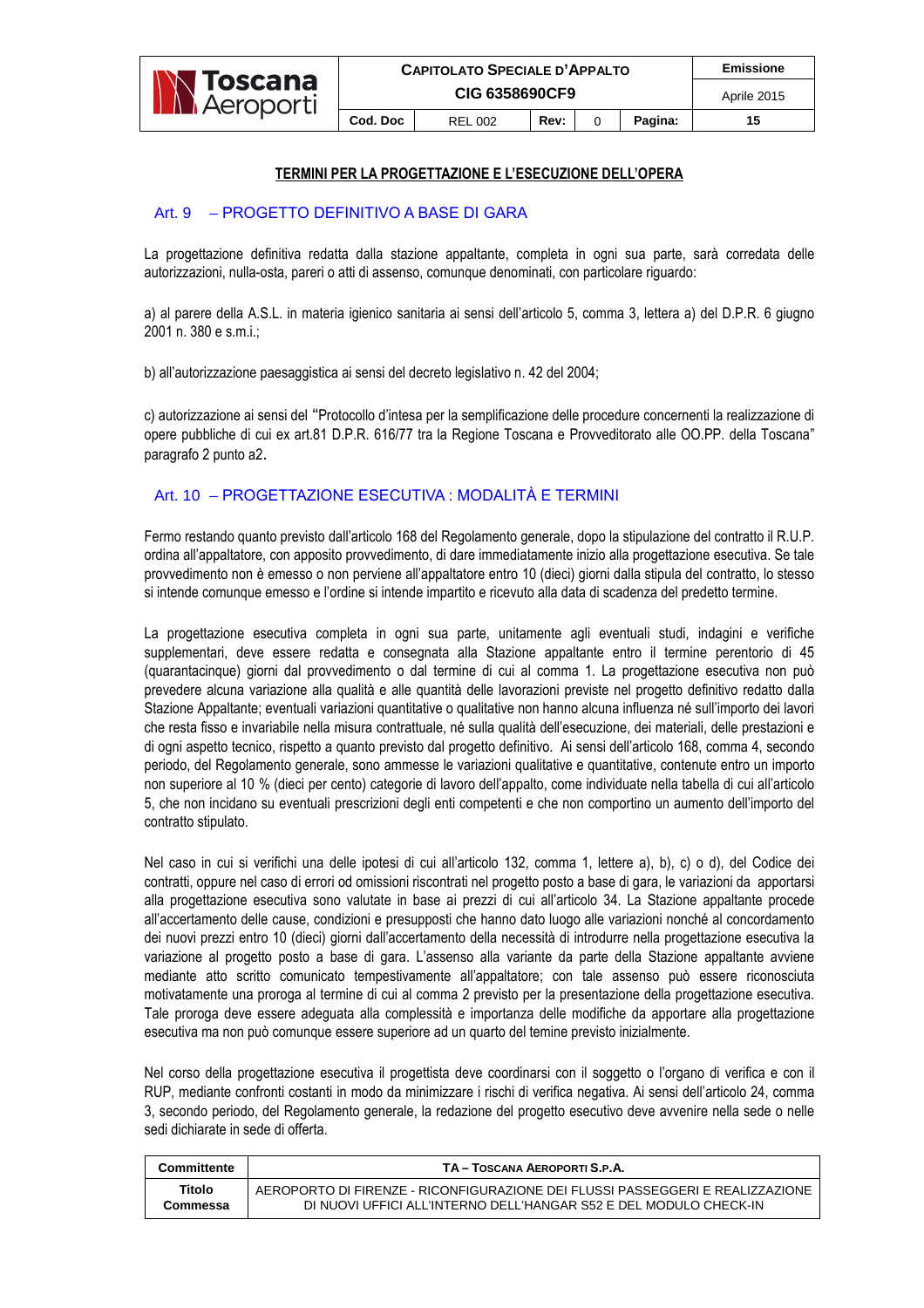**TERMINI PER LA PROGETTAZIONE E L'ESECUZIONE DELL'OPERA**

## Art. 9 – PROGETTO DEFINITIVO A BASE DI GARA

La progettazione definitiva redatta dalla stazione appaltante, completa in ogni sua parte, sarà corredata delle autorizzazioni, nulla-osta, pareri o atti di assenso, comunque denominati, con particolare riguardo:

a) al parere della A.S.L. in materia igienico sanitaria ai sensi dell'articolo 5, comma 3, lettera a) del D.P.R. 6 giugno 2001 n. 380 e s.m.i.;

b) all'autorizzazione paesaggistica ai sensi del decreto legislativo n. 42 del 2004;

c) autorizzazione ai sensi del "Protocollo d'intesa per la semplificazione delle procedure concernenti la realizzazione di opere pubbliche di cui ex art.81 D.P.R. 616/77 tra la Regione Toscana e Provveditorato alle OO.PP. della Toscana" paragrafo 2 punto a2.

## Art. 10 – PROGETTAZIONE ESECUTIVA : MODALITÀ E TERMINI

Fermo restando quanto previsto dall'articolo 168 del Regolamento generale, dopo la stipulazione del contratto il R.U.P. ordina all'appaltatore, con apposito provvedimento, di dare immediatamente inizio alla progettazione esecutiva. Se tale provvedimento non è emesso o non perviene all'appaltatore entro 10 (dieci) giorni dalla stipula del contratto, lo stesso si intende comunque emesso e l'ordine si intende impartito e ricevuto alla data di scadenza del predetto termine.

La progettazione esecutiva completa in ogni sua parte, unitamente agli eventuali studi, indagini e verifiche supplementari, deve essere redatta e consegnata alla Stazione appaltante entro il termine perentorio di 45 (quarantacinque) giorni dal provvedimento o dal termine di cui al comma 1. La progettazione esecutiva non può prevedere alcuna variazione alla qualità e alle quantità delle lavorazioni previste nel progetto definitivo redatto dalla Stazione Appaltante; eventuali variazioni quantitative o qualitative non hanno alcuna influenza né sull'importo dei lavori che resta fisso e invariabile nella misura contrattuale, né sulla qualità dell'esecuzione, dei materiali, delle prestazioni e di ogni aspetto tecnico, rispetto a quanto previsto dal progetto definitivo. Ai sensi dell'articolo 168, comma 4, secondo periodo, del Regolamento generale, sono ammesse le variazioni qualitative e quantitative, contenute entro un importo non superiore al 10 % (dieci per cento) categorie di lavoro dell'appalto, come individuate nella tabella di cui all'articolo 5, che non incidano su eventuali prescrizioni degli enti competenti e che non comportino un aumento dell'importo del contratto stipulato.

Nel caso in cui si verifichi una delle ipotesi di cui all'articolo 132, comma 1, lettere a), b), c) o d), del Codice dei contratti, oppure nel caso di errori od omissioni riscontrati nel progetto posto a base di gara, le variazioni da apportarsi alla progettazione esecutiva sono valutate in base ai prezzi di cui all'articolo 34. La Stazione appaltante procede all'accertamento delle cause, condizioni e presupposti che hanno dato luogo alle variazioni nonché al concordamento dei nuovi prezzi entro 10 (dieci) giorni dall'accertamento della necessità di introdurre nella progettazione esecutiva la variazione al progetto posto a base di gara. L'assenso alla variante da parte della Stazione appaltante avviene mediante atto scritto comunicato tempestivamente all'appaltatore; con tale assenso può essere riconosciuta motivatamente una proroga al termine di cui al comma 2 previsto per la presentazione della progettazione esecutiva. Tale proroga deve essere adeguata alla complessità e importanza delle modifiche da apportare alla progettazione esecutiva ma non può comunque essere superiore ad un quarto del temine previsto inizialmente.

Nel corso della progettazione esecutiva il progettista deve coordinarsi con il soggetto o l'organo di verifica e con il RUP, mediante confronti costanti in modo da minimizzare i rischi di verifica negativa. Ai sensi dell'articolo 24, comma 3, secondo periodo, del Regolamento generale, la redazione del progetto esecutivo deve avvenire nella sede o nelle sedi dichiarate in sede di offerta.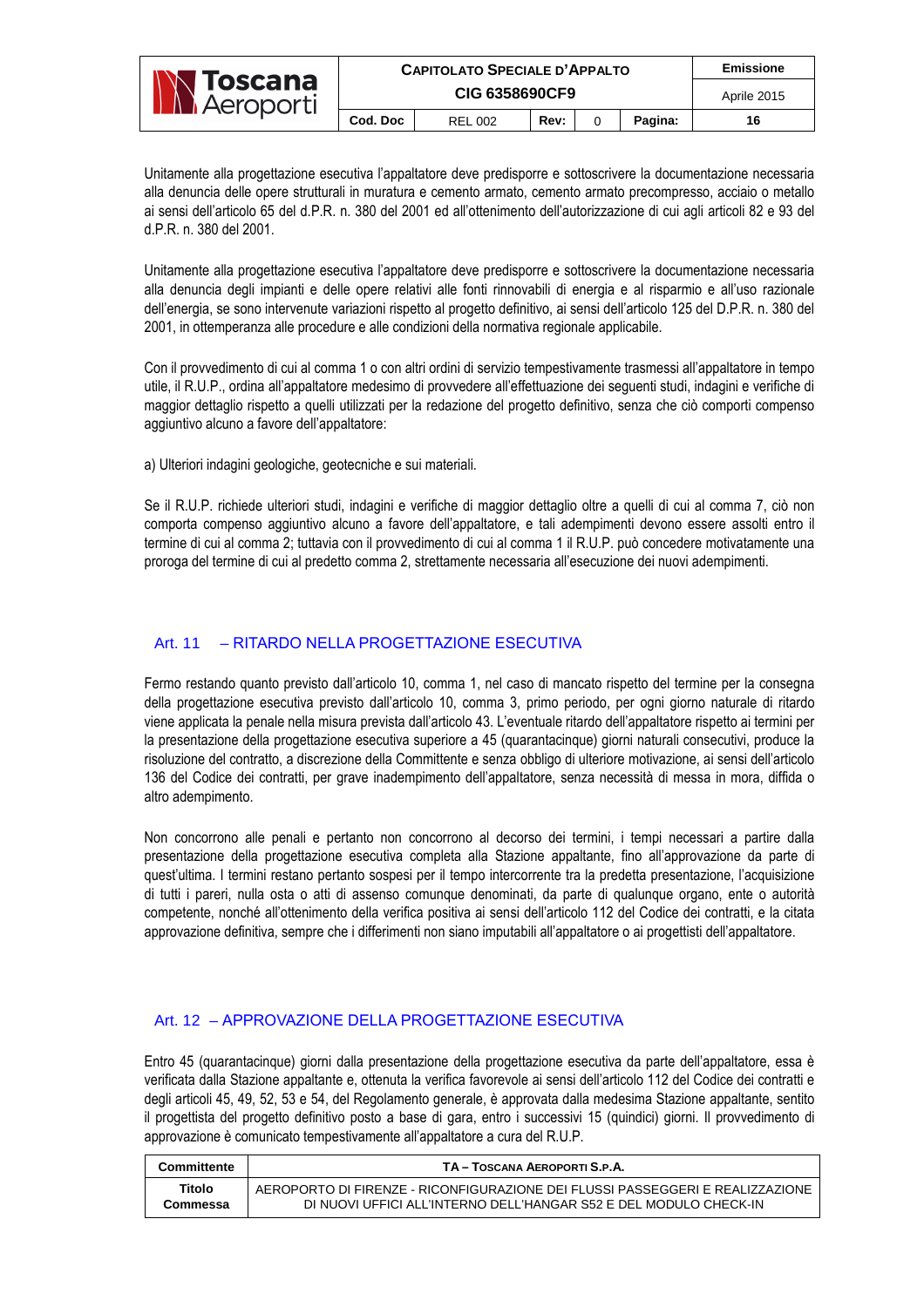Unitamente alla progettazione esecutiva l'appaltatore deve predisporre e sottoscrivere la documentazione necessaria alla denuncia delle opere strutturali in muratura e cemento armato, cemento armato precompresso, acciaio o metallo ai sensi dell'articolo 65 del d.P.R. n. 380 del 2001 ed all'ottenimento dell'autorizzazione di cui agli articoli 82 e 93 del d.P.R. n. 380 del 2001.

Unitamente alla progettazione esecutiva l'appaltatore deve predisporre e sottoscrivere la documentazione necessaria alla denuncia degli impianti e delle opere relativi alle fonti rinnovabili di energia e al risparmio e all'uso razionale dell'energia, se sono intervenute variazioni rispetto al progetto definitivo, ai sensi dell'articolo 125 del D.P.R. n. 380 del 2001, in ottemperanza alle procedure e alle condizioni della normativa regionale applicabile.

Con il provvedimento di cui al comma 1 o con altri ordini di servizio tempestivamente trasmessi all'appaltatore in tempo utile, il R.U.P., ordina all'appaltatore medesimo di provvedere all'effettuazione dei seguenti studi, indagini e verifiche di maggior dettaglio rispetto a quelli utilizzati per la redazione del progetto definitivo, senza che ciò comporti compenso aggiuntivo alcuno a favore dell'appaltatore:

a) Ulteriori indagini geologiche, geotecniche e sui materiali.

Se il R.U.P. richiede ulteriori studi, indagini e verifiche di maggior dettaglio oltre a quelli di cui al comma 7, ciò non comporta compenso aggiuntivo alcuno a favore dell'appaltatore, e tali adempimenti devono essere assolti entro il termine di cui al comma 2; tuttavia con il provvedimento di cui al comma 1 il R.U.P. può concedere motivatamente una proroga del termine di cui al predetto comma 2, strettamente necessaria all'esecuzione dei nuovi adempimenti.

## Art. 11 – RITARDO NELLA PROGETTAZIONE ESECUTIVA

Fermo restando quanto previsto dall'articolo 10, comma 1, nel caso di mancato rispetto del termine per la consegna della progettazione esecutiva previsto dall'articolo 10, comma 3, primo periodo, per ogni giorno naturale di ritardo viene applicata la penale nella misura prevista dall'articolo 43. L'eventuale ritardo dell'appaltatore rispetto ai termini per la presentazione della progettazione esecutiva superiore a 45 (quarantacinque) giorni naturali consecutivi, produce la risoluzione del contratto, a discrezione della Committente e senza obbligo di ulteriore motivazione, ai sensi dell'articolo 136 del Codice dei contratti, per grave inadempimento dell'appaltatore, senza necessità di messa in mora, diffida o altro adempimento.

Non concorrono alle penali e pertanto non concorrono al decorso dei termini, i tempi necessari a partire dalla presentazione della progettazione esecutiva completa alla Stazione appaltante, fino all'approvazione da parte di quest'ultima. I termini restano pertanto sospesi per il tempo intercorrente tra la predetta presentazione, l'acquisizione di tutti i pareri, nulla osta o atti di assenso comunque denominati, da parte di qualunque organo, ente o autorità competente, nonché all'ottenimento della verifica positiva ai sensi dell'articolo 112 del Codice dei contratti, e la citata approvazione definitiva, sempre che i differimenti non siano imputabili all'appaltatore o ai progettisti dell'appaltatore.

## Art. 12 – APPROVAZIONE DELLA PROGETTAZIONE ESECUTIVA

Entro 45 (quarantacinque) giorni dalla presentazione della progettazione esecutiva da parte dell'appaltatore, essa è verificata dalla Stazione appaltante e, ottenuta la verifica favorevole ai sensi dell'articolo 112 del Codice dei contratti e degli articoli 45, 49, 52, 53 e 54, del Regolamento generale, è approvata dalla medesima Stazione appaltante, sentito il progettista del progetto definitivo posto a base di gara, entro i successivi 15 (quindici) giorni. Il provvedimento di approvazione è comunicato tempestivamente all'appaltatore a cura del R.U.P.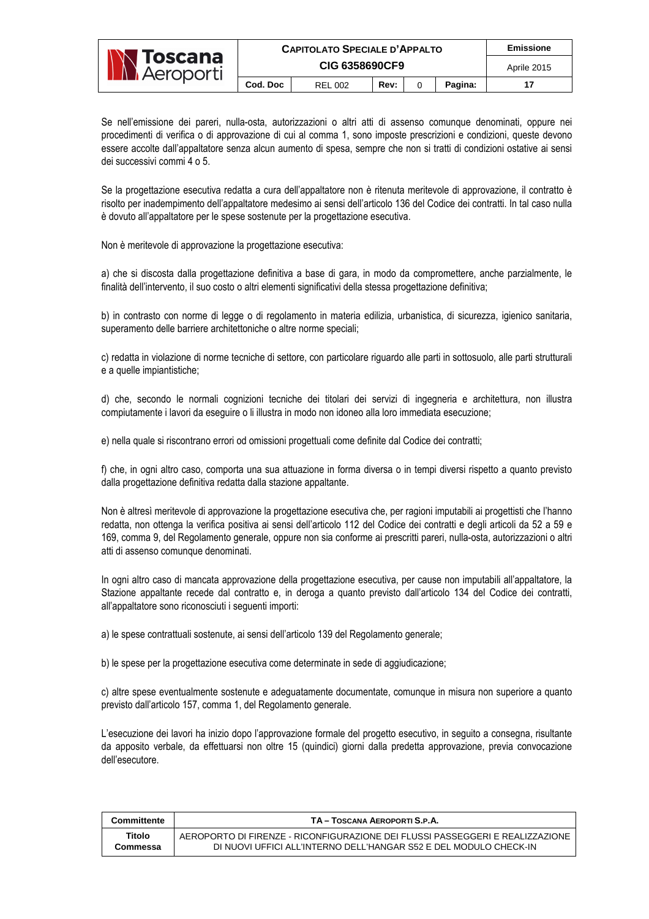Se nell'emissione dei pareri, nulla-osta, autorizzazioni o altri atti di assenso comunque denominati, oppure nei procedimenti di verifica o di approvazione di cui al comma 1, sono imposte prescrizioni e condizioni, queste devono essere accolte dall'appaltatore senza alcun aumento di spesa, sempre che non si tratti di condizioni ostative ai sensi dei successivi commi 4 o 5.

Se la progettazione esecutiva redatta a cura dell'appaltatore non è ritenuta meritevole di approvazione, il contratto è risolto per inadempimento dell'appaltatore medesimo ai sensi dell'articolo 136 del Codice dei contratti. In tal caso nulla è dovuto all'appaltatore per le spese sostenute per la progettazione esecutiva.

Non è meritevole di approvazione la progettazione esecutiva:

a) che si discosta dalla progettazione definitiva a base di gara, in modo da compromettere, anche parzialmente, le finalità dell'intervento, il suo costo o altri elementi significativi della stessa progettazione definitiva;

b) in contrasto con norme di legge o di regolamento in materia edilizia, urbanistica, di sicurezza, igienico sanitaria, superamento delle barriere architettoniche o altre norme speciali;

c) redatta in violazione di norme tecniche di settore, con particolare riguardo alle parti in sottosuolo, alle parti strutturali e a quelle impiantistiche;

d) che, secondo le normali cognizioni tecniche dei titolari dei servizi di ingegneria e architettura, non illustra compiutamente i lavori da eseguire o li illustra in modo non idoneo alla loro immediata esecuzione;

e) nella quale si riscontrano errori od omissioni progettuali come definite dal Codice dei contratti;

f) che, in ogni altro caso, comporta una sua attuazione in forma diversa o in tempi diversi rispetto a quanto previsto dalla progettazione definitiva redatta dalla stazione appaltante.

Non è altresì meritevole di approvazione la progettazione esecutiva che, per ragioni imputabili ai progettisti che l'hanno redatta, non ottenga la verifica positiva ai sensi dell'articolo 112 del Codice dei contratti e degli articoli da 52 a 59 e 169, comma 9, del Regolamento generale, oppure non sia conforme ai prescritti pareri, nulla-osta, autorizzazioni o altri atti di assenso comunque denominati.

In ogni altro caso di mancata approvazione della progettazione esecutiva, per cause non imputabili all'appaltatore, la Stazione appaltante recede dal contratto e, in deroga a quanto previsto dall'articolo 134 del Codice dei contratti, all'appaltatore sono riconosciuti i seguenti importi:

a) le spese contrattuali sostenute, ai sensi dell'articolo 139 del Regolamento generale;

b) le spese per la progettazione esecutiva come determinate in sede di aggiudicazione;

c) altre spese eventualmente sostenute e adeguatamente documentate, comunque in misura non superiore a quanto previsto dall'articolo 157, comma 1, del Regolamento generale.

L'esecuzione dei lavori ha inizio dopo l'approvazione formale del progetto esecutivo, in seguito a consegna, risultante da apposito verbale, da effettuarsi non oltre 15 (quindici) giorni dalla predetta approvazione, previa convocazione dell'esecutore.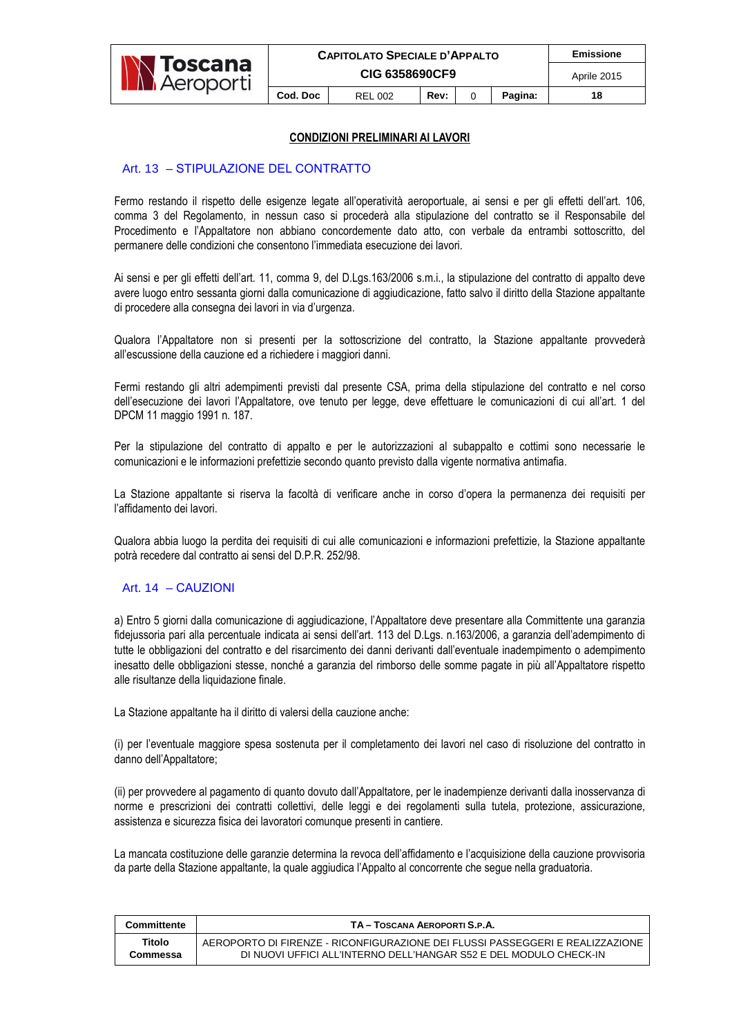**CONDIZIONI PRELIMINARI AI LAVORI**

## Art. 13 – STIPULAZIONE DEL CONTRATTO

Fermo restando il rispetto delle esigenze legate all'operatività aeroportuale, ai sensi e per gli effetti dell'art. 106, comma 3 del Regolamento, in nessun caso si procederà alla stipulazione del contratto se il Responsabile del Procedimento e l'Appaltatore non abbiano concordemente dato atto, con verbale da entrambi sottoscritto, del permanere delle condizioni che consentono l'immediata esecuzione dei lavori.

Ai sensi e per gli effetti dell'art. 11, comma 9, del D.Lgs.163/2006 s.m.i., la stipulazione del contratto di appalto deve avere luogo entro sessanta giorni dalla comunicazione di aggiudicazione, fatto salvo il diritto della Stazione appaltante di procedere alla consegna dei lavori in via d'urgenza.

Qualora l'Appaltatore non si presenti per la sottoscrizione del contratto, la Stazione appaltante provvederà all'escussione della cauzione ed a richiedere i maggiori danni.

Fermi restando gli altri adempimenti previsti dal presente CSA, prima della stipulazione del contratto e nel corso dell'esecuzione dei lavori l'Appaltatore, ove tenuto per legge, deve effettuare le comunicazioni di cui all'art. 1 del DPCM 11 maggio 1991 n. 187.

Per la stipulazione del contratto di appalto e per le autorizzazioni al subappalto e cottimi sono necessarie le comunicazioni e le informazioni prefettizie secondo quanto previsto dalla vigente normativa antimafia.

La Stazione appaltante si riserva la facoltà di verificare anche in corso d'opera la permanenza dei requisiti per l'affidamento dei lavori.

Qualora abbia luogo la perdita dei requisiti di cui alle comunicazioni e informazioni prefettizie, la Stazione appaltante potrà recedere dal contratto ai sensi del D.P.R. 252/98.

## Art. 14 – CAUZIONI

a) Entro 5 giorni dalla comunicazione di aggiudicazione, l'Appaltatore deve presentare alla Committente una garanzia fidejussoria pari alla percentuale indicata ai sensi dell'art. 113 del D.Lgs. n.163/2006, a garanzia dell'adempimento di tutte le obbligazioni del contratto e del risarcimento dei danni derivanti dall'eventuale inadempimento o adempimento inesatto delle obbligazioni stesse, nonché a garanzia del rimborso delle somme pagate in più all'Appaltatore rispetto alle risultanze della liquidazione finale.

La Stazione appaltante ha il diritto di valersi della cauzione anche:

(i) per l'eventuale maggiore spesa sostenuta per il completamento dei lavori nel caso di risoluzione del contratto in danno dell'Appaltatore;

(ii) per provvedere al pagamento di quanto dovuto dall'Appaltatore, per le inadempienze derivanti dalla inosservanza di norme e prescrizioni dei contratti collettivi, delle leggi e dei regolamenti sulla tutela, protezione, assicurazione, assistenza e sicurezza fisica dei lavoratori comunque presenti in cantiere.

La mancata costituzione delle garanzie determina la revoca dell'affidamento e l'acquisizione della cauzione provvisoria da parte della Stazione appaltante, la quale aggiudica l'Appalto al concorrente che segue nella graduatoria.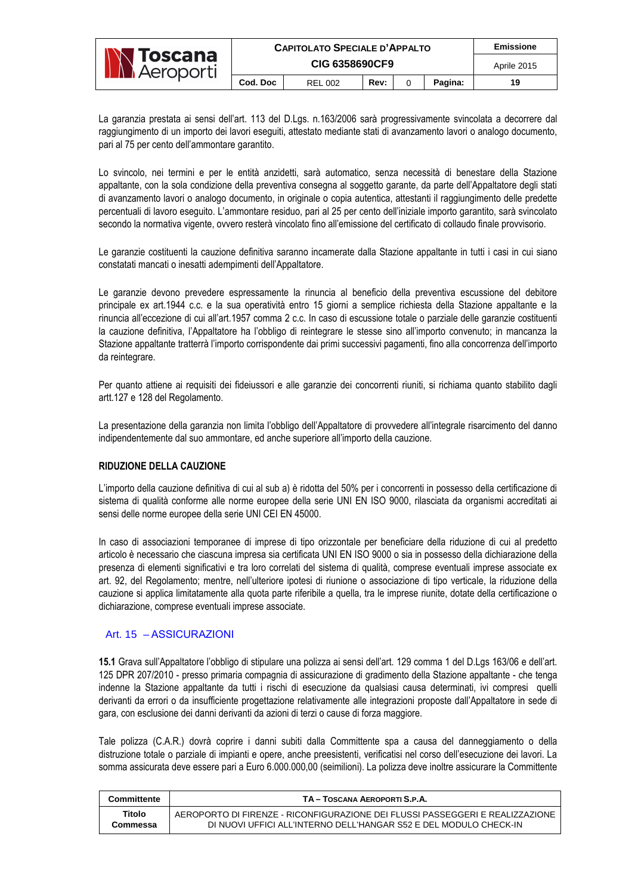La garanzia prestata ai sensi dell'art. 113 del D.Lgs. n.163/2006 sarà progressivamente svincolata a decorrere dal raggiungimento di un importo dei lavori eseguiti, attestato mediante stati di avanzamento lavori o analogo documento, pari al 75 per cento dell'ammontare garantito.

Lo svincolo, nei termini e per le entità anzidetti, sarà automatico, senza necessità di benestare della Stazione appaltante, con la sola condizione della preventiva consegna al soggetto garante, da parte dell'Appaltatore degli stati di avanzamento lavori o analogo documento, in originale o copia autentica, attestanti il raggiungimento delle predette percentuali di lavoro eseguito. L'ammontare residuo, pari al 25 per cento dell'iniziale importo garantito, sarà svincolato secondo la normativa vigente, ovvero resterà vincolato fino all'emissione del certificato di collaudo finale provvisorio.

Le garanzie costituenti la cauzione definitiva saranno incamerate dalla Stazione appaltante in tutti i casi in cui siano constatati mancati o inesatti adempimenti dell'Appaltatore.

Le garanzie devono prevedere espressamente la rinuncia al beneficio della preventiva escussione del debitore principale ex art.1944 c.c. e la sua operatività entro 15 giorni a semplice richiesta della Stazione appaltante e la rinuncia all'eccezione di cui all'art.1957 comma 2 c.c. In caso di escussione totale o parziale delle garanzie costituenti la cauzione definitiva, l'Appaltatore ha l'obbligo di reintegrare le stesse sino all'importo convenuto; in mancanza la Stazione appaltante tratterrà l'importo corrispondente dai primi successivi pagamenti, fino alla concorrenza dell'importo da reintegrare.

Per quanto attiene ai requisiti dei fideiussori e alle garanzie dei concorrenti riuniti, si richiama quanto stabilito dagli artt.127 e 128 del Regolamento.

La presentazione della garanzia non limita l'obbligo dell'Appaltatore di provvedere all'integrale risarcimento del danno indipendentemente dal suo ammontare, ed anche superiore all'importo della cauzione.

**RIDUZIONE DELLA CAUZIONE**

L'importo della cauzione definitiva di cui al sub a) è ridotta del 50% per i concorrenti in possesso della certificazione di sistema di qualità conforme alle norme europee della serie UNI EN ISO 9000, rilasciata da organismi accreditati ai sensi delle norme europee della serie UNI CEI EN 45000.

In caso di associazioni temporanee di imprese di tipo orizzontale per beneficiare della riduzione di cui al predetto articolo è necessario che ciascuna impresa sia certificata UNI EN ISO 9000 o sia in possesso della dichiarazione della presenza di elementi significativi e tra loro correlati del sistema di qualità, comprese eventuali imprese associate ex art. 92, del Regolamento; mentre, nell'ulteriore ipotesi di riunione o associazione di tipo verticale, la riduzione della cauzione si applica limitatamente alla quota parte riferibile a quella, tra le imprese riunite, dotate della certificazione o dichiarazione, comprese eventuali imprese associate.

## Art. 15 – ASSICURAZIONI

**15.1** Grava sull'Appaltatore l'obbligo di stipulare una polizza ai sensi dell'art. 129 comma 1 del D.Lgs 163/06 e dell'art. 125 DPR 207/2010 - presso primaria compagnia di assicurazione di gradimento della Stazione appaltante - che tenga indenne la Stazione appaltante da tutti i rischi di esecuzione da qualsiasi causa determinati, ivi compresi quelli derivanti da errori o da insufficiente progettazione relativamente alle integrazioni proposte dall'Appaltatore in sede di gara, con esclusione dei danni derivanti da azioni di terzi o cause di forza maggiore.

Tale polizza (C.A.R.) dovrà coprire i danni subiti dalla Committente spa a causa del danneggiamento o della distruzione totale o parziale di impianti e opere, anche preesistenti, verificatisi nel corso dell'esecuzione dei lavori. La somma assicurata deve essere pari a Euro 6.000.000,00 (seimilioni). La polizza deve inoltre assicurare la Committente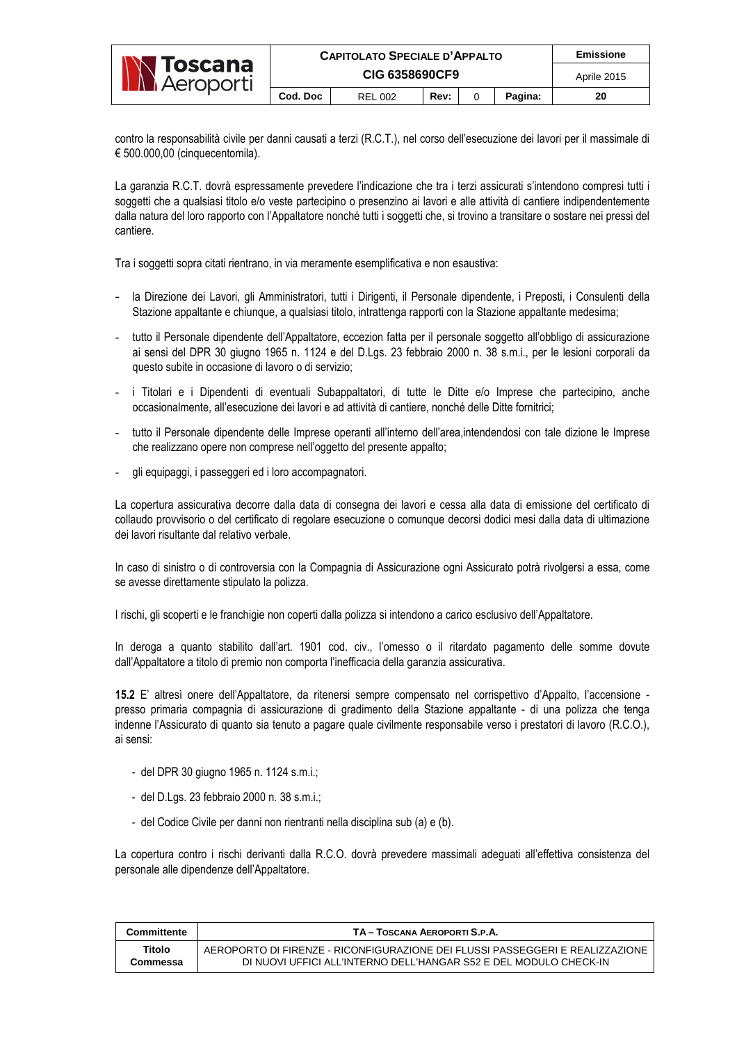contro la responsabilità civile per danni causati a terzi (R.C.T.), nel corso dell'esecuzione dei lavori per il massimale di € 500.000,00 (cinquecentomila).

La garanzia R.C.T. dovrà espressamente prevedere l'indicazione che tra i terzi assicurati s'intendono compresi tutti i soggetti che a qualsiasi titolo e/o veste partecipino o presenzino ai lavori e alle attività di cantiere indipendentemente dalla natura del loro rapporto con l'Appaltatore nonché tutti i soggetti che, si trovino a transitare o sostare nei pressi del cantiere.

Tra i soggetti sopra citati rientrano, in via meramente esemplificativa e non esaustiva:

- la Direzione dei Lavori, gli Amministratori, tutti i Dirigenti, il Personale dipendente, i Preposti, i Consulenti della Stazione appaltante e chiunque, a qualsiasi titolo, intrattenga rapporti con la Stazione appaltante medesima;
- tutto il Personale dipendente dell'Appaltatore, eccezion fatta per il personale soggetto all'obbligo di assicurazione ai sensi del DPR 30 giugno 1965 n. 1124 e del D.Lgs. 23 febbraio 2000 n. 38 s.m.i., per le lesioni corporali da questo subite in occasione di lavoro o di servizio;
- i Titolari e i Dipendenti di eventuali Subappaltatori, di tutte le Ditte e/o Imprese che partecipino, anche occasionalmente, all'esecuzione dei lavori e ad attività di cantiere, nonché delle Ditte fornitrici;
- tutto il Personale dipendente delle Imprese operanti all'interno dell'area,intendendosi con tale dizione le Imprese che realizzano opere non comprese nell'oggetto del presente appalto;
- gli equipaggi, i passeggeri ed i loro accompagnatori.

La copertura assicurativa decorre dalla data di consegna dei lavori e cessa alla data di emissione del certificato di collaudo provvisorio o del certificato di regolare esecuzione o comunque decorsi dodici mesi dalla data di ultimazione dei lavori risultante dal relativo verbale.

In caso di sinistro o di controversia con la Compagnia di Assicurazione ogni Assicurato potrà rivolgersi a essa, come se avesse direttamente stipulato la polizza.

I rischi, gli scoperti e le franchigie non coperti dalla polizza si intendono a carico esclusivo dell'Appaltatore.

In deroga a quanto stabilito dall'art. 1901 cod. civ., l'omesso o il ritardato pagamento delle somme dovute dall'Appaltatore a titolo di premio non comporta l'inefficacia della garanzia assicurativa.

**15.2** E' altresì onere dell'Appaltatore, da ritenersi sempre compensato nel corrispettivo d'Appalto, l'accensione - presso primaria compagnia di assicurazione di gradimento della Stazione appaltante - di una polizza che tenga indenne l'Assicurato di quanto sia tenuto a pagare quale civilmente responsabile verso i prestatori di lavoro (R.C.O.), ai sensi:

- del DPR 30 giugno 1965 n. 1124 s.m.i.;
- del D.Lgs. 23 febbraio 2000 n. 38 s.m.i.;
- del Codice Civile per danni non rientranti nella disciplina sub (a) e (b).

La copertura contro i rischi derivanti dalla R.C.O. dovrà prevedere massimali adeguati all'effettiva consistenza del personale alle dipendenze dell'Appaltatore.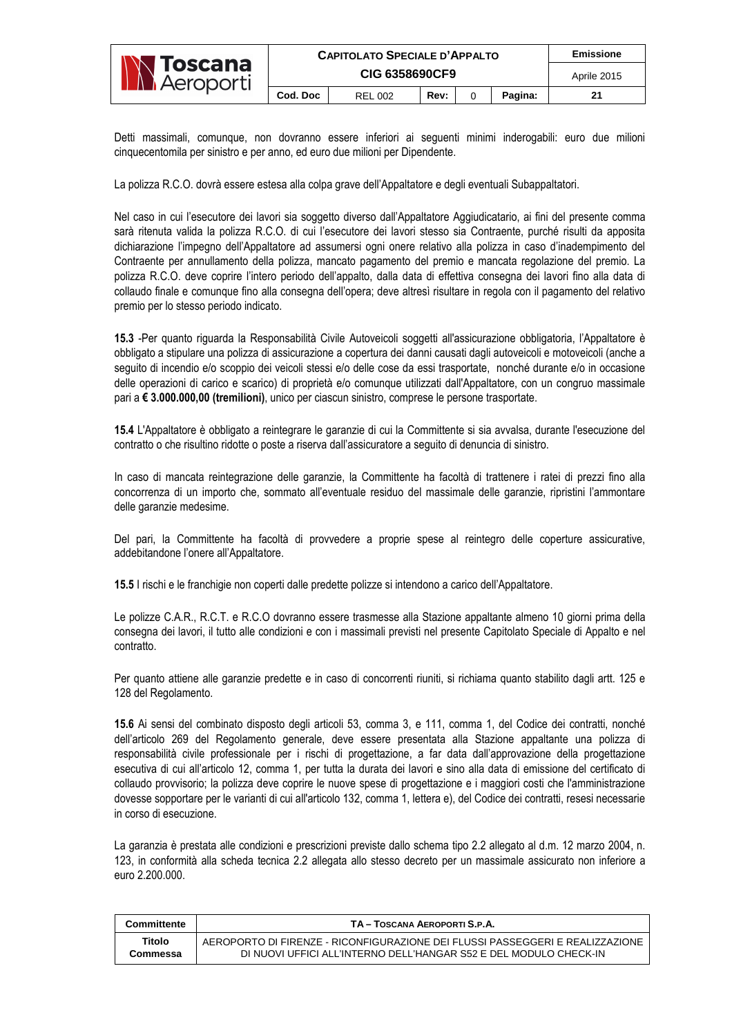Detti massimali, comunque, non dovranno essere inferiori ai seguenti minimi inderogabili: euro due milioni cinquecentomila per sinistro e per anno, ed euro due milioni per Dipendente.

La polizza R.C.O. dovrà essere estesa alla colpa grave dell'Appaltatore e degli eventuali Subappaltatori.

Nel caso in cui l'esecutore dei lavori sia soggetto diverso dall'Appaltatore Aggiudicatario, ai fini del presente comma sarà ritenuta valida la polizza R.C.O. di cui l'esecutore dei lavori stesso sia Contraente, purché risulti da apposita dichiarazione l'impegno dell'Appaltatore ad assumersi ogni onere relativo alla polizza in caso d'inadempimento del Contraente per annullamento della polizza, mancato pagamento del premio e mancata regolazione del premio. La polizza R.C.O. deve coprire l'intero periodo dell'appalto, dalla data di effettiva consegna dei lavori fino alla data di collaudo finale e comunque fino alla consegna dell'opera; deve altresì risultare in regola con il pagamento del relativo premio per lo stesso periodo indicato.

**15.3** -Per quanto riguarda la Responsabilità Civile Autoveicoli soggetti all'assicurazione obbligatoria, l'Appaltatore è obbligato a stipulare una polizza di assicurazione a copertura dei danni causati dagli autoveicoli e motoveicoli (anche a seguito di incendio e/o scoppio dei veicoli stessi e/o delle cose da essi trasportate, nonché durante e/o in occasione delle operazioni di carico e scarico) di proprietà e/o comunque utilizzati dall'Appaltatore, con un congruo massimale pari a **€ 3.000.000,00 (tremilioni)**, unico per ciascun sinistro, comprese le persone trasportate.

**15.4** L'Appaltatore è obbligato a reintegrare le garanzie di cui la Committente si sia avvalsa, durante l'esecuzione del contratto o che risultino ridotte o poste a riserva dall'assicuratore a seguito di denuncia di sinistro.

In caso di mancata reintegrazione delle garanzie, la Committente ha facoltà di trattenere i ratei di prezzi fino alla concorrenza di un importo che, sommato all'eventuale residuo del massimale delle garanzie, ripristini l'ammontare delle garanzie medesime.

Del pari, la Committente ha facoltà di provvedere a proprie spese al reintegro delle coperture assicurative, addebitandone l'onere all'Appaltatore.

**15.5** I rischi e le franchigie non coperti dalle predette polizze si intendono a carico dell'Appaltatore.

Le polizze C.A.R., R.C.T. e R.C.O dovranno essere trasmesse alla Stazione appaltante almeno 10 giorni prima della consegna dei lavori, il tutto alle condizioni e con i massimali previsti nel presente Capitolato Speciale di Appalto e nel contratto.

Per quanto attiene alle garanzie predette e in caso di concorrenti riuniti, si richiama quanto stabilito dagli artt. 125 e 128 del Regolamento.

**15.6** Ai sensi del combinato disposto degli articoli 53, comma 3, e 111, comma 1, del Codice dei contratti, nonché dell'articolo 269 del Regolamento generale, deve essere presentata alla Stazione appaltante una polizza di responsabilità civile professionale per i rischi di progettazione, a far data dall'approvazione della progettazione esecutiva di cui all'articolo 12, comma 1, per tutta la durata dei lavori e sino alla data di emissione del certificato di collaudo provvisorio; la polizza deve coprire le nuove spese di progettazione e i maggiori costi che l'amministrazione dovesse sopportare per le varianti di cui all'articolo 132, comma 1, lettera e), del Codice dei contratti, resesi necessarie in corso di esecuzione.

La garanzia è prestata alle condizioni e prescrizioni previste dallo schema tipo 2.2 allegato al d.m. 12 marzo 2004, n. 123, in conformità alla scheda tecnica 2.2 allegata allo stesso decreto per un massimale assicurato non inferiore a euro 2.200.000.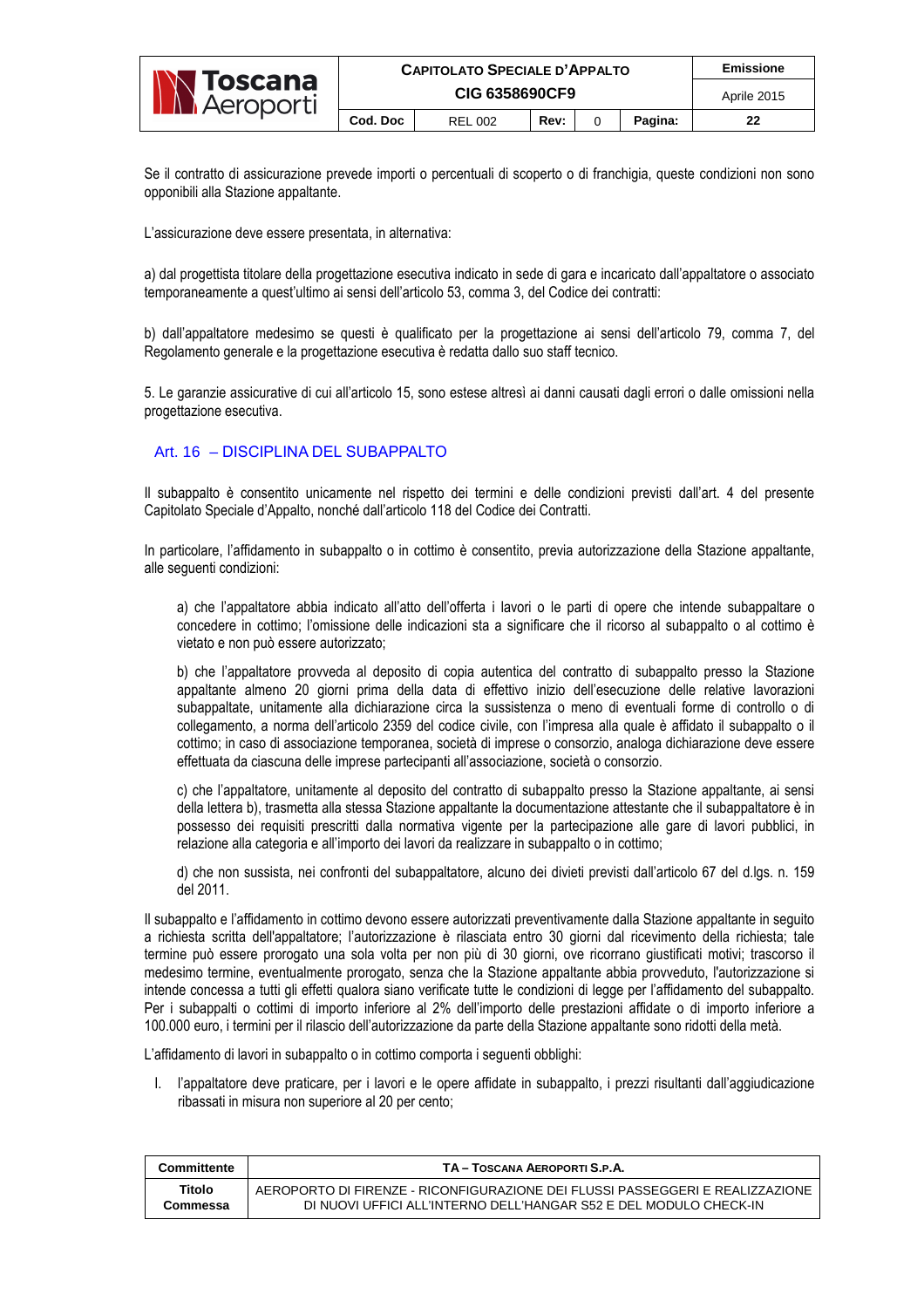Se il contratto di assicurazione prevede importi o percentuali di scoperto o di franchigia, queste condizioni non sono opponibili alla Stazione appaltante.

L'assicurazione deve essere presentata, in alternativa:

a) dal progettista titolare della progettazione esecutiva indicato in sede di gara e incaricato dall'appaltatore o associato temporaneamente a quest'ultimo ai sensi dell'articolo 53, comma 3, del Codice dei contratti:

b) dall'appaltatore medesimo se questi è qualificato per la progettazione ai sensi dell'articolo 79, comma 7, del Regolamento generale e la progettazione esecutiva è redatta dallo suo staff tecnico.

5. Le garanzie assicurative di cui all'articolo 15, sono estese altresì ai danni causati dagli errori o dalle omissioni nella progettazione esecutiva.

## Art. 16 – DISCIPLINA DEL SUBAPPALTO

Il subappalto è consentito unicamente nel rispetto dei termini e delle condizioni previsti dall'art. 4 del presente Capitolato Speciale d'Appalto, nonché dall'articolo 118 del Codice dei Contratti.

In particolare, l'affidamento in subappalto o in cottimo è consentito, previa autorizzazione della Stazione appaltante, alle seguenti condizioni:

a) che l'appaltatore abbia indicato all'atto dell'offerta i lavori o le parti di opere che intende subappaltare o concedere in cottimo; l'omissione delle indicazioni sta a significare che il ricorso al subappalto o al cottimo è vietato e non può essere autorizzato;

b) che l'appaltatore provveda al deposito di copia autentica del contratto di subappalto presso la Stazione appaltante almeno 20 giorni prima della data di effettivo inizio dell'esecuzione delle relative lavorazioni subappaltate, unitamente alla dichiarazione circa la sussistenza o meno di eventuali forme di controllo o di collegamento, a norma dell'articolo 2359 del codice civile, con l'impresa alla quale è affidato il subappalto o il cottimo; in caso di associazione temporanea, società di imprese o consorzio, analoga dichiarazione deve essere effettuata da ciascuna delle imprese partecipanti all'associazione, società o consorzio.

c) che l'appaltatore, unitamente al deposito del contratto di subappalto presso la Stazione appaltante, ai sensi della lettera b), trasmetta alla stessa Stazione appaltante la documentazione attestante che il subappaltatore è in possesso dei requisiti prescritti dalla normativa vigente per la partecipazione alle gare di lavori pubblici, in relazione alla categoria e all'importo dei lavori da realizzare in subappalto o in cottimo;

d) che non sussista, nei confronti del subappaltatore, alcuno dei divieti previsti dall'articolo 67 del d.lgs. n. 159 del 2011.

Il subappalto e l'affidamento in cottimo devono essere autorizzati preventivamente dalla Stazione appaltante in seguito a richiesta scritta dell'appaltatore; l'autorizzazione è rilasciata entro 30 giorni dal ricevimento della richiesta; tale termine può essere prorogato una sola volta per non più di 30 giorni, ove ricorrano giustificati motivi; trascorso il medesimo termine, eventualmente prorogato, senza che la Stazione appaltante abbia provveduto, l'autorizzazione si intende concessa a tutti gli effetti qualora siano verificate tutte le condizioni di legge per l'affidamento del subappalto. Per i subappalti o cottimi di importo inferiore al 2% dell'importo delle prestazioni affidate o di importo inferiore a 100.000 euro, i termini per il rilascio dell'autorizzazione da parte della Stazione appaltante sono ridotti della metà.

L'affidamento di lavori in subappalto o in cottimo comporta i seguenti obblighi:

I. l'appaltatore deve praticare, per i lavori e le opere affidate in subappalto, i prezzi risultanti dall'aggiudicazione ribassati in misura non superiore al 20 per cento;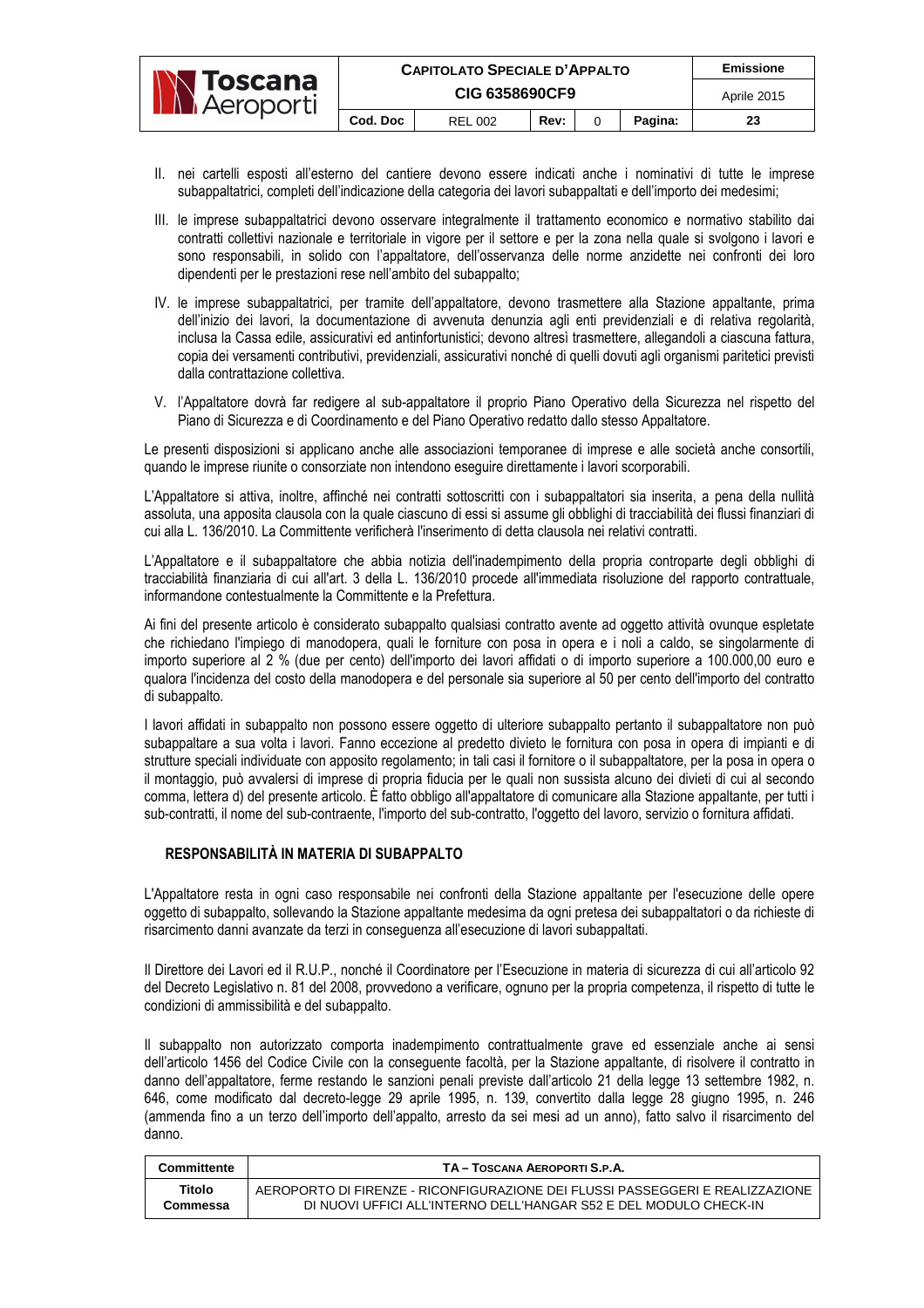II. nei cartelli esposti all'esterno del cantiere devono essere indicati anche i nominativi di tutte le imprese subappaltatrici, completi dell'indicazione della categoria dei lavori subappaltati e dell'importo dei medesimi;

III. le imprese subappaltatrici devono osservare integralmente il trattamento economico e normativo stabilito dai contratti collettivi nazionale e territoriale in vigore per il settore e per la zona nella quale si svolgono i lavori e sono responsabili, in solido con l'appaltatore, dell'osservanza delle norme anzidette nei confronti dei loro dipendenti per le prestazioni rese nell'ambito del subappalto;

IV. le imprese subappaltatrici, per tramite dell'appaltatore, devono trasmettere alla Stazione appaltante, prima dell'inizio dei lavori, la documentazione di avvenuta denunzia agli enti previdenziali e di relativa regolarità, inclusa la Cassa edile, assicurativi ed antinfortunistici; devono altresì trasmettere, allegandoli a ciascuna fattura, copia dei versamenti contributivi, previdenziali, assicurativi nonché di quelli dovuti agli organismi paritetici previsti dalla contrattazione collettiva.

V. l'Appaltatore dovrà far redigere al sub-appaltatore il proprio Piano Operativo della Sicurezza nel rispetto del Piano di Sicurezza e di Coordinamento e del Piano Operativo redatto dallo stesso Appaltatore.

Le presenti disposizioni si applicano anche alle associazioni temporanee di imprese e alle società anche consortili, quando le imprese riunite o consorziate non intendono eseguire direttamente i lavori scorporabili.

L'Appaltatore si attiva, inoltre, affinché nei contratti sottoscritti con i subappaltatori sia inserita, a pena della nullità assoluta, una apposita clausola con la quale ciascuno di essi si assume gli obblighi di tracciabilità dei flussi finanziari di cui alla L. 136/2010. La Committente verificherà l'inserimento di detta clausola nei relativi contratti.

L'Appaltatore e il subappaltatore che abbia notizia dell'inadempimento della propria controparte degli obblighi di tracciabilità finanziaria di cui all'art. 3 della L. 136/2010 procede all'immediata risoluzione del rapporto contrattuale, informandone contestualmente la Committente e la Prefettura.

Ai fini del presente articolo è considerato subappalto qualsiasi contratto avente ad oggetto attività ovunque espletate che richiedano l'impiego di manodopera, quali le forniture con posa in opera e i noli a caldo, se singolarmente di importo superiore al 2 % (due per cento) dell'importo dei lavori affidati o di importo superiore a 100.000,00 euro e qualora l'incidenza del costo della manodopera e del personale sia superiore al 50 per cento dell'importo del contratto di subappalto.

I lavori affidati in subappalto non possono essere oggetto di ulteriore subappalto pertanto il subappaltatore non può subappaltare a sua volta i lavori. Fanno eccezione al predetto divieto le fornitura con posa in opera di impianti e di strutture speciali individuate con apposito regolamento; in tali casi il fornitore o il subappaltatore, per la posa in opera o il montaggio, può avvalersi di imprese di propria fiducia per le quali non sussista alcuno dei divieti di cui al secondo comma, lettera d) del presente articolo. È fatto obbligo all'appaltatore di comunicare alla Stazione appaltante, per tutti i sub-contratti, il nome del sub-contraente, l'importo del sub-contratto, l'oggetto del lavoro, servizio o fornitura affidati.

## RESPONSABILITÀ IN MATERIA DI SUBAPPALTO

L'Appaltatore resta in ogni caso responsabile nei confronti della Stazione appaltante per l'esecuzione delle opere oggetto di subappalto, sollevando la Stazione appaltante medesima da ogni pretesa dei subappaltatori o da richieste di risarcimento danni avanzate da terzi in conseguenza all'esecuzione di lavori subappaltati.

Il Direttore dei Lavori ed il R.U.P., nonché il Coordinatore per l'Esecuzione in materia di sicurezza di cui all'articolo 92 del Decreto Legislativo n. 81 del 2008, provvedono a verificare, ognuno per la propria competenza, il rispetto di tutte le condizioni di ammissibilità e del subappalto.

Il subappalto non autorizzato comporta inadempimento contrattualmente grave ed essenziale anche ai sensi dell'articolo 1456 del Codice Civile con la conseguente facoltà, per la Stazione appaltante, di risolvere il contratto in danno dell'appaltatore, ferme restando le sanzioni penali previste dall'articolo 21 della legge 13 settembre 1982, n. 646, come modificato dal decreto-legge 29 aprile 1995, n. 139, convertito dalla legge 28 giugno 1995, n. 246 (ammenda fino a un terzo dell'importo dell'appalto, arresto da sei mesi ad un anno), fatto salvo il risarcimento del danno.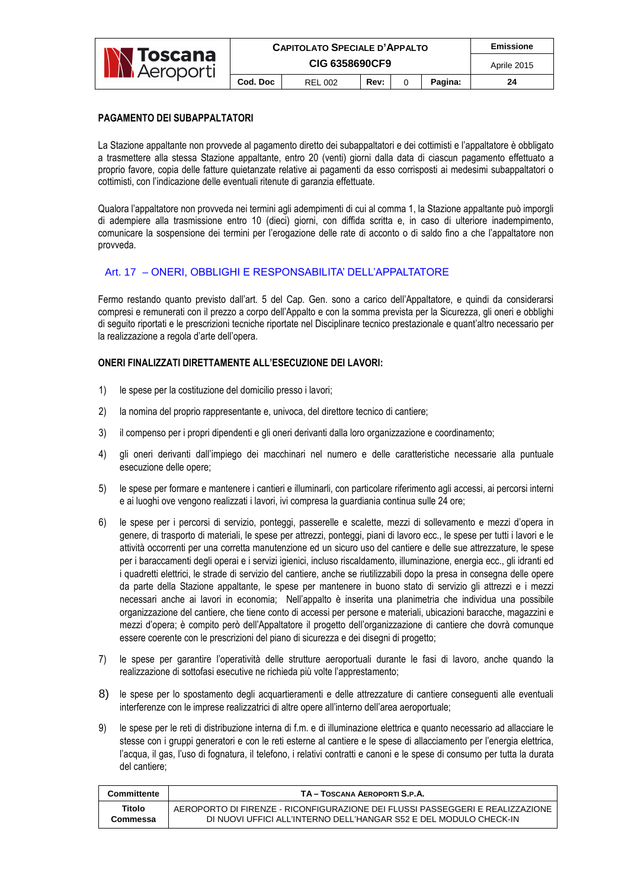**PAGAMENTO DEI SUBAPPALTATORI**

La Stazione appaltante non provvede al pagamento diretto dei subappaltatori e dei cottimisti e l'appaltatore è obbligato a trasmettere alla stessa Stazione appaltante, entro 20 (venti) giorni dalla data di ciascun pagamento effettuato a proprio favore, copia delle fatture quietanzate relative ai pagamenti da esso corrisposti ai medesimi subappaltatori o cottimisti, con l'indicazione delle eventuali ritenute di garanzia effettuate.

Qualora l'appaltatore non provveda nei termini agli adempimenti di cui al comma 1, la Stazione appaltante può imporgli di adempiere alla trasmissione entro 10 (dieci) giorni, con diffida scritta e, in caso di ulteriore inadempimento, comunicare la sospensione dei termini per l'erogazione delle rate di acconto o di saldo fino a che l'appaltatore non provveda.

## Art. 17 – ONERI, OBBLIGHI E RESPONSABILITA' DELL'APPALTATORE

Fermo restando quanto previsto dall'art. 5 del Cap. Gen. sono a carico dell'Appaltatore, e quindi da considerarsi compresi e remunerati con il prezzo a corpo dell'Appalto e con la somma prevista per la Sicurezza, gli oneri e obblighi di seguito riportati e le prescrizioni tecniche riportate nel Disciplinare tecnico prestazionale e quant'altro necessario per la realizzazione a regola d'arte dell'opera.

**ONERI FINALIZZATI DIRETTAMENTE ALL'ESECUZIONE DEI LAVORI:**

1) le spese per la costituzione del domicilio presso i lavori;
2) la nomina del proprio rappresentante e, univoca, del direttore tecnico di cantiere;
3) il compenso per i propri dipendenti e gli oneri derivanti dalla loro organizzazione e coordinamento;
4) gli oneri derivanti dall'impiego dei macchinari nel numero e delle caratteristiche necessarie alla puntuale esecuzione delle opere;
5) le spese per formare e mantenere i cantieri e illuminarli, con particolare riferimento agli accessi, ai percorsi interni e ai luoghi ove vengono realizzati i lavori, ivi compresa la guardiania continua sulle 24 ore;
6) le spese per i percorsi di servizio, ponteggi, passerelle e scalette, mezzi di sollevamento e mezzi d'opera in genere, di trasporto di materiali, le spese per attrezzi, ponteggi, piani di lavoro ecc., le spese per tutti i lavori e le attività occorrenti per una corretta manutenzione ed un sicuro uso del cantiere e delle sue attrezzature, le spese per i baraccamenti degli operai e i servizi igienici, incluso riscaldamento, illuminazione, energia ecc., gli idranti ed i quadretti elettrici, le strade di servizio del cantiere, anche se riutilizzabili dopo la presa in consegna delle opere da parte della Stazione appaltante, le spese per mantenere in buono stato di servizio gli attrezzi e i mezzi necessari anche ai lavori in economia; Nell'appalto è inserita una planimetria che individua una possibile organizzazione del cantiere, che tiene conto di accessi per persone e materiali, ubicazioni baracche, magazzini e mezzi d'opera; è compito però dell'Appaltatore il progetto dell'organizzazione di cantiere che dovrà comunque essere coerente con le prescrizioni del piano di sicurezza e dei disegni di progetto;
7) le spese per garantire l'operatività delle strutture aeroportuali durante le fasi di lavoro, anche quando la realizzazione di sottofasi esecutive ne richieda più volte l'apprestamento;
8) le spese per lo spostamento degli acquartieramenti e delle attrezzature di cantiere conseguenti alle eventuali interferenze con le imprese realizzatrici di altre opere all'interno dell'area aeroportuale;
9) le spese per le reti di distribuzione interna di f.m. e di illuminazione elettrica e quanto necessario ad allacciare le stesse con i gruppi generatori e con le reti esterne al cantiere e le spese di allacciamento per l'energia elettrica, l'acqua, il gas, l'uso di fognatura, il telefono, i relativi contratti e canoni e le spese di consumo per tutta la durata del cantiere;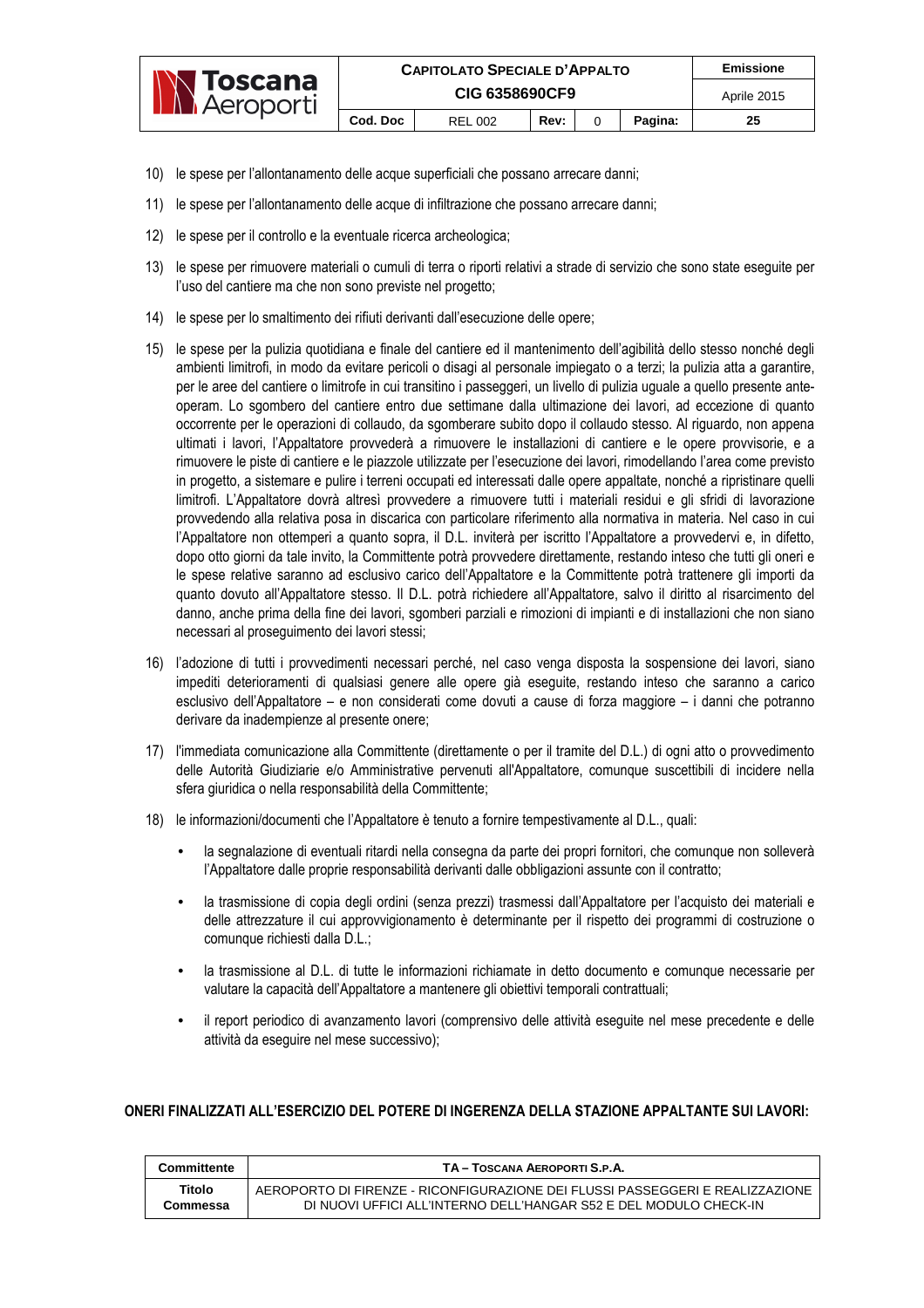10) le spese per l'allontanamento delle acque superficiali che possano arrecare danni;

11) le spese per l'allontanamento delle acque di infiltrazione che possano arrecare danni;

12) le spese per il controllo e la eventuale ricerca archeologica;

13) le spese per rimuovere materiali o cumuli di terra o riporti relativi a strade di servizio che sono state eseguite per l'uso del cantiere ma che non sono previste nel progetto;

14) le spese per lo smaltimento dei rifiuti derivanti dall'esecuzione delle opere;

15) le spese per la pulizia quotidiana e finale del cantiere ed il mantenimento dell'agibilità dello stesso nonché degli ambienti limitrofi, in modo da evitare pericoli o disagi al personale impiegato o a terzi; la pulizia atta a garantire, per le aree del cantiere o limitrofe in cui transitino i passeggeri, un livello di pulizia uguale a quello presente ante-operam. Lo sgombero del cantiere entro due settimane dalla ultimazione dei lavori, ad eccezione di quanto occorrente per le operazioni di collaudo, da sgomberare subito dopo il collaudo stesso. Al riguardo, non appena ultimati i lavori, l'Appaltatore provvederà a rimuovere le installazioni di cantiere e le opere provvisorie, e a rimuovere le piste di cantiere e le piazzole utilizzate per l'esecuzione dei lavori, rimodellando l'area come previsto in progetto, a sistemare e pulire i terreni occupati ed interessati dalle opere appaltate, nonché a ripristinare quelli limitrofi. L'Appaltatore dovrà altresì provvedere a rimuovere tutti i materiali residui e gli sfridi di lavorazione provvedendo alla relativa posa in discarica con particolare riferimento alla normativa in materia. Nel caso in cui l'Appaltatore non ottemperi a quanto sopra, il D.L. inviterà per iscritto l'Appaltatore a provvedervi e, in difetto, dopo otto giorni da tale invito, la Committente potrà provvedere direttamente, restando inteso che tutti gli oneri e le spese relative saranno ad esclusivo carico dell'Appaltatore e la Committente potrà trattenere gli importi da quanto dovuto all'Appaltatore stesso. Il D.L. potrà richiedere all'Appaltatore, salvo il diritto al risarcimento del danno, anche prima della fine dei lavori, sgomberi parziali e rimozioni di impianti e di installazioni che non siano necessari al proseguimento dei lavori stessi;

16) l'adozione di tutti i provvedimenti necessari perché, nel caso venga disposta la sospensione dei lavori, siano impediti deterioramenti di qualsiasi genere alle opere già eseguite, restando inteso che saranno a carico esclusivo dell'Appaltatore – e non considerati come dovuti a cause di forza maggiore – i danni che potranno derivare da inadempienze al presente onere;

17) l'immediata comunicazione alla Committente (direttamente o per il tramite del D.L.) di ogni atto o provvedimento delle Autorità Giudiziarie e/o Amministrative pervenuti all'Appaltatore, comunque suscettibili di incidere nella sfera giuridica o nella responsabilità della Committente;

18) le informazioni/documenti che l'Appaltatore è tenuto a fornire tempestivamente al D.L., quali:

    - la segnalazione di eventuali ritardi nella consegna da parte dei propri fornitori, che comunque non solleverà l'Appaltatore dalle proprie responsabilità derivanti dalle obbligazioni assunte con il contratto;
    - la trasmissione di copia degli ordini (senza prezzi) trasmessi dall'Appaltatore per l'acquisto dei materiali e delle attrezzature il cui approvvigionamento è determinante per il rispetto dei programmi di costruzione o comunque richiesti dalla D.L.;
    - la trasmissione al D.L. di tutte le informazioni richiamate in detto documento e comunque necessarie per valutare la capacità dell'Appaltatore a mantenere gli obiettivi temporali contrattuali;
    - il report periodico di avanzamento lavori (comprensivo delle attività eseguite nel mese precedente e delle attività da eseguire nel mese successivo);

**ONERI FINALIZZATI ALL'ESERCIZIO DEL POTERE DI INGERENZA DELLA STAZIONE APPALTANTE SUI LAVORI:**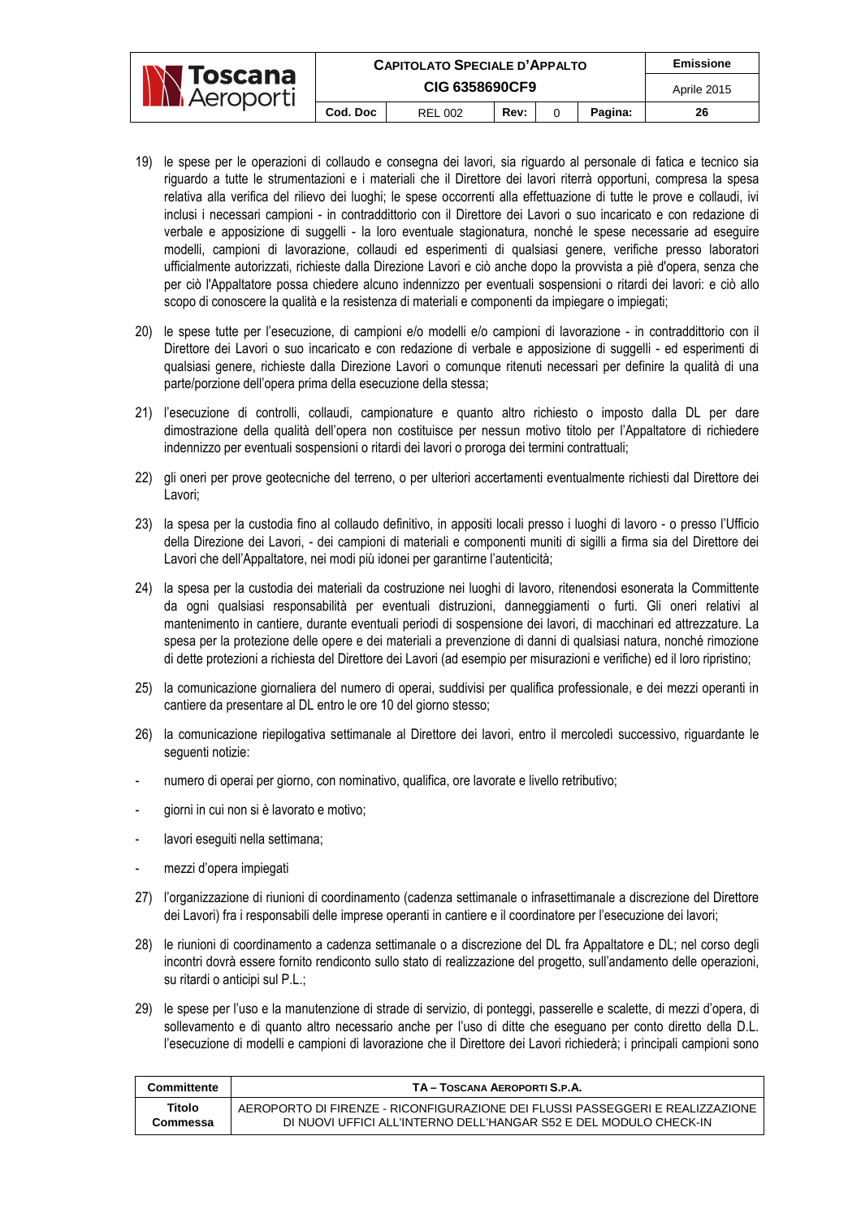19) le spese per le operazioni di collaudo e consegna dei lavori, sia riguardo al personale di fatica e tecnico sia riguardo a tutte le strumentazioni e i materiali che il Direttore dei lavori riterrà opportuni, compresa la spesa relativa alla verifica del rilievo dei luoghi; le spese occorrenti alla effettuazione di tutte le prove e collaudi, ivi inclusi i necessari campioni - in contraddittorio con il Direttore dei Lavori o suo incaricato e con redazione di verbale e apposizione di suggelli - la loro eventuale stagionatura, nonché le spese necessarie ad eseguire modelli, campioni di lavorazione, collaudi ed esperimenti di qualsiasi genere, verifiche presso laboratori ufficialmente autorizzati, richieste dalla Direzione Lavori e ciò anche dopo la provvista a piè d'opera, senza che per ciò l'Appaltatore possa chiedere alcuno indennizzo per eventuali sospensioni o ritardi dei lavori: e ciò allo scopo di conoscere la qualità e la resistenza di materiali e componenti da impiegare o impiegati;

20) le spese tutte per l'esecuzione, di campioni e/o modelli e/o campioni di lavorazione - in contraddittorio con il Direttore dei Lavori o suo incaricato e con redazione di verbale e apposizione di suggelli - ed esperimenti di qualsiasi genere, richieste dalla Direzione Lavori o comunque ritenuti necessari per definire la qualità di una parte/porzione dell'opera prima della esecuzione della stessa;

21) l'esecuzione di controlli, collaudi, campionature e quanto altro richiesto o imposto dalla DL per dare dimostrazione della qualità dell'opera non costituisce per nessun motivo titolo per l'Appaltatore di richiedere indennizzo per eventuali sospensioni o ritardi dei lavori o proroga dei termini contrattuali;

22) gli oneri per prove geotecniche del terreno, o per ulteriori accertamenti eventualmente richiesti dal Direttore dei Lavori;

23) la spesa per la custodia fino al collaudo definitivo, in appositi locali presso i luoghi di lavoro - o presso l'Ufficio della Direzione dei Lavori, - dei campioni di materiali e componenti muniti di sigilli a firma sia del Direttore dei Lavori che dell'Appaltatore, nei modi più idonei per garantirne l'autenticità;

24) la spesa per la custodia dei materiali da costruzione nei luoghi di lavoro, ritenendosi esonerata la Committente da ogni qualsiasi responsabilità per eventuali distruzioni, danneggiamenti o furti. Gli oneri relativi al mantenimento in cantiere, durante eventuali periodi di sospensione dei lavori, di macchinari ed attrezzature. La spesa per la protezione delle opere e dei materiali a prevenzione di danni di qualsiasi natura, nonché rimozione di dette protezioni a richiesta del Direttore dei Lavori (ad esempio per misurazioni e verifiche) ed il loro ripristino;

25) la comunicazione giornaliera del numero di operai, suddivisi per qualifica professionale, e dei mezzi operanti in cantiere da presentare al DL entro le ore 10 del giorno stesso;

26) la comunicazione riepilogativa settimanale al Direttore dei lavori, entro il mercoledì successivo, riguardante le seguenti notizie:

- numero di operai per giorno, con nominativo, qualifica, ore lavorate e livello retributivo;
- giorni in cui non si è lavorato e motivo;
- lavori eseguiti nella settimana;
- mezzi d'opera impiegati

27) l'organizzazione di riunioni di coordinamento (cadenza settimanale o infrasettimanale a discrezione del Direttore dei Lavori) fra i responsabili delle imprese operanti in cantiere e il coordinatore per l'esecuzione dei lavori;

28) le riunioni di coordinamento a cadenza settimanale o a discrezione del DL fra Appaltatore e DL; nel corso degli incontri dovrà essere fornito rendiconto sullo stato di realizzazione del progetto, sull'andamento delle operazioni, su ritardi o anticipi sul P.L.;

29) le spese per l'uso e la manutenzione di strade di servizio, di ponteggi, passerelle e scalette, di mezzi d'opera, di sollevamento e di quanto altro necessario anche per l'uso di ditte che eseguano per conto diretto della D.L. l'esecuzione di modelli e campioni di lavorazione che il Direttore dei Lavori richiederà; i principali campioni sono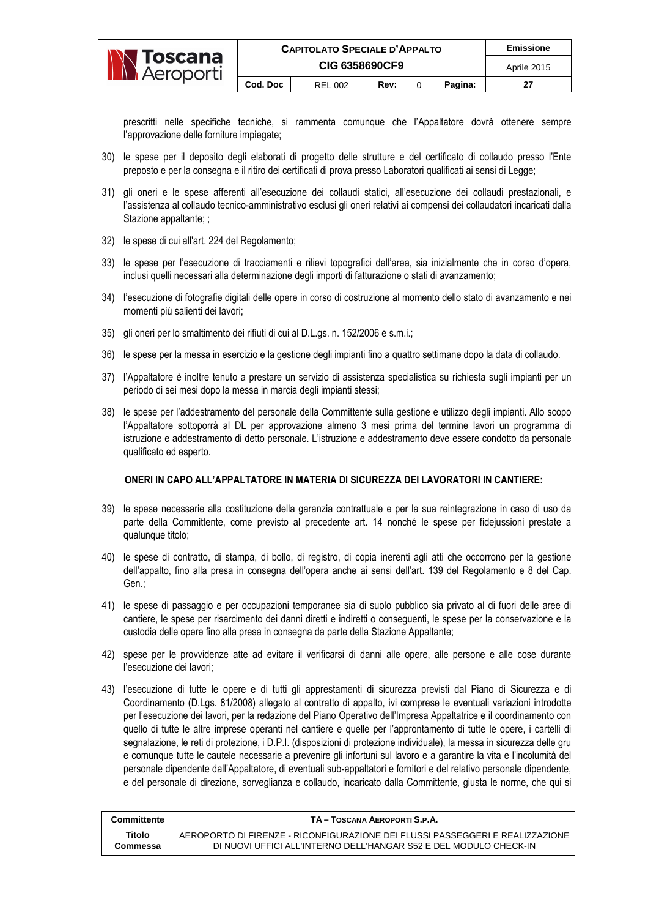prescritti nelle specifiche tecniche, si rammenta comunque che l'Appaltatore dovrà ottenere sempre l'approvazione delle forniture impiegate;

30) le spese per il deposito degli elaborati di progetto delle strutture e del certificato di collaudo presso l'Ente preposto e per la consegna e il ritiro dei certificati di prova presso Laboratori qualificati ai sensi di Legge;

31) gli oneri e le spese afferenti all'esecuzione dei collaudi statici, all'esecuzione dei collaudi prestazionali, e l'assistenza al collaudo tecnico-amministrativo esclusi gli oneri relativi ai compensi dei collaudatori incaricati dalla Stazione appaltante; ;

32) le spese di cui all'art. 224 del Regolamento;

33) le spese per l'esecuzione di tracciamenti e rilievi topografici dell'area, sia inizialmente che in corso d'opera, inclusi quelli necessari alla determinazione degli importi di fatturazione o stati di avanzamento;

34) l'esecuzione di fotografie digitali delle opere in corso di costruzione al momento dello stato di avanzamento e nei momenti più salienti dei lavori;

35) gli oneri per lo smaltimento dei rifiuti di cui al D.L.gs. n. 152/2006 e s.m.i.;

36) le spese per la messa in esercizio e la gestione degli impianti fino a quattro settimane dopo la data di collaudo.

37) l'Appaltatore è inoltre tenuto a prestare un servizio di assistenza specialistica su richiesta sugli impianti per un periodo di sei mesi dopo la messa in marcia degli impianti stessi;

38) le spese per l'addestramento del personale della Committente sulla gestione e utilizzo degli impianti. Allo scopo l'Appaltatore sottoporrà al DL per approvazione almeno 3 mesi prima del termine lavori un programma di istruzione e addestramento di detto personale. L'istruzione e addestramento deve essere condotto da personale qualificato ed esperto.

**ONERI IN CAPO ALL'APPALTATORE IN MATERIA DI SICUREZZA DEI LAVORATORI IN CANTIERE:**

39) le spese necessarie alla costituzione della garanzia contrattuale e per la sua reintegrazione in caso di uso da parte della Committente, come previsto al precedente art. 14 nonché le spese per fidejussioni prestate a qualunque titolo;

40) le spese di contratto, di stampa, di bollo, di registro, di copia inerenti agli atti che occorrono per la gestione dell'appalto, fino alla presa in consegna dell'opera anche ai sensi dell'art. 139 del Regolamento e 8 del Cap. Gen.;

41) le spese di passaggio e per occupazioni temporanee sia di suolo pubblico sia privato al di fuori delle aree di cantiere, le spese per risarcimento dei danni diretti e indiretti o conseguenti, le spese per la conservazione e la custodia delle opere fino alla presa in consegna da parte della Stazione Appaltante;

42) spese per le provvidenze atte ad evitare il verificarsi di danni alle opere, alle persone e alle cose durante l'esecuzione dei lavori;

43) l'esecuzione di tutte le opere e di tutti gli apprestamenti di sicurezza previsti dal Piano di Sicurezza e di Coordinamento (D.Lgs. 81/2008) allegato al contratto di appalto, ivi comprese le eventuali variazioni introdotte per l'esecuzione dei lavori, per la redazione del Piano Operativo dell'Impresa Appaltatrice e il coordinamento con quello di tutte le altre imprese operanti nel cantiere e quelle per l'approntamento di tutte le opere, i cartelli di segnalazione, le reti di protezione, i D.P.I. (disposizioni di protezione individuale), la messa in sicurezza delle gru e comunque tutte le cautele necessarie a prevenire gli infortuni sul lavoro e a garantire la vita e l'incolumità del personale dipendente dall'Appaltatore, di eventuali sub-appaltatori e fornitori e del relativo personale dipendente, e del personale di direzione, sorveglianza e collaudo, incaricato dalla Committente, giusta le norme, che qui si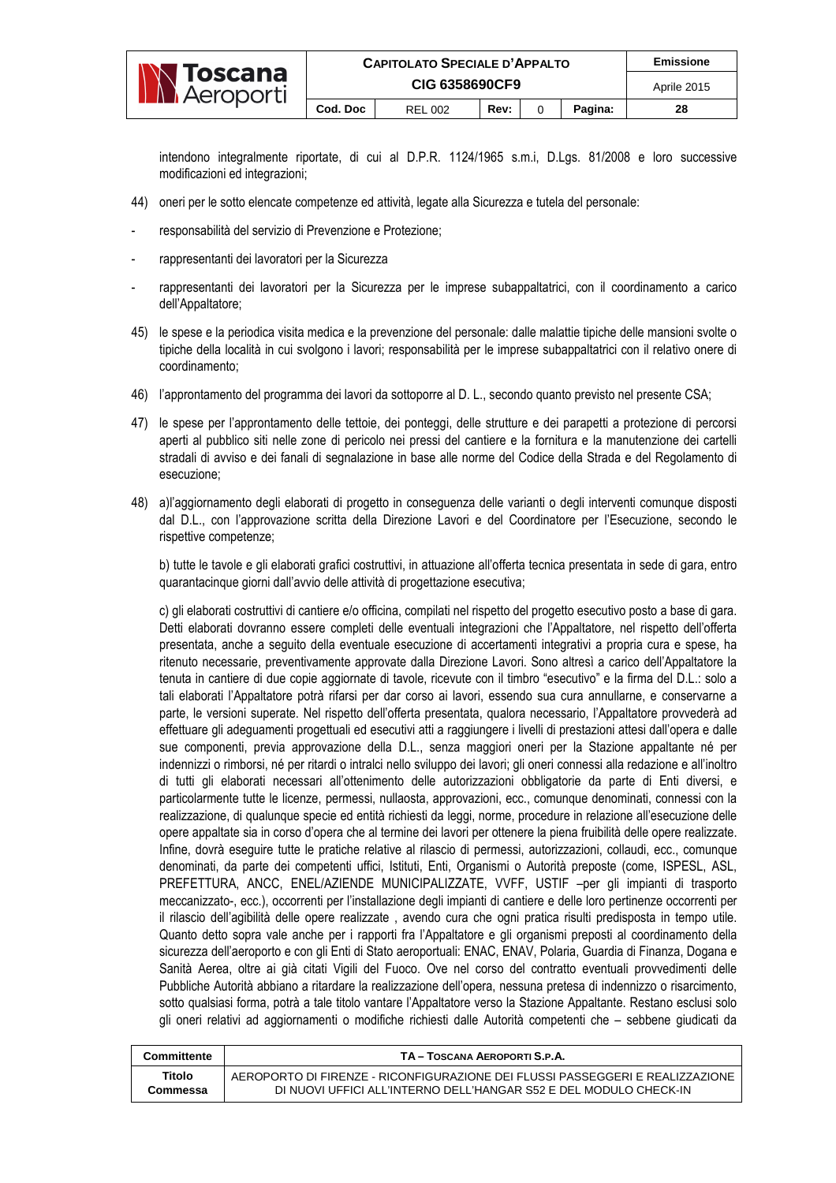intendono integralmente riportate, di cui al D.P.R. 1124/1965 s.m.i, D.Lgs. 81/2008 e loro successive modificazioni ed integrazioni;

44) oneri per le sotto elencate competenze ed attività, legate alla Sicurezza e tutela del personale:

- responsabilità del servizio di Prevenzione e Protezione;
- rappresentanti dei lavoratori per la Sicurezza
- rappresentanti dei lavoratori per la Sicurezza per le imprese subappaltatrici, con il coordinamento a carico dell'Appaltatore;

45) le spese e la periodica visita medica e la prevenzione del personale: dalle malattie tipiche delle mansioni svolte o tipiche della località in cui svolgono i lavori; responsabilità per le imprese subappaltatrici con il relativo onere di coordinamento;

46) l'approntamento del programma dei lavori da sottoporre al D. L., secondo quanto previsto nel presente CSA;

47) le spese per l'approntamento delle tettoie, dei ponteggi, delle strutture e dei parapetti a protezione di percorsi aperti al pubblico siti nelle zone di pericolo nei pressi del cantiere e la fornitura e la manutenzione dei cartelli stradali di avviso e dei fanali di segnalazione in base alle norme del Codice della Strada e del Regolamento di esecuzione;

48) a)l'aggiornamento degli elaborati di progetto in conseguenza delle varianti o degli interventi comunque disposti dal D.L., con l'approvazione scritta della Direzione Lavori e del Coordinatore per l'Esecuzione, secondo le rispettive competenze;

b) tutte le tavole e gli elaborati grafici costruttivi, in attuazione all'offerta tecnica presentata in sede di gara, entro quarantacinque giorni dall'avvio delle attività di progettazione esecutiva;

c) gli elaborati costruttivi di cantiere e/o officina, compilati nel rispetto del progetto esecutivo posto a base di gara. Detti elaborati dovranno essere completi delle eventuali integrazioni che l'Appaltatore, nel rispetto dell'offerta presentata, anche a seguito della eventuale esecuzione di accertamenti integrativi a propria cura e spese, ha ritenuto necessarie, preventivamente approvate dalla Direzione Lavori. Sono altresì a carico dell'Appaltatore la tenuta in cantiere di due copie aggiornate di tavole, ricevute con il timbro "esecutivo" e la firma del D.L.: solo a tali elaborati l'Appaltatore potrà rifarsi per dar corso ai lavori, essendo sua cura annullarne, e conservarne a parte, le versioni superate. Nel rispetto dell'offerta presentata, qualora necessario, l'Appaltatore provvederà ad effettuare gli adeguamenti progettuali ed esecutivi atti a raggiungere i livelli di prestazioni attesi dall'opera e dalle sue componenti, previa approvazione della D.L., senza maggiori oneri per la Stazione appaltante né per indennizzi o rimborsi, né per ritardi o intralci nello sviluppo dei lavori; gli oneri connessi alla redazione e all'inoltro di tutti gli elaborati necessari all'ottenimento delle autorizzazioni obbligatorie da parte di Enti diversi, e particolarmente tutte le licenze, permessi, nullaosta, approvazioni, ecc., comunque denominati, connessi con la realizzazione, di qualunque specie ed entità richiesti da leggi, norme, procedure in relazione all'esecuzione delle opere appaltate sia in corso d'opera che al termine dei lavori per ottenere la piena fruibilità delle opere realizzate. Infine, dovrà eseguire tutte le pratiche relative al rilascio di permessi, autorizzazioni, collaudi, ecc., comunque denominati, da parte dei competenti uffici, Istituti, Enti, Organismi o Autorità preposte (come, ISPESL, ASL, PREFETTURA, ANCC, ENEL/AZIENDE MUNICIPALIZZATE, VVFF, USTIF –per gli impianti di trasporto meccanizzato-, ecc.), occorrenti per l'installazione degli impianti di cantiere e delle loro pertinenze occorrenti per il rilascio dell'agibilità delle opere realizzate , avendo cura che ogni pratica risulti predisposta in tempo utile. Quanto detto sopra vale anche per i rapporti fra l'Appaltatore e gli organismi preposti al coordinamento della sicurezza dell'aeroporto e con gli Enti di Stato aeroportuali: ENAC, ENAV, Polaria, Guardia di Finanza, Dogana e Sanità Aerea, oltre ai già citati Vigili del Fuoco. Ove nel corso del contratto eventuali provvedimenti delle Pubbliche Autorità abbiano a ritardare la realizzazione dell'opera, nessuna pretesa di indennizzo o risarcimento, sotto qualsiasi forma, potrà a tale titolo vantare l'Appaltatore verso la Stazione Appaltante. Restano esclusi solo gli oneri relativi ad aggiornamenti o modifiche richiesti dalle Autorità competenti che – sebbene giudicati da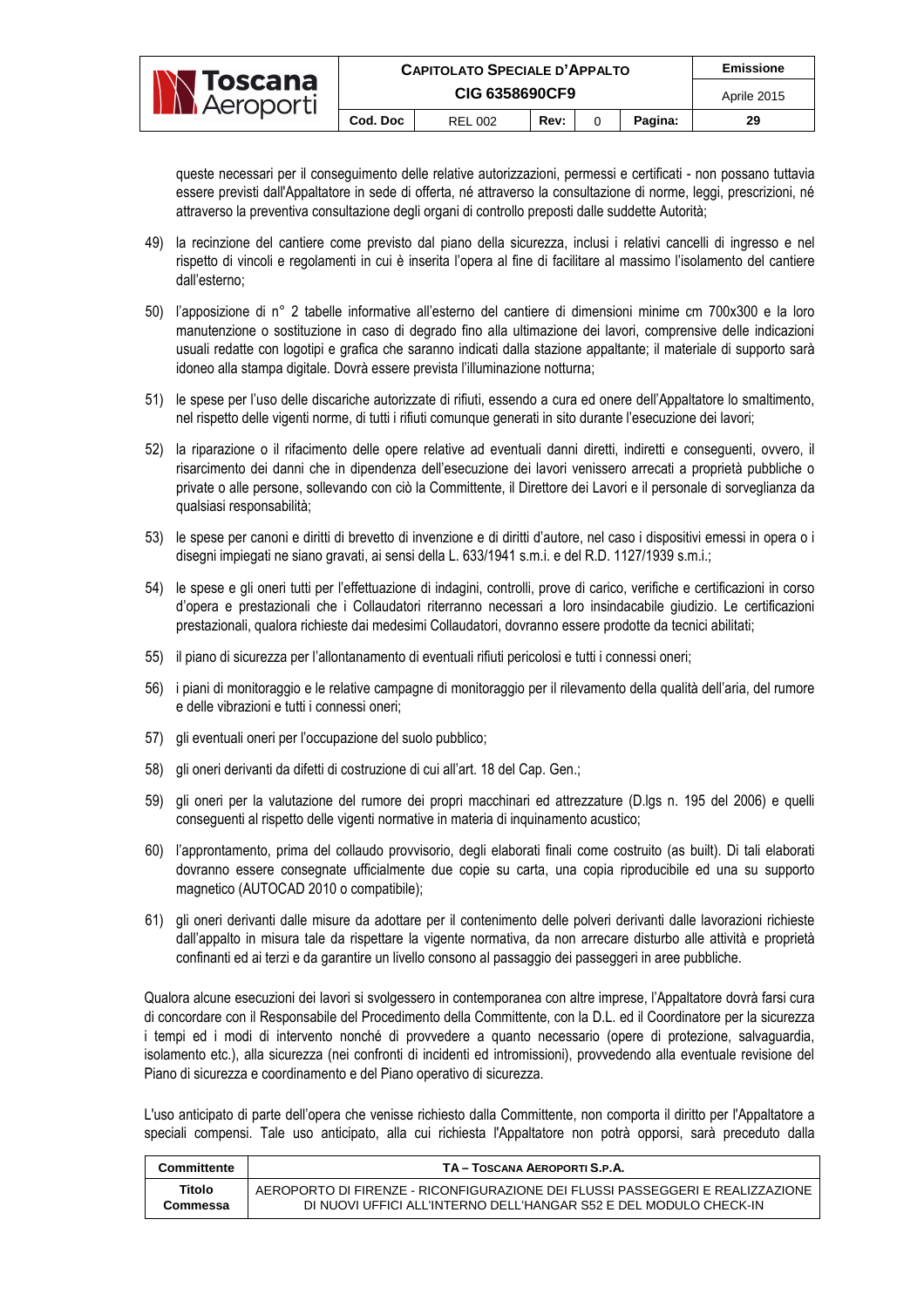queste necessari per il conseguimento delle relative autorizzazioni, permessi e certificati - non possano tuttavia essere previsti dall'Appaltatore in sede di offerta, né attraverso la consultazione di norme, leggi, prescrizioni, né attraverso la preventiva consultazione degli organi di controllo preposti dalle suddette Autorità;

49) la recinzione del cantiere come previsto dal piano della sicurezza, inclusi i relativi cancelli di ingresso e nel rispetto di vincoli e regolamenti in cui è inserita l'opera al fine di facilitare al massimo l'isolamento del cantiere dall'esterno;

50) l'apposizione di n° 2 tabelle informative all'esterno del cantiere di dimensioni minime cm 700x300 e la loro manutenzione o sostituzione in caso di degrado fino alla ultimazione dei lavori, comprensive delle indicazioni usuali redatte con logotipi e grafica che saranno indicati dalla stazione appaltante; il materiale di supporto sarà idoneo alla stampa digitale. Dovrà essere prevista l'illuminazione notturna;

51) le spese per l'uso delle discariche autorizzate di rifiuti, essendo a cura ed onere dell'Appaltatore lo smaltimento, nel rispetto delle vigenti norme, di tutti i rifiuti comunque generati in sito durante l'esecuzione dei lavori;

52) la riparazione o il rifacimento delle opere relative ad eventuali danni diretti, indiretti e conseguenti, ovvero, il risarcimento dei danni che in dipendenza dell'esecuzione dei lavori venissero arrecati a proprietà pubbliche o private o alle persone, sollevando con ciò la Committente, il Direttore dei Lavori e il personale di sorveglianza da qualsiasi responsabilità;

53) le spese per canoni e diritti di brevetto di invenzione e di diritti d'autore, nel caso i dispositivi emessi in opera o i disegni impiegati ne siano gravati, ai sensi della L. 633/1941 s.m.i. e del R.D. 1127/1939 s.m.i.;

54) le spese e gli oneri tutti per l'effettuazione di indagini, controlli, prove di carico, verifiche e certificazioni in corso d'opera e prestazionali che i Collaudatori riterranno necessari a loro insindacabile giudizio. Le certificazioni prestazionali, qualora richieste dai medesimi Collaudatori, dovranno essere prodotte da tecnici abilitati;

55) il piano di sicurezza per l'allontanamento di eventuali rifiuti pericolosi e tutti i connessi oneri;

56) i piani di monitoraggio e le relative campagne di monitoraggio per il rilevamento della qualità dell'aria, del rumore e delle vibrazioni e tutti i connessi oneri;

57) gli eventuali oneri per l'occupazione del suolo pubblico;

58) gli oneri derivanti da difetti di costruzione di cui all'art. 18 del Cap. Gen.;

59) gli oneri per la valutazione del rumore dei propri macchinari ed attrezzature (D.lgs n. 195 del 2006) e quelli conseguenti al rispetto delle vigenti normative in materia di inquinamento acustico;

60) l'approntamento, prima del collaudo provvisorio, degli elaborati finali come costruito (as built). Di tali elaborati dovranno essere consegnate ufficialmente due copie su carta, una copia riproducibile ed una su supporto magnetico (AUTOCAD 2010 o compatibile);

61) gli oneri derivanti dalle misure da adottare per il contenimento delle polveri derivanti dalle lavorazioni richieste dall'appalto in misura tale da rispettare la vigente normativa, da non arrecare disturbo alle attività e proprietà confinanti ed ai terzi e da garantire un livello consono al passaggio dei passeggeri in aree pubbliche.

Qualora alcune esecuzioni dei lavori si svolgessero in contemporanea con altre imprese, l'Appaltatore dovrà farsi cura di concordare con il Responsabile del Procedimento della Committente, con la D.L. ed il Coordinatore per la sicurezza i tempi ed i modi di intervento nonché di provvedere a quanto necessario (opere di protezione, salvaguardia, isolamento etc.), alla sicurezza (nei confronti di incidenti ed intromissioni), provvedendo alla eventuale revisione del Piano di sicurezza e coordinamento e del Piano operativo di sicurezza.

L'uso anticipato di parte dell'opera che venisse richiesto dalla Committente, non comporta il diritto per l'Appaltatore a speciali compensi. Tale uso anticipato, alla cui richiesta l'Appaltatore non potrà opporsi, sarà preceduto dalla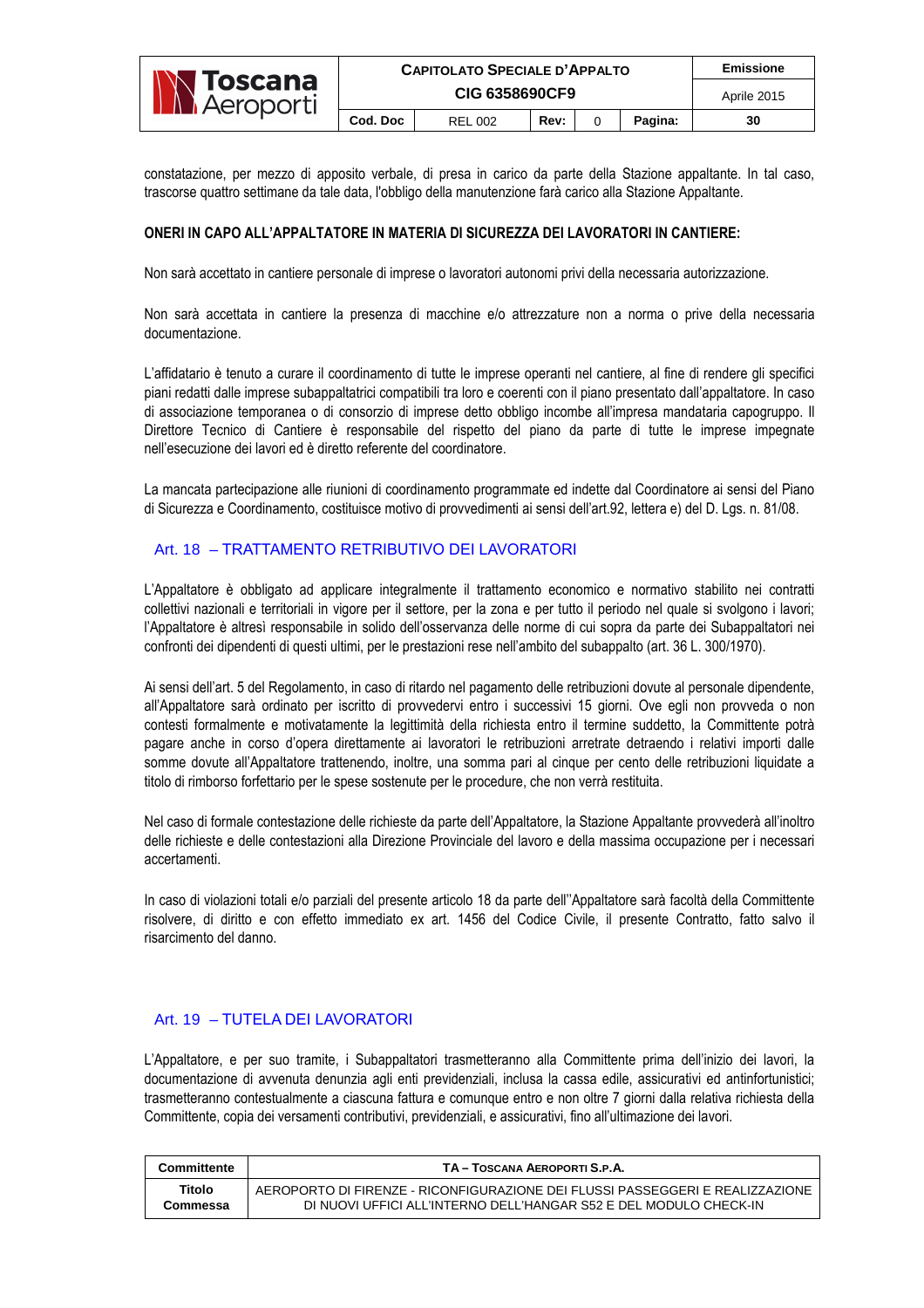constatazione, per mezzo di apposito verbale, di presa in carico da parte della Stazione appaltante. In tal caso, trascorse quattro settimane da tale data, l'obbligo della manutenzione farà carico alla Stazione Appaltante.

**ONERI IN CAPO ALL'APPALTATORE IN MATERIA DI SICUREZZA DEI LAVORATORI IN CANTIERE:**

Non sarà accettato in cantiere personale di imprese o lavoratori autonomi privi della necessaria autorizzazione.

Non sarà accettata in cantiere la presenza di macchine e/o attrezzature non a norma o prive della necessaria documentazione.

L'affidatario è tenuto a curare il coordinamento di tutte le imprese operanti nel cantiere, al fine di rendere gli specifici piani redatti dalle imprese subappaltatrici compatibili tra loro e coerenti con il piano presentato dall'appaltatore. In caso di associazione temporanea o di consorzio di imprese detto obbligo incombe all'impresa mandataria capogruppo. Il Direttore Tecnico di Cantiere è responsabile del rispetto del piano da parte di tutte le imprese impegnate nell'esecuzione dei lavori ed è diretto referente del coordinatore.

La mancata partecipazione alle riunioni di coordinamento programmate ed indette dal Coordinatore ai sensi del Piano di Sicurezza e Coordinamento, costituisce motivo di provvedimenti ai sensi dell'art.92, lettera e) del D. Lgs. n. 81/08.

## Art. 18 – TRATTAMENTO RETRIBUTIVO DEI LAVORATORI

L'Appaltatore è obbligato ad applicare integralmente il trattamento economico e normativo stabilito nei contratti collettivi nazionali e territoriali in vigore per il settore, per la zona e per tutto il periodo nel quale si svolgono i lavori; l'Appaltatore è altresì responsabile in solido dell'osservanza delle norme di cui sopra da parte dei Subappaltatori nei confronti dei dipendenti di questi ultimi, per le prestazioni rese nell'ambito del subappalto (art. 36 L. 300/1970).

Ai sensi dell'art. 5 del Regolamento, in caso di ritardo nel pagamento delle retribuzioni dovute al personale dipendente, all'Appaltatore sarà ordinato per iscritto di provvedervi entro i successivi 15 giorni. Ove egli non provveda o non contesti formalmente e motivatamente la legittimità della richiesta entro il termine suddetto, la Committente potrà pagare anche in corso d'opera direttamente ai lavoratori le retribuzioni arretrate detraendo i relativi importi dalle somme dovute all'Appaltatore trattenendo, inoltre, una somma pari al cinque per cento delle retribuzioni liquidate a titolo di rimborso forfettario per le spese sostenute per le procedure, che non verrà restituita.

Nel caso di formale contestazione delle richieste da parte dell'Appaltatore, la Stazione Appaltante provvederà all'inoltro delle richieste e delle contestazioni alla Direzione Provinciale del lavoro e della massima occupazione per i necessari accertamenti.

In caso di violazioni totali e/o parziali del presente articolo 18 da parte dell''Appaltatore sarà facoltà della Committente risolvere, di diritto e con effetto immediato ex art. 1456 del Codice Civile, il presente Contratto, fatto salvo il risarcimento del danno.

## Art. 19 – TUTELA DEI LAVORATORI

L'Appaltatore, e per suo tramite, i Subappaltatori trasmetteranno alla Committente prima dell'inizio dei lavori, la documentazione di avvenuta denunzia agli enti previdenziali, inclusa la cassa edile, assicurativi ed antinfortunistici; trasmetteranno contestualmente a ciascuna fattura e comunque entro e non oltre 7 giorni dalla relativa richiesta della Committente, copia dei versamenti contributivi, previdenziali, e assicurativi, fino all'ultimazione dei lavori.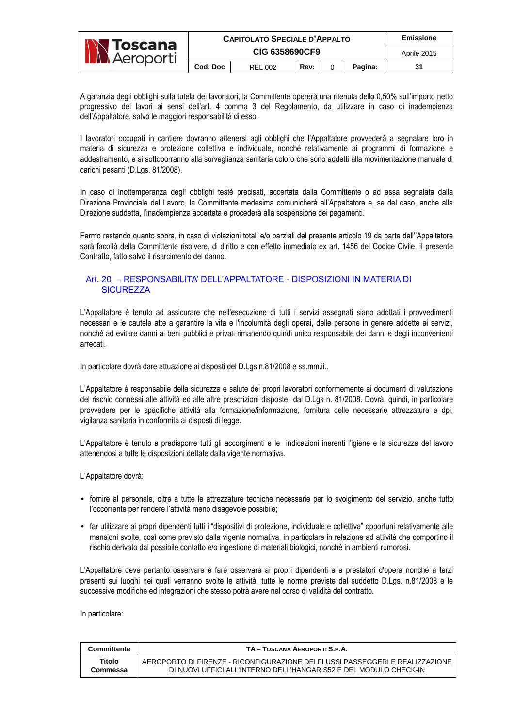A garanzia degli obblighi sulla tutela dei lavoratori, la Committente opererà una ritenuta dello 0,50% sull'importo netto progressivo dei lavori ai sensi dell'art. 4 comma 3 del Regolamento, da utilizzare in caso di inadempienza dell'Appaltatore, salvo le maggiori responsabilità di esso.

I lavoratori occupati in cantiere dovranno attenersi agli obblighi che l'Appaltatore provvederà a segnalare loro in materia di sicurezza e protezione collettiva e individuale, nonché relativamente ai programmi di formazione e addestramento, e si sottoporranno alla sorveglianza sanitaria coloro che sono addetti alla movimentazione manuale di carichi pesanti (D.Lgs. 81/2008).

In caso di inottemperanza degli obblighi testé precisati, accertata dalla Committente o ad essa segnalata dalla Direzione Provinciale del Lavoro, la Committente medesima comunicherà all'Appaltatore e, se del caso, anche alla Direzione suddetta, l'inadempienza accertata e procederà alla sospensione dei pagamenti.

Fermo restando quanto sopra, in caso di violazioni totali e/o parziali del presente articolo 19 da parte dell''Appaltatore sarà facoltà della Committente risolvere, di diritto e con effetto immediato ex art. 1456 del Codice Civile, il presente Contratto, fatto salvo il risarcimento del danno.

## Art. 20 – RESPONSABILITA' DELL'APPALTATORE - DISPOSIZIONI IN MATERIA DI SICUREZZA

L'Appaltatore è tenuto ad assicurare che nell'esecuzione di tutti i servizi assegnati siano adottati i provvedimenti necessari e le cautele atte a garantire la vita e l'incolumità degli operai, delle persone in genere addette ai servizi, nonché ad evitare danni ai beni pubblici e privati rimanendo quindi unico responsabile dei danni e degli inconvenienti arrecati.

In particolare dovrà dare attuazione ai disposti del D.Lgs n.81/2008 e ss.mm.ii..

L'Appaltatore è responsabile della sicurezza e salute dei propri lavoratori conformemente ai documenti di valutazione del rischio connessi alle attività ed alle altre prescrizioni disposte dal D.Lgs n. 81/2008. Dovrà, quindi, in particolare provvedere per le specifiche attività alla formazione/informazione, fornitura delle necessarie attrezzature e dpi, vigilanza sanitaria in conformità ai disposti di legge.

L'Appaltatore è tenuto a predisporre tutti gli accorgimenti e le indicazioni inerenti l'igiene e la sicurezza del lavoro attenendosi a tutte le disposizioni dettate dalla vigente normativa.

L'Appaltatore dovrà:

- fornire al personale, oltre a tutte le attrezzature tecniche necessarie per lo svolgimento del servizio, anche tutto l'occorrente per rendere l'attività meno disagevole possibile;
- far utilizzare ai propri dipendenti tutti i "dispositivi di protezione, individuale e collettiva" opportuni relativamente alle mansioni svolte, così come previsto dalla vigente normativa, in particolare in relazione ad attività che comportino il rischio derivato dal possibile contatto e/o ingestione di materiali biologici, nonché in ambienti rumorosi.

L'Appaltatore deve pertanto osservare e fare osservare ai propri dipendenti e a prestatori d'opera nonché a terzi presenti sui luoghi nei quali verranno svolte le attività, tutte le norme previste dal suddetto D.Lgs. n.81/2008 e le successive modifiche ed integrazioni che stesso potrà avere nel corso di validità del contratto.

In particolare: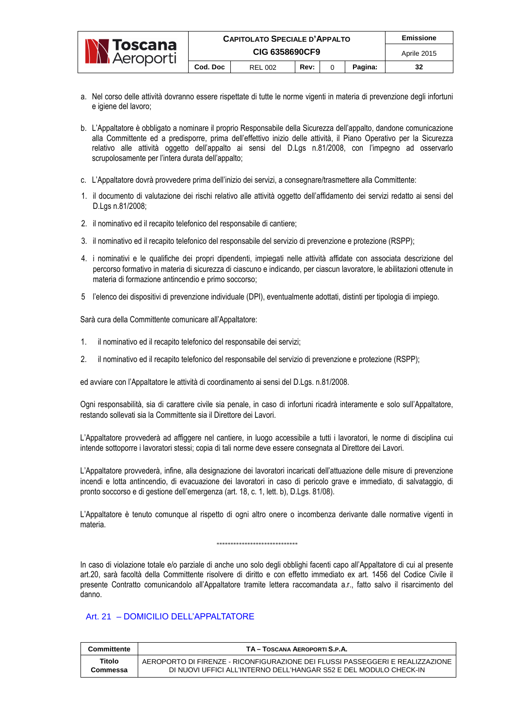a. Nel corso delle attività dovranno essere rispettate di tutte le norme vigenti in materia di prevenzione degli infortuni e igiene del lavoro;

b. L'Appaltatore è obbligato a nominare il proprio Responsabile della Sicurezza dell'appalto, dandone comunicazione alla Committente ed a predisporre, prima dell'effettivo inizio delle attività, il Piano Operativo per la Sicurezza relativo alle attività oggetto dell'appalto ai sensi del D.Lgs n.81/2008, con l'impegno ad osservarlo scrupolosamente per l'intera durata dell'appalto;

c. L'Appaltatore dovrà provvedere prima dell'inizio dei servizi, a consegnare/trasmettere alla Committente:

1. il documento di valutazione dei rischi relativo alle attività oggetto dell'affidamento dei servizi redatto ai sensi del D.Lgs n.81/2008;

2. il nominativo ed il recapito telefonico del responsabile di cantiere;

3. il nominativo ed il recapito telefonico del responsabile del servizio di prevenzione e protezione (RSPP);

4. i nominativi e le qualifiche dei propri dipendenti, impiegati nelle attività affidate con associata descrizione del percorso formativo in materia di sicurezza di ciascuno e indicando, per ciascun lavoratore, le abilitazioni ottenute in materia di formazione antincendio e primo soccorso;

5 l'elenco dei dispositivi di prevenzione individuale (DPI), eventualmente adottati, distinti per tipologia di impiego.

Sarà cura della Committente comunicare all'Appaltatore:

1. il nominativo ed il recapito telefonico del responsabile dei servizi;

2. il nominativo ed il recapito telefonico del responsabile del servizio di prevenzione e protezione (RSPP);

ed avviare con l'Appaltatore le attività di coordinamento ai sensi del D.Lgs. n.81/2008.

Ogni responsabilità, sia di carattere civile sia penale, in caso di infortuni ricadrà interamente e solo sull'Appaltatore, restando sollevati sia la Committente sia il Direttore dei Lavori.

L'Appaltatore provvederà ad affiggere nel cantiere, in luogo accessibile a tutti i lavoratori, le norme di disciplina cui intende sottoporre i lavoratori stessi; copia di tali norme deve essere consegnata al Direttore dei Lavori.

L'Appaltatore provvederà, infine, alla designazione dei lavoratori incaricati dell'attuazione delle misure di prevenzione incendi e lotta antincendio, di evacuazione dei lavoratori in caso di pericolo grave e immediato, di salvataggio, di pronto soccorso e di gestione dell'emergenza (art. 18, c. 1, lett. b), D.Lgs. 81/08).

L'Appaltatore è tenuto comunque al rispetto di ogni altro onere o incombenza derivante dalle normative vigenti in materia.

******************************

In caso di violazione totale e/o parziale di anche uno solo degli obblighi facenti capo all'Appaltatore di cui al presente art.20, sarà facoltà della Committente risolvere di diritto e con effetto immediato ex art. 1456 del Codice Civile il presente Contratto comunicandolo all'Appaltatore tramite lettera raccomandata a.r., fatto salvo il risarcimento del danno.

## Art. 21 – DOMICILIO DELL'APPALTATORE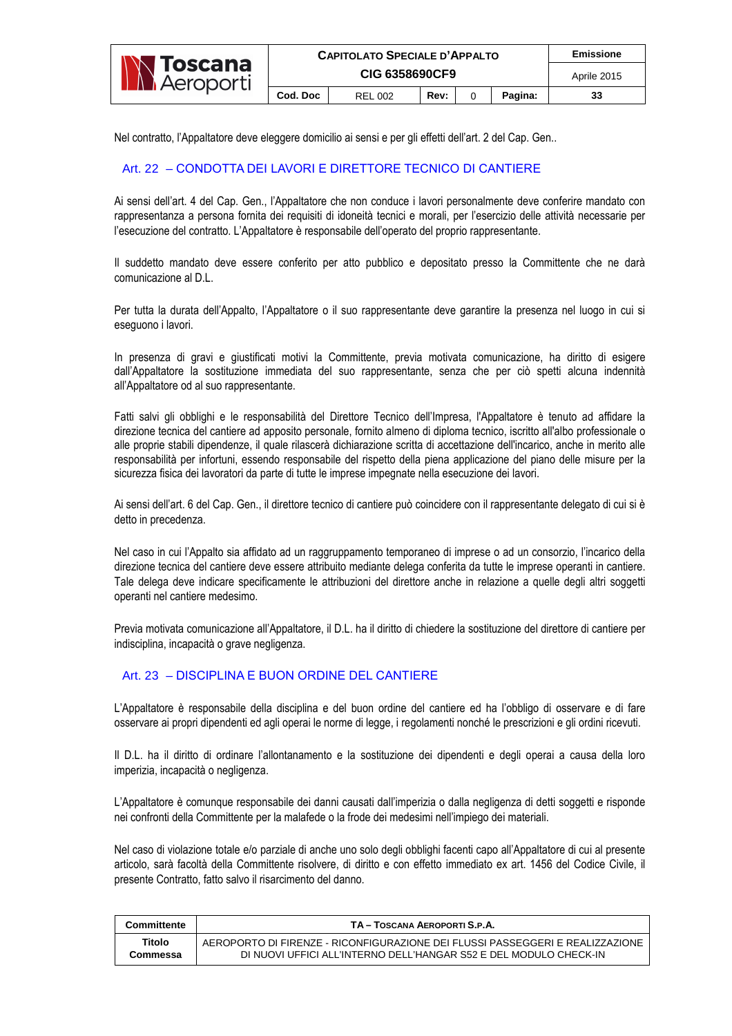Nel contratto, l'Appaltatore deve eleggere domicilio ai sensi e per gli effetti dell'art. 2 del Cap. Gen..

## Art. 22 – CONDOTTA DEI LAVORI E DIRETTORE TECNICO DI CANTIERE

Ai sensi dell'art. 4 del Cap. Gen., l'Appaltatore che non conduce i lavori personalmente deve conferire mandato con rappresentanza a persona fornita dei requisiti di idoneità tecnici e morali, per l'esercizio delle attività necessarie per l'esecuzione del contratto. L'Appaltatore è responsabile dell'operato del proprio rappresentante.

Il suddetto mandato deve essere conferito per atto pubblico e depositato presso la Committente che ne darà comunicazione al D.L.

Per tutta la durata dell'Appalto, l'Appaltatore o il suo rappresentante deve garantire la presenza nel luogo in cui si eseguono i lavori.

In presenza di gravi e giustificati motivi la Committente, previa motivata comunicazione, ha diritto di esigere dall'Appaltatore la sostituzione immediata del suo rappresentante, senza che per ciò spetti alcuna indennità all'Appaltatore od al suo rappresentante.

Fatti salvi gli obblighi e le responsabilità del Direttore Tecnico dell'Impresa, l'Appaltatore è tenuto ad affidare la direzione tecnica del cantiere ad apposito personale, fornito almeno di diploma tecnico, iscritto all'albo professionale o alle proprie stabili dipendenze, il quale rilascerà dichiarazione scritta di accettazione dell'incarico, anche in merito alle responsabilità per infortuni, essendo responsabile del rispetto della piena applicazione del piano delle misure per la sicurezza fisica dei lavoratori da parte di tutte le imprese impegnate nella esecuzione dei lavori.

Ai sensi dell'art. 6 del Cap. Gen., il direttore tecnico di cantiere può coincidere con il rappresentante delegato di cui si è detto in precedenza.

Nel caso in cui l'Appalto sia affidato ad un raggruppamento temporaneo di imprese o ad un consorzio, l'incarico della direzione tecnica del cantiere deve essere attribuito mediante delega conferita da tutte le imprese operanti in cantiere. Tale delega deve indicare specificamente le attribuzioni del direttore anche in relazione a quelle degli altri soggetti operanti nel cantiere medesimo.

Previa motivata comunicazione all'Appaltatore, il D.L. ha il diritto di chiedere la sostituzione del direttore di cantiere per indisciplina, incapacità o grave negligenza.

## Art. 23 – DISCIPLINA E BUON ORDINE DEL CANTIERE

L'Appaltatore è responsabile della disciplina e del buon ordine del cantiere ed ha l'obbligo di osservare e di fare osservare ai propri dipendenti ed agli operai le norme di legge, i regolamenti nonché le prescrizioni e gli ordini ricevuti.

Il D.L. ha il diritto di ordinare l'allontanamento e la sostituzione dei dipendenti e degli operai a causa della loro imperizia, incapacità o negligenza.

L'Appaltatore è comunque responsabile dei danni causati dall'imperizia o dalla negligenza di detti soggetti e risponde nei confronti della Committente per la malafede o la frode dei medesimi nell'impiego dei materiali.

Nel caso di violazione totale e/o parziale di anche uno solo degli obblighi facenti capo all'Appaltatore di cui al presente articolo, sarà facoltà della Committente risolvere, di diritto e con effetto immediato ex art. 1456 del Codice Civile, il presente Contratto, fatto salvo il risarcimento del danno.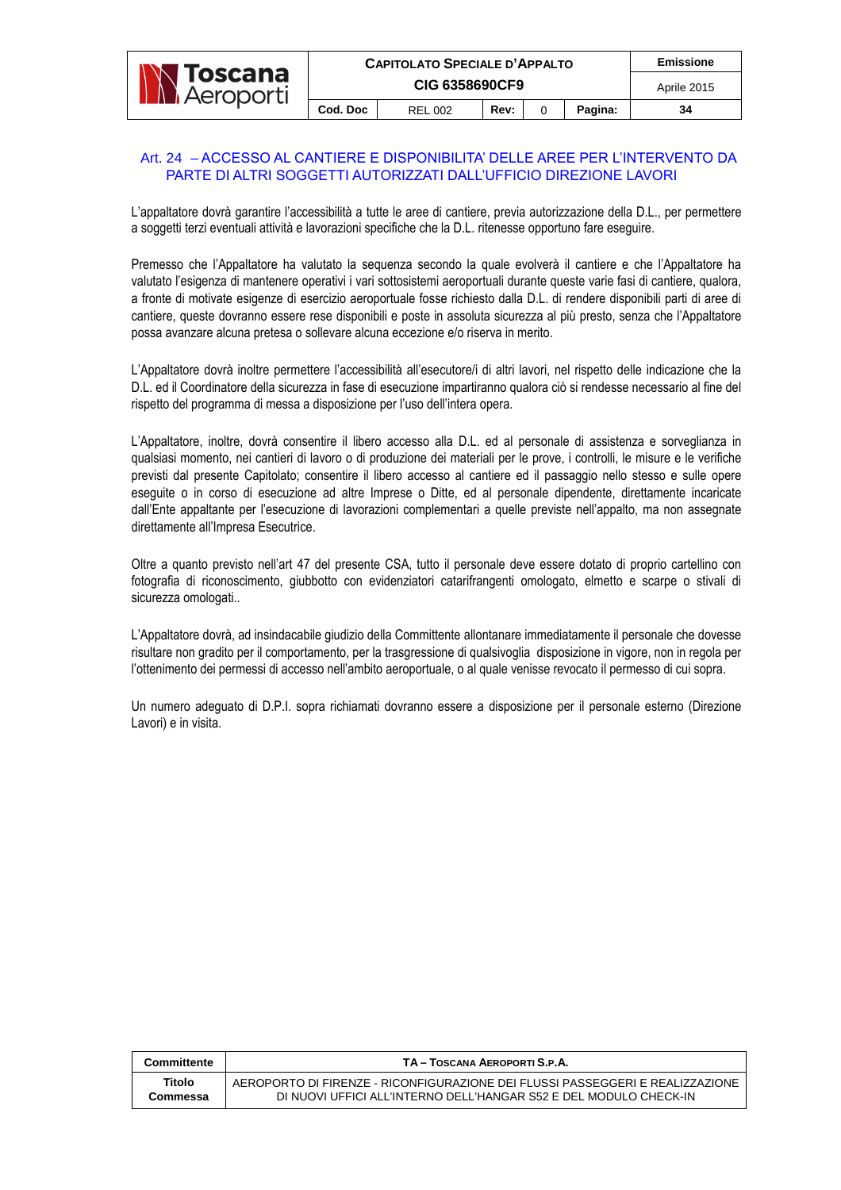## Art. 24 – ACCESSO AL CANTIERE E DISPONIBILITA' DELLE AREE PER L'INTERVENTO DA PARTE DI ALTRI SOGGETTI AUTORIZZATI DALL'UFFICIO DIREZIONE LAVORI

L'appaltatore dovrà garantire l'accessibilità a tutte le aree di cantiere, previa autorizzazione della D.L., per permettere a soggetti terzi eventuali attività e lavorazioni specifiche che la D.L. ritenesse opportuno fare eseguire.

Premesso che l'Appaltatore ha valutato la sequenza secondo la quale evolverà il cantiere e che l'Appaltatore ha valutato l'esigenza di mantenere operativi i vari sottosistemi aeroportuali durante queste varie fasi di cantiere, qualora, a fronte di motivate esigenze di esercizio aeroportuale fosse richiesto dalla D.L. di rendere disponibili parti di aree di cantiere, queste dovranno essere rese disponibili e poste in assoluta sicurezza al più presto, senza che l'Appaltatore possa avanzare alcuna pretesa o sollevare alcuna eccezione e/o riserva in merito.

L'Appaltatore dovrà inoltre permettere l'accessibilità all'esecutore/i di altri lavori, nel rispetto delle indicazione che la D.L. ed il Coordinatore della sicurezza in fase di esecuzione impartiranno qualora ciò si rendesse necessario al fine del rispetto del programma di messa a disposizione per l'uso dell'intera opera.

L'Appaltatore, inoltre, dovrà consentire il libero accesso alla D.L. ed al personale di assistenza e sorveglianza in qualsiasi momento, nei cantieri di lavoro o di produzione dei materiali per le prove, i controlli, le misure e le verifiche previsti dal presente Capitolato; consentire il libero accesso al cantiere ed il passaggio nello stesso e sulle opere eseguite o in corso di esecuzione ad altre Imprese o Ditte, ed al personale dipendente, direttamente incaricate dall'Ente appaltante per l'esecuzione di lavorazioni complementari a quelle previste nell'appalto, ma non assegnate direttamente all'Impresa Esecutrice.

Oltre a quanto previsto nell'art 47 del presente CSA, tutto il personale deve essere dotato di proprio cartellino con fotografia di riconoscimento, giubbotto con evidenziatori catarifrangenti omologato, elmetto e scarpe o stivali di sicurezza omologati..

L'Appaltatore dovrà, ad insindacabile giudizio della Committente allontanare immediatamente il personale che dovesse risultare non gradito per il comportamento, per la trasgressione di qualsivoglia disposizione in vigore, non in regola per l'ottenimento dei permessi di accesso nell'ambito aeroportuale, o al quale venisse revocato il permesso di cui sopra.

Un numero adeguato di D.P.I. sopra richiamati dovranno essere a disposizione per il personale esterno (Direzione Lavori) e in visita.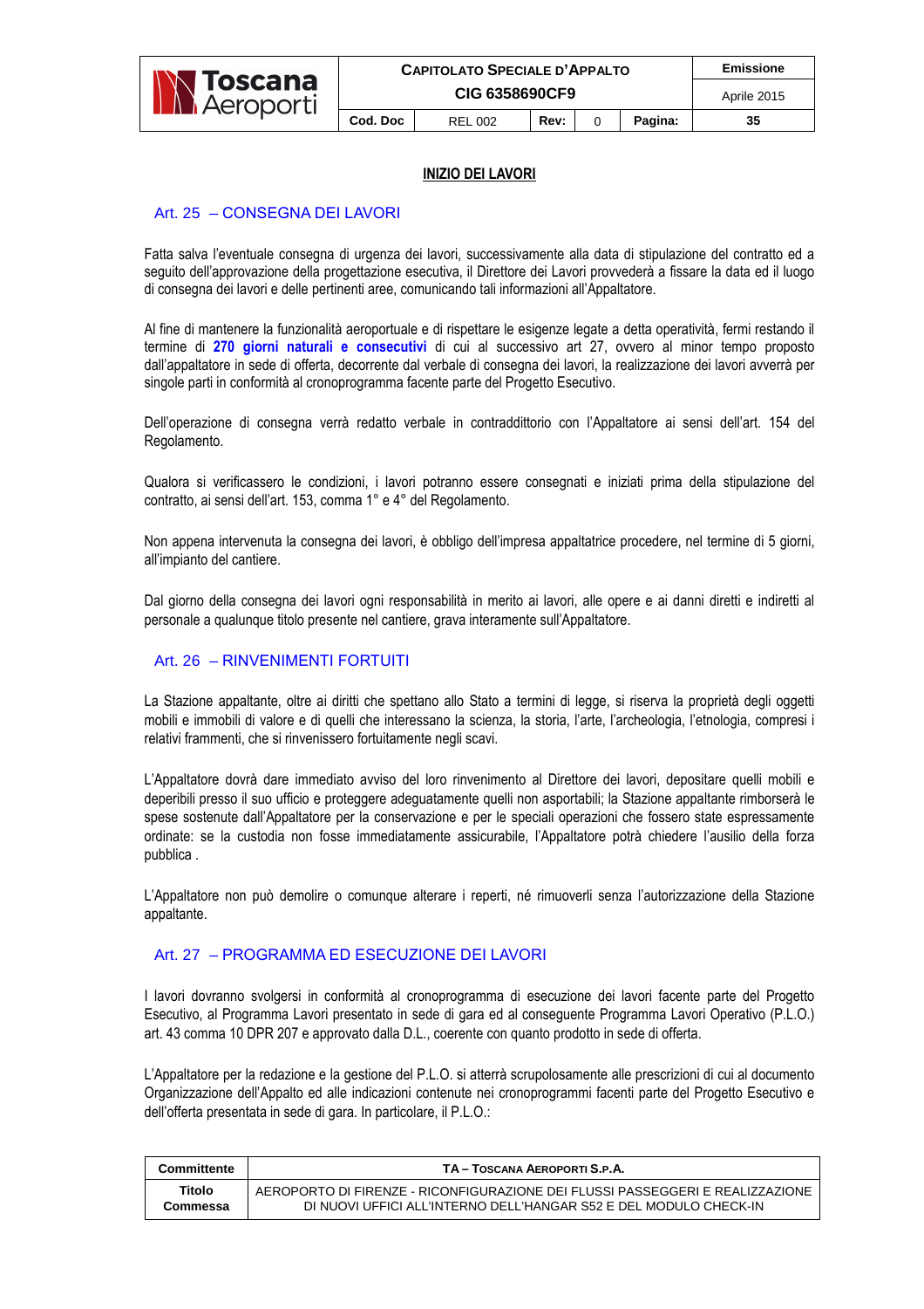**INIZIO DEI LAVORI**

## Art. 25 – CONSEGNA DEI LAVORI

Fatta salva l'eventuale consegna di urgenza dei lavori, successivamente alla data di stipulazione del contratto ed a seguito dell'approvazione della progettazione esecutiva, il Direttore dei Lavori provvederà a fissare la data ed il luogo di consegna dei lavori e delle pertinenti aree, comunicando tali informazioni all'Appaltatore.

Al fine di mantenere la funzionalità aeroportuale e di rispettare le esigenze legate a detta operatività, fermi restando il termine di **270 giorni naturali e consecutivi** di cui al successivo art 27, ovvero al minor tempo proposto dall'appaltatore in sede di offerta, decorrente dal verbale di consegna dei lavori, la realizzazione dei lavori avverrà per singole parti in conformità al cronoprogramma facente parte del Progetto Esecutivo.

Dell'operazione di consegna verrà redatto verbale in contraddittorio con l'Appaltatore ai sensi dell'art. 154 del Regolamento.

Qualora si verificassero le condizioni, i lavori potranno essere consegnati e iniziati prima della stipulazione del contratto, ai sensi dell'art. 153, comma 1° e 4° del Regolamento.

Non appena intervenuta la consegna dei lavori, è obbligo dell'impresa appaltatrice procedere, nel termine di 5 giorni, all'impianto del cantiere.

Dal giorno della consegna dei lavori ogni responsabilità in merito ai lavori, alle opere e ai danni diretti e indiretti al personale a qualunque titolo presente nel cantiere, grava interamente sull'Appaltatore.

## Art. 26 – RINVENIMENTI FORTUITI

La Stazione appaltante, oltre ai diritti che spettano allo Stato a termini di legge, si riserva la proprietà degli oggetti mobili e immobili di valore e di quelli che interessano la scienza, la storia, l'arte, l'archeologia, l'etnologia, compresi i relativi frammenti, che si rinvenissero fortuitamente negli scavi.

L'Appaltatore dovrà dare immediato avviso del loro rinvenimento al Direttore dei lavori, depositare quelli mobili e deperibili presso il suo ufficio e proteggere adeguatamente quelli non asportabili; la Stazione appaltante rimborserà le spese sostenute dall'Appaltatore per la conservazione e per le speciali operazioni che fossero state espressamente ordinate: se la custodia non fosse immediatamente assicurabile, l'Appaltatore potrà chiedere l'ausilio della forza pubblica .

L'Appaltatore non può demolire o comunque alterare i reperti, né rimuoverli senza l'autorizzazione della Stazione appaltante.

## Art. 27 – PROGRAMMA ED ESECUZIONE DEI LAVORI

I lavori dovranno svolgersi in conformità al cronoprogramma di esecuzione dei lavori facente parte del Progetto Esecutivo, al Programma Lavori presentato in sede di gara ed al conseguente Programma Lavori Operativo (P.L.O.) art. 43 comma 10 DPR 207 e approvato dalla D.L., coerente con quanto prodotto in sede di offerta.

L'Appaltatore per la redazione e la gestione del P.L.O. si atterrà scrupolosamente alle prescrizioni di cui al documento Organizzazione dell'Appalto ed alle indicazioni contenute nei cronoprogrammi facenti parte del Progetto Esecutivo e dell'offerta presentata in sede di gara. In particolare, il P.L.O.: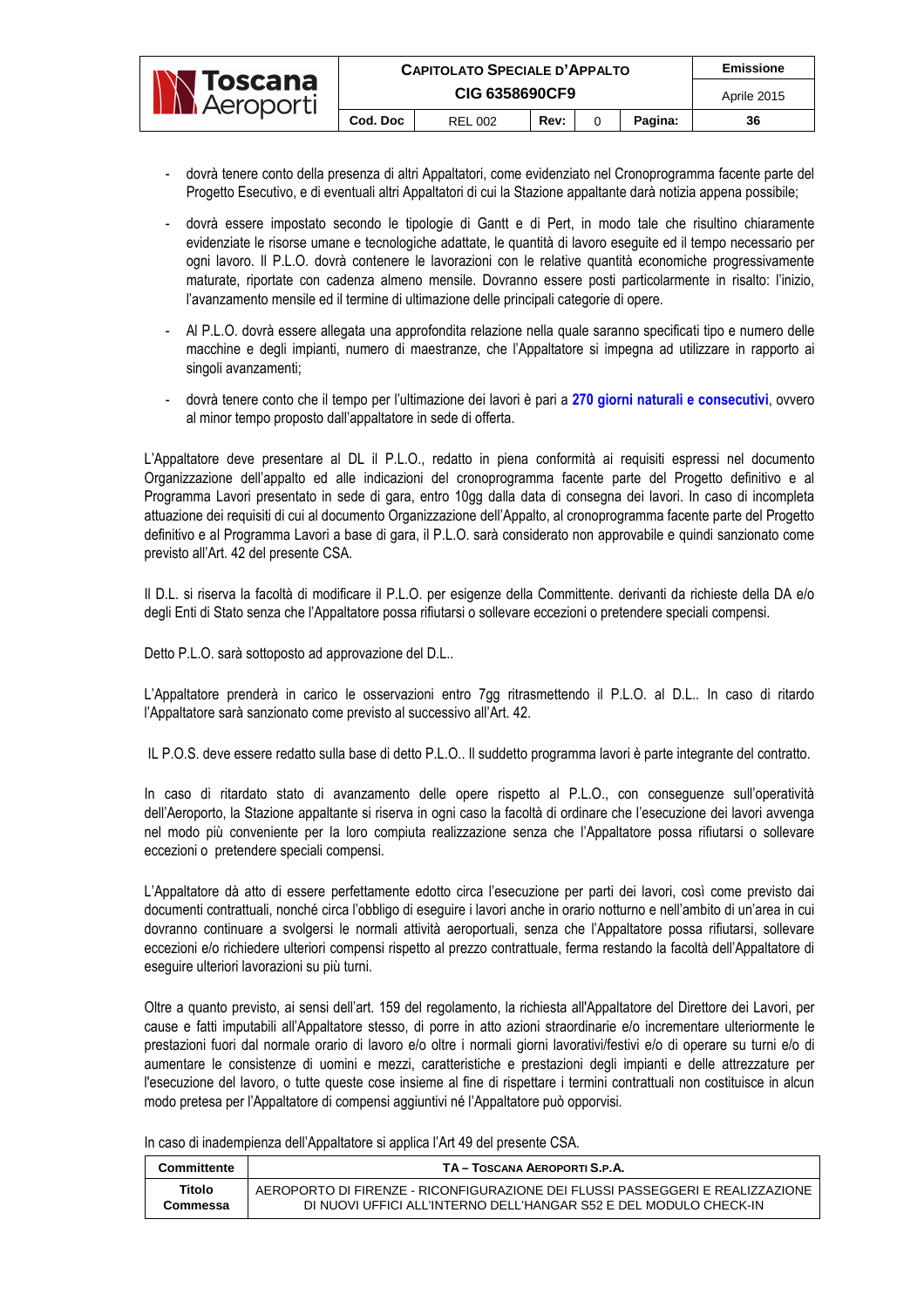- dovrà tenere conto della presenza di altri Appaltatori, come evidenziato nel Cronoprogramma facente parte del Progetto Esecutivo, e di eventuali altri Appaltatori di cui la Stazione appaltante darà notizia appena possibile;

- dovrà essere impostato secondo le tipologie di Gantt e di Pert, in modo tale che risultino chiaramente evidenziate le risorse umane e tecnologiche adattate, le quantità di lavoro eseguite ed il tempo necessario per ogni lavoro. Il P.L.O. dovrà contenere le lavorazioni con le relative quantità economiche progressivamente maturate, riportate con cadenza almeno mensile. Dovranno essere posti particolarmente in risalto: l'inizio, l'avanzamento mensile ed il termine di ultimazione delle principali categorie di opere.

- Al P.L.O. dovrà essere allegata una approfondita relazione nella quale saranno specificati tipo e numero delle macchine e degli impianti, numero di maestranze, che l'Appaltatore si impegna ad utilizzare in rapporto ai singoli avanzamenti;

- dovrà tenere conto che il tempo per l'ultimazione dei lavori è pari a **270 giorni naturali e consecutivi**, ovvero al minor tempo proposto dall'appaltatore in sede di offerta.

L'Appaltatore deve presentare al DL il P.L.O., redatto in piena conformità ai requisiti espressi nel documento Organizzazione dell'appalto ed alle indicazioni del cronoprogramma facente parte del Progetto definitivo e al Programma Lavori presentato in sede di gara, entro 10gg dalla data di consegna dei lavori. In caso di incompleta attuazione dei requisiti di cui al documento Organizzazione dell'Appalto, al cronoprogramma facente parte del Progetto definitivo e al Programma Lavori a base di gara, il P.L.O. sarà considerato non approvabile e quindi sanzionato come previsto all'Art. 42 del presente CSA.

Il D.L. si riserva la facoltà di modificare il P.L.O. per esigenze della Committente. derivanti da richieste della DA e/o degli Enti di Stato senza che l'Appaltatore possa rifiutarsi o sollevare eccezioni o pretendere speciali compensi.

Detto P.L.O. sarà sottoposto ad approvazione del D.L..

L'Appaltatore prenderà in carico le osservazioni entro 7gg ritrasmettendo il P.L.O. al D.L.. In caso di ritardo l'Appaltatore sarà sanzionato come previsto al successivo all'Art. 42.

IL P.O.S. deve essere redatto sulla base di detto P.L.O.. Il suddetto programma lavori è parte integrante del contratto.

In caso di ritardato stato di avanzamento delle opere rispetto al P.L.O., con conseguenze sull'operatività dell'Aeroporto, la Stazione appaltante si riserva in ogni caso la facoltà di ordinare che l'esecuzione dei lavori avvenga nel modo più conveniente per la loro compiuta realizzazione senza che l'Appaltatore possa rifiutarsi o sollevare eccezioni o pretendere speciali compensi.

L'Appaltatore dà atto di essere perfettamente edotto circa l'esecuzione per parti dei lavori, così come previsto dai documenti contrattuali, nonché circa l'obbligo di eseguire i lavori anche in orario notturno e nell'ambito di un'area in cui dovranno continuare a svolgersi le normali attività aeroportuali, senza che l'Appaltatore possa rifiutarsi, sollevare eccezioni e/o richiedere ulteriori compensi rispetto al prezzo contrattuale, ferma restando la facoltà dell'Appaltatore di eseguire ulteriori lavorazioni su più turni.

Oltre a quanto previsto, ai sensi dell'art. 159 del regolamento, la richiesta all'Appaltatore del Direttore dei Lavori, per cause e fatti imputabili all'Appaltatore stesso, di porre in atto azioni straordinarie e/o incrementare ulteriormente le prestazioni fuori dal normale orario di lavoro e/o oltre i normali giorni lavorativi/festivi e/o di operare su turni e/o di aumentare le consistenze di uomini e mezzi, caratteristiche e prestazioni degli impianti e delle attrezzature per l'esecuzione del lavoro, o tutte queste cose insieme al fine di rispettare i termini contrattuali non costituisce in alcun modo pretesa per l'Appaltatore di compensi aggiuntivi né l'Appaltatore può opporvisi.

In caso di inadempienza dell'Appaltatore si applica l'Art 49 del presente CSA.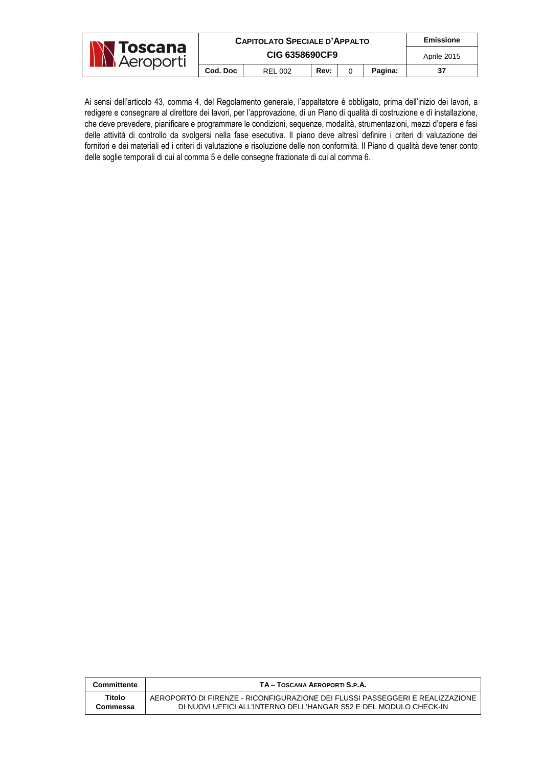Ai sensi dell'articolo 43, comma 4, del Regolamento generale, l'appaltatore è obbligato, prima dell'inizio dei lavori, a redigere e consegnare al direttore dei lavori, per l'approvazione, di un Piano di qualità di costruzione e di installazione, che deve prevedere, pianificare e programmare le condizioni, sequenze, modalità, strumentazioni, mezzi d'opera e fasi delle attività di controllo da svolgersi nella fase esecutiva. Il piano deve altresì definire i criteri di valutazione dei fornitori e dei materiali ed i criteri di valutazione e risoluzione delle non conformità. Il Piano di qualità deve tener conto delle soglie temporali di cui al comma 5 e delle consegne frazionate di cui al comma 6.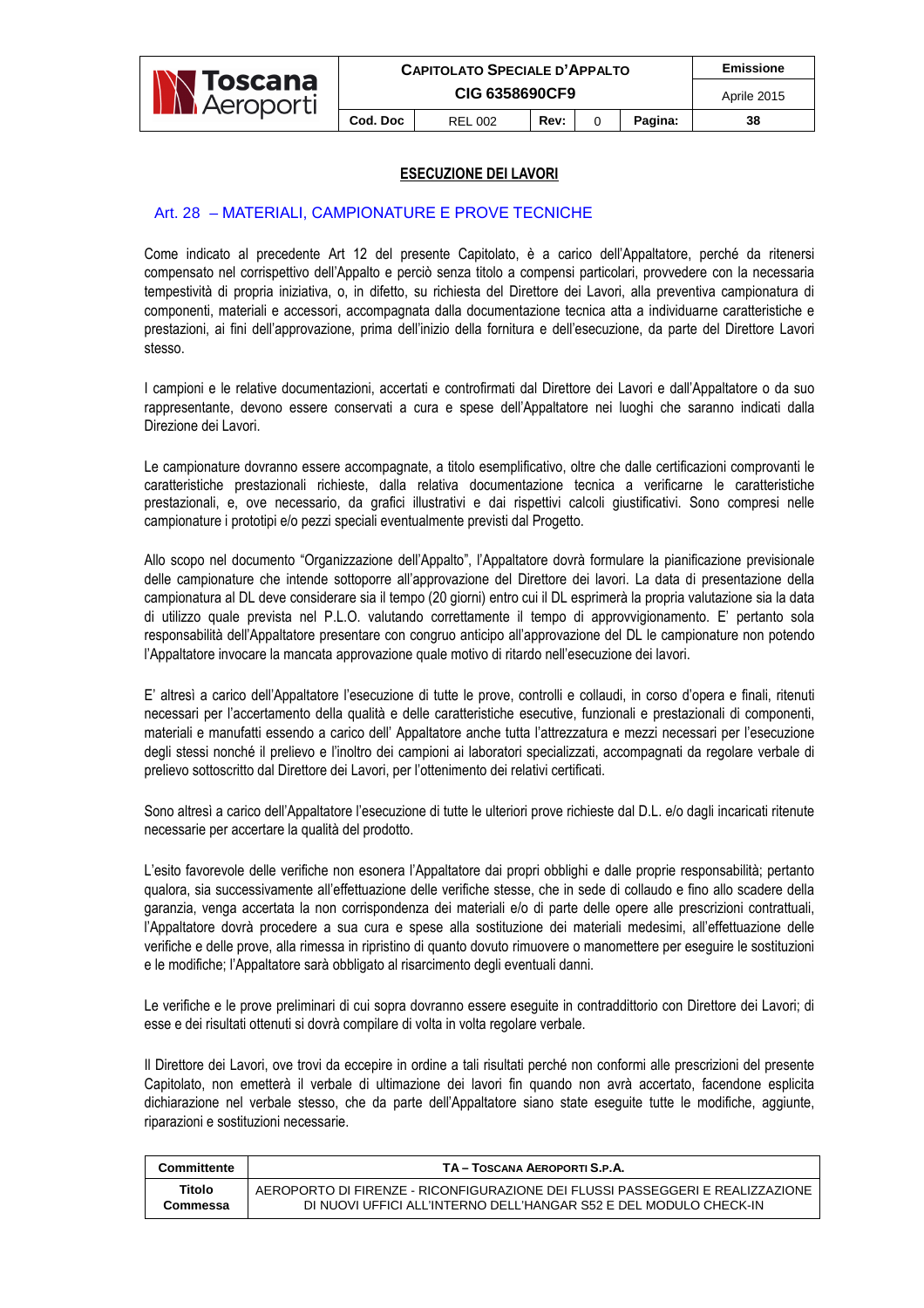**ESECUZIONE DEI LAVORI**

## Art. 28 – MATERIALI, CAMPIONATURE E PROVE TECNICHE

Come indicato al precedente Art 12 del presente Capitolato, è a carico dell'Appaltatore, perché da ritenersi compensato nel corrispettivo dell'Appalto e perciò senza titolo a compensi particolari, provvedere con la necessaria tempestività di propria iniziativa, o, in difetto, su richiesta del Direttore dei Lavori, alla preventiva campionatura di componenti, materiali e accessori, accompagnata dalla documentazione tecnica atta a individuarne caratteristiche e prestazioni, ai fini dell'approvazione, prima dell'inizio della fornitura e dell'esecuzione, da parte del Direttore Lavori stesso.

I campioni e le relative documentazioni, accertati e controfirmati dal Direttore dei Lavori e dall'Appaltatore o da suo rappresentante, devono essere conservati a cura e spese dell'Appaltatore nei luoghi che saranno indicati dalla Direzione dei Lavori.

Le campionature dovranno essere accompagnate, a titolo esemplificativo, oltre che dalle certificazioni comprovanti le caratteristiche prestazionali richieste, dalla relativa documentazione tecnica a verificarne le caratteristiche prestazionali, e, ove necessario, da grafici illustrativi e dai rispettivi calcoli giustificativi. Sono compresi nelle campionature i prototipi e/o pezzi speciali eventualmente previsti dal Progetto.

Allo scopo nel documento "Organizzazione dell'Appalto", l'Appaltatore dovrà formulare la pianificazione previsionale delle campionature che intende sottoporre all'approvazione del Direttore dei lavori. La data di presentazione della campionatura al DL deve considerare sia il tempo (20 giorni) entro cui il DL esprimerà la propria valutazione sia la data di utilizzo quale prevista nel P.L.O. valutando correttamente il tempo di approvvigionamento. E' pertanto sola responsabilità dell'Appaltatore presentare con congruo anticipo all'approvazione del DL le campionature non potendo l'Appaltatore invocare la mancata approvazione quale motivo di ritardo nell'esecuzione dei lavori.

E' altresì a carico dell'Appaltatore l'esecuzione di tutte le prove, controlli e collaudi, in corso d'opera e finali, ritenuti necessari per l'accertamento della qualità e delle caratteristiche esecutive, funzionali e prestazionali di componenti, materiali e manufatti essendo a carico dell' Appaltatore anche tutta l'attrezzatura e mezzi necessari per l'esecuzione degli stessi nonché il prelievo e l'inoltro dei campioni ai laboratori specializzati, accompagnati da regolare verbale di prelievo sottoscritto dal Direttore dei Lavori, per l'ottenimento dei relativi certificati.

Sono altresì a carico dell'Appaltatore l'esecuzione di tutte le ulteriori prove richieste dal D.L. e/o dagli incaricati ritenute necessarie per accertare la qualità del prodotto.

L'esito favorevole delle verifiche non esonera l'Appaltatore dai propri obblighi e dalle proprie responsabilità; pertanto qualora, sia successivamente all'effettuazione delle verifiche stesse, che in sede di collaudo e fino allo scadere della garanzia, venga accertata la non corrispondenza dei materiali e/o di parte delle opere alle prescrizioni contrattuali, l'Appaltatore dovrà procedere a sua cura e spese alla sostituzione dei materiali medesimi, all'effettuazione delle verifiche e delle prove, alla rimessa in ripristino di quanto dovuto rimuovere o manomettere per eseguire le sostituzioni e le modifiche; l'Appaltatore sarà obbligato al risarcimento degli eventuali danni.

Le verifiche e le prove preliminari di cui sopra dovranno essere eseguite in contraddittorio con Direttore dei Lavori; di esse e dei risultati ottenuti si dovrà compilare di volta in volta regolare verbale.

Il Direttore dei Lavori, ove trovi da eccepire in ordine a tali risultati perché non conformi alle prescrizioni del presente Capitolato, non emetterà il verbale di ultimazione dei lavori fin quando non avrà accertato, facendone esplicita dichiarazione nel verbale stesso, che da parte dell'Appaltatore siano state eseguite tutte le modifiche, aggiunte, riparazioni e sostituzioni necessarie.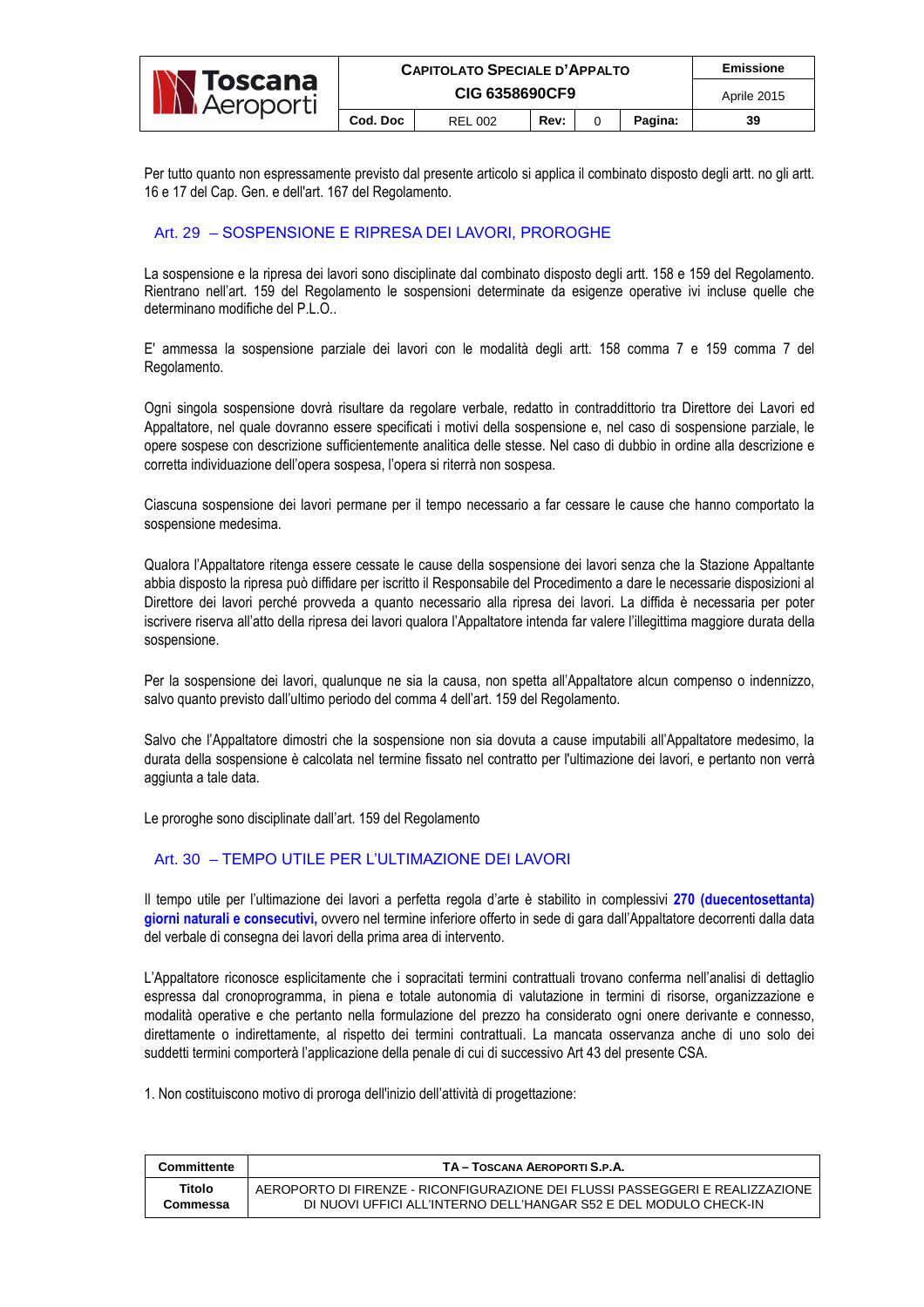Per tutto quanto non espressamente previsto dal presente articolo si applica il combinato disposto degli artt. no gli artt. 16 e 17 del Cap. Gen. e dell'art. 167 del Regolamento.

## Art. 29 – SOSPENSIONE E RIPRESA DEI LAVORI, PROROGHE

La sospensione e la ripresa dei lavori sono disciplinate dal combinato disposto degli artt. 158 e 159 del Regolamento. Rientrano nell'art. 159 del Regolamento le sospensioni determinate da esigenze operative ivi incluse quelle che determinano modifiche del P.L.O..

E' ammessa la sospensione parziale dei lavori con le modalità degli artt. 158 comma 7 e 159 comma 7 del Regolamento.

Ogni singola sospensione dovrà risultare da regolare verbale, redatto in contraddittorio tra Direttore dei Lavori ed Appaltatore, nel quale dovranno essere specificati i motivi della sospensione e, nel caso di sospensione parziale, le opere sospese con descrizione sufficientemente analitica delle stesse. Nel caso di dubbio in ordine alla descrizione e corretta individuazione dell'opera sospesa, l'opera si riterrà non sospesa.

Ciascuna sospensione dei lavori permane per il tempo necessario a far cessare le cause che hanno comportato la sospensione medesima.

Qualora l'Appaltatore ritenga essere cessate le cause della sospensione dei lavori senza che la Stazione Appaltante abbia disposto la ripresa può diffidare per iscritto il Responsabile del Procedimento a dare le necessarie disposizioni al Direttore dei lavori perché provveda a quanto necessario alla ripresa dei lavori. La diffida è necessaria per poter iscrivere riserva all'atto della ripresa dei lavori qualora l'Appaltatore intenda far valere l'illegittima maggiore durata della sospensione.

Per la sospensione dei lavori, qualunque ne sia la causa, non spetta all'Appaltatore alcun compenso o indennizzo, salvo quanto previsto dall'ultimo periodo del comma 4 dell'art. 159 del Regolamento.

Salvo che l'Appaltatore dimostri che la sospensione non sia dovuta a cause imputabili all'Appaltatore medesimo, la durata della sospensione è calcolata nel termine fissato nel contratto per l'ultimazione dei lavori, e pertanto non verrà aggiunta a tale data.

Le proroghe sono disciplinate dall'art. 159 del Regolamento

## Art. 30 – TEMPO UTILE PER L'ULTIMAZIONE DEI LAVORI

Il tempo utile per l'ultimazione dei lavori a perfetta regola d'arte è stabilito in complessivi **270 (duecentosettanta) giorni naturali e consecutivi,** ovvero nel termine inferiore offerto in sede di gara dall'Appaltatore decorrenti dalla data del verbale di consegna dei lavori della prima area di intervento.

L'Appaltatore riconosce esplicitamente che i sopracitati termini contrattuali trovano conferma nell'analisi di dettaglio espressa dal cronoprogramma, in piena e totale autonomia di valutazione in termini di risorse, organizzazione e modalità operative e che pertanto nella formulazione del prezzo ha considerato ogni onere derivante e connesso, direttamente o indirettamente, al rispetto dei termini contrattuali. La mancata osservanza anche di uno solo dei suddetti termini comporterà l'applicazione della penale di cui di successivo Art 43 del presente CSA.

1. Non costituiscono motivo di proroga dell'inizio dell'attività di progettazione: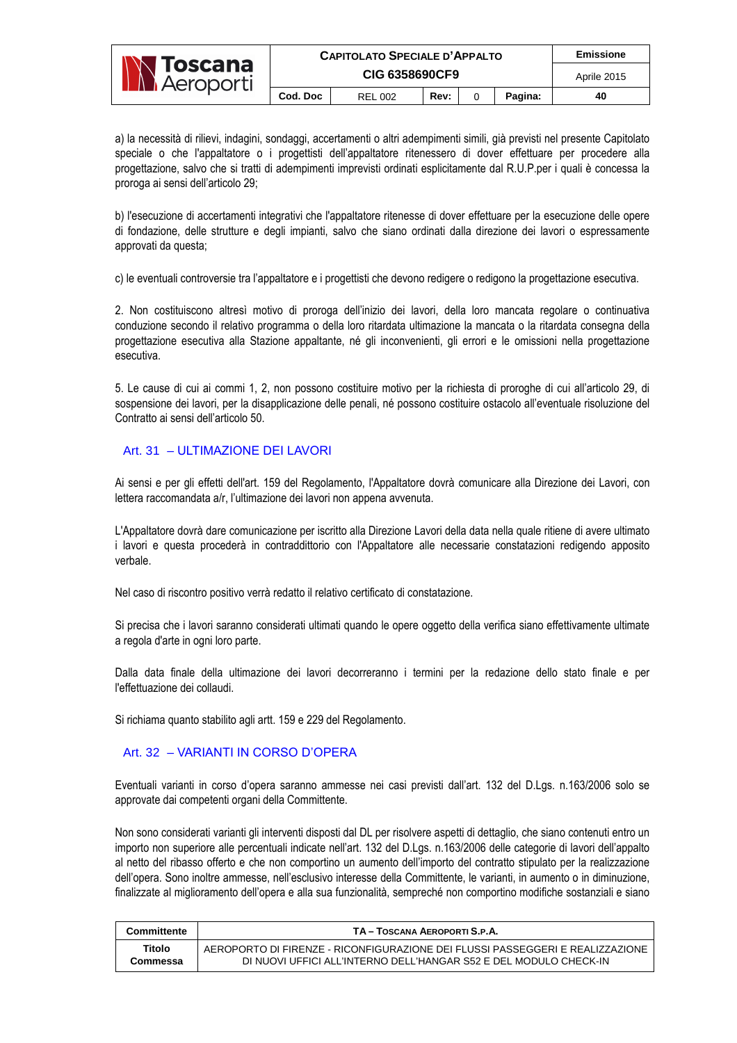a) la necessità di rilievi, indagini, sondaggi, accertamenti o altri adempimenti simili, già previsti nel presente Capitolato speciale o che l'appaltatore o i progettisti dell'appaltatore ritenessero di dover effettuare per procedere alla progettazione, salvo che si tratti di adempimenti imprevisti ordinati esplicitamente dal R.U.P.per i quali è concessa la proroga ai sensi dell'articolo 29;

b) l'esecuzione di accertamenti integrativi che l'appaltatore ritenesse di dover effettuare per la esecuzione delle opere di fondazione, delle strutture e degli impianti, salvo che siano ordinati dalla direzione dei lavori o espressamente approvati da questa;

c) le eventuali controversie tra l'appaltatore e i progettisti che devono redigere o redigono la progettazione esecutiva.

2. Non costituiscono altresì motivo di proroga dell'inizio dei lavori, della loro mancata regolare o continuativa conduzione secondo il relativo programma o della loro ritardata ultimazione la mancata o la ritardata consegna della progettazione esecutiva alla Stazione appaltante, né gli inconvenienti, gli errori e le omissioni nella progettazione esecutiva.

5. Le cause di cui ai commi 1, 2, non possono costituire motivo per la richiesta di proroghe di cui all'articolo 29, di sospensione dei lavori, per la disapplicazione delle penali, né possono costituire ostacolo all'eventuale risoluzione del Contratto ai sensi dell'articolo 50.

## Art. 31 – ULTIMAZIONE DEI LAVORI

Ai sensi e per gli effetti dell'art. 159 del Regolamento, l'Appaltatore dovrà comunicare alla Direzione dei Lavori, con lettera raccomandata a/r, l'ultimazione dei lavori non appena avvenuta.

L'Appaltatore dovrà dare comunicazione per iscritto alla Direzione Lavori della data nella quale ritiene di avere ultimato i lavori e questa procederà in contraddittorio con l'Appaltatore alle necessarie constatazioni redigendo apposito verbale.

Nel caso di riscontro positivo verrà redatto il relativo certificato di constatazione.

Si precisa che i lavori saranno considerati ultimati quando le opere oggetto della verifica siano effettivamente ultimate a regola d'arte in ogni loro parte.

Dalla data finale della ultimazione dei lavori decorreranno i termini per la redazione dello stato finale e per l'effettuazione dei collaudi.

Si richiama quanto stabilito agli artt. 159 e 229 del Regolamento.

## Art. 32 – VARIANTI IN CORSO D'OPERA

Eventuali varianti in corso d'opera saranno ammesse nei casi previsti dall'art. 132 del D.Lgs. n.163/2006 solo se approvate dai competenti organi della Committente.

Non sono considerati varianti gli interventi disposti dal DL per risolvere aspetti di dettaglio, che siano contenuti entro un importo non superiore alle percentuali indicate nell'art. 132 del D.Lgs. n.163/2006 delle categorie di lavori dell'appalto al netto del ribasso offerto e che non comportino un aumento dell'importo del contratto stipulato per la realizzazione dell'opera. Sono inoltre ammesse, nell'esclusivo interesse della Committente, le varianti, in aumento o in diminuzione, finalizzate al miglioramento dell'opera e alla sua funzionalità, sempreché non comportino modifiche sostanziali e siano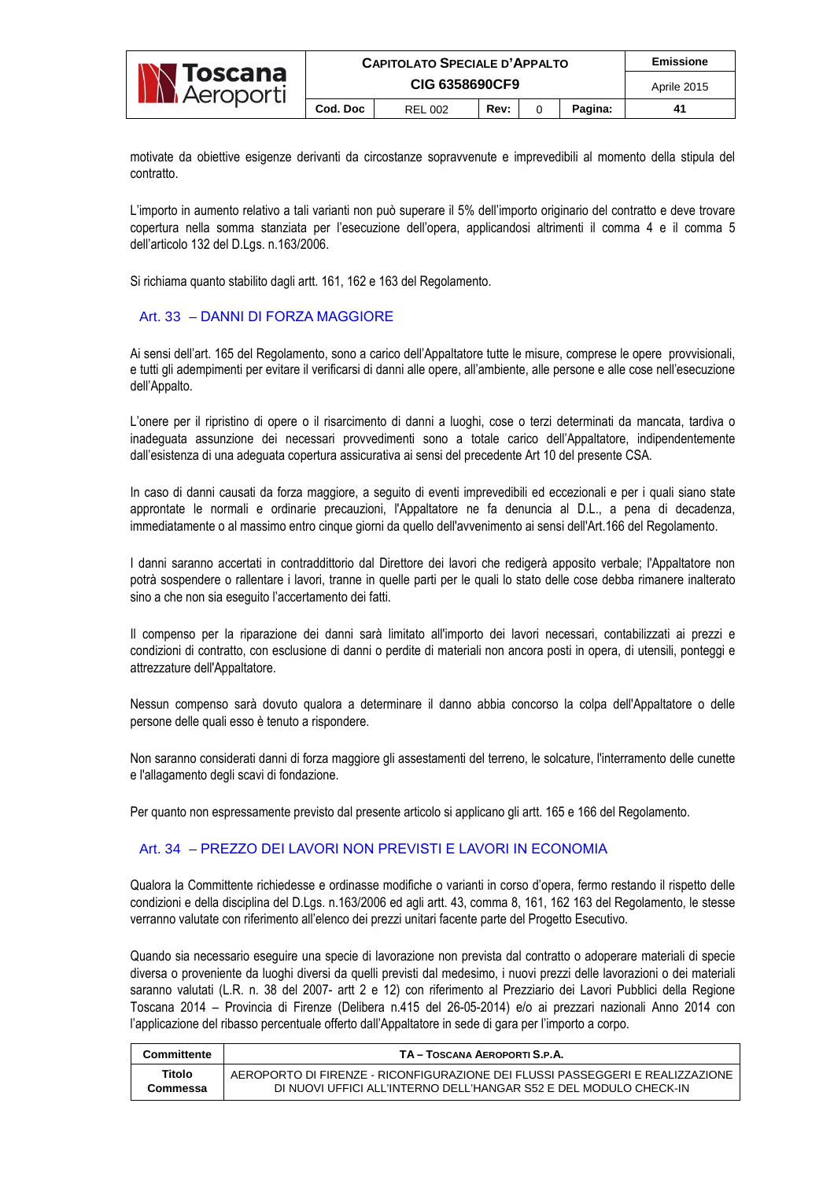motivate da obiettive esigenze derivanti da circostanze sopravvenute e imprevedibili al momento della stipula del contratto.

L'importo in aumento relativo a tali varianti non può superare il 5% dell'importo originario del contratto e deve trovare copertura nella somma stanziata per l'esecuzione dell'opera, applicandosi altrimenti il comma 4 e il comma 5 dell'articolo 132 del D.Lgs. n.163/2006.

Si richiama quanto stabilito dagli artt. 161, 162 e 163 del Regolamento.

## Art. 33 – DANNI DI FORZA MAGGIORE

Ai sensi dell'art. 165 del Regolamento, sono a carico dell'Appaltatore tutte le misure, comprese le opere provvisionali, e tutti gli adempimenti per evitare il verificarsi di danni alle opere, all'ambiente, alle persone e alle cose nell'esecuzione dell'Appalto.

L'onere per il ripristino di opere o il risarcimento di danni a luoghi, cose o terzi determinati da mancata, tardiva o inadeguata assunzione dei necessari provvedimenti sono a totale carico dell'Appaltatore, indipendentemente dall'esistenza di una adeguata copertura assicurativa ai sensi del precedente Art 10 del presente CSA.

In caso di danni causati da forza maggiore, a seguito di eventi imprevedibili ed eccezionali e per i quali siano state approntate le normali e ordinarie precauzioni, l'Appaltatore ne fa denuncia al D.L., a pena di decadenza, immediatamente o al massimo entro cinque giorni da quello dell'avvenimento ai sensi dell'Art.166 del Regolamento.

I danni saranno accertati in contraddittorio dal Direttore dei lavori che redigerà apposito verbale; l'Appaltatore non potrà sospendere o rallentare i lavori, tranne in quelle parti per le quali lo stato delle cose debba rimanere inalterato sino a che non sia eseguito l'accertamento dei fatti.

Il compenso per la riparazione dei danni sarà limitato all'importo dei lavori necessari, contabilizzati ai prezzi e condizioni di contratto, con esclusione di danni o perdite di materiali non ancora posti in opera, di utensili, ponteggi e attrezzature dell'Appaltatore.

Nessun compenso sarà dovuto qualora a determinare il danno abbia concorso la colpa dell'Appaltatore o delle persone delle quali esso è tenuto a rispondere.

Non saranno considerati danni di forza maggiore gli assestamenti del terreno, le solcature, l'interramento delle cunette e l'allagamento degli scavi di fondazione.

Per quanto non espressamente previsto dal presente articolo si applicano gli artt. 165 e 166 del Regolamento.

## Art. 34 – PREZZO DEI LAVORI NON PREVISTI E LAVORI IN ECONOMIA

Qualora la Committente richiedesse e ordinasse modifiche o varianti in corso d'opera, fermo restando il rispetto delle condizioni e della disciplina del D.Lgs. n.163/2006 ed agli artt. 43, comma 8, 161, 162 163 del Regolamento, le stesse verranno valutate con riferimento all'elenco dei prezzi unitari facente parte del Progetto Esecutivo.

Quando sia necessario eseguire una specie di lavorazione non prevista dal contratto o adoperare materiali di specie diversa o proveniente da luoghi diversi da quelli previsti dal medesimo, i nuovi prezzi delle lavorazioni o dei materiali saranno valutati (L.R. n. 38 del 2007- artt 2 e 12) con riferimento al Prezziario dei Lavori Pubblici della Regione Toscana 2014 – Provincia di Firenze (Delibera n.415 del 26-05-2014) e/o ai prezzari nazionali Anno 2014 con l'applicazione del ribasso percentuale offerto dall'Appaltatore in sede di gara per l'importo a corpo.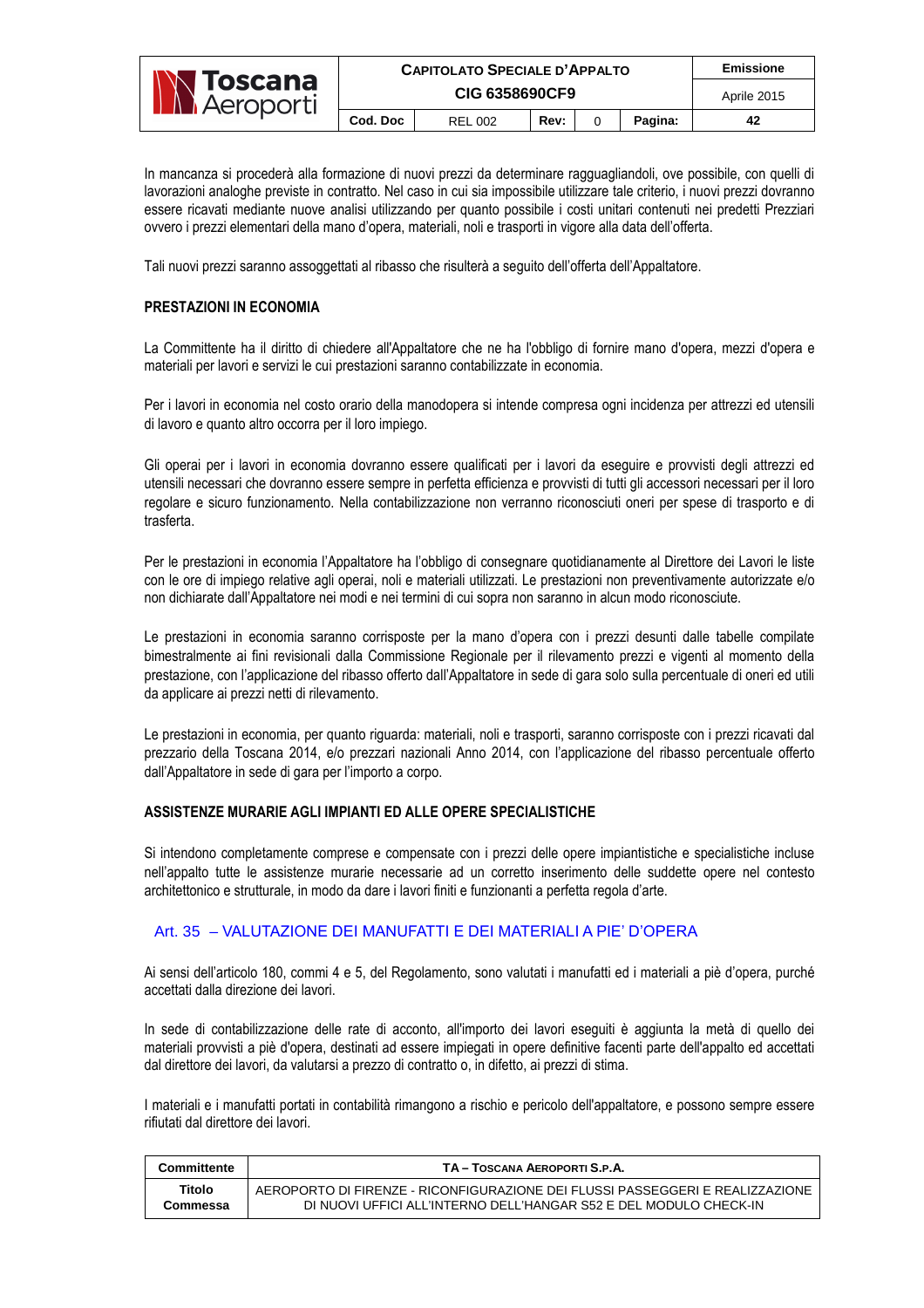In mancanza si procederà alla formazione di nuovi prezzi da determinare ragguagliandoli, ove possibile, con quelli di lavorazioni analoghe previste in contratto. Nel caso in cui sia impossibile utilizzare tale criterio, i nuovi prezzi dovranno essere ricavati mediante nuove analisi utilizzando per quanto possibile i costi unitari contenuti nei predetti Prezziari ovvero i prezzi elementari della mano d'opera, materiali, noli e trasporti in vigore alla data dell'offerta.

Tali nuovi prezzi saranno assoggettati al ribasso che risulterà a seguito dell'offerta dell'Appaltatore.

**PRESTAZIONI IN ECONOMIA**

La Committente ha il diritto di chiedere all'Appaltatore che ne ha l'obbligo di fornire mano d'opera, mezzi d'opera e materiali per lavori e servizi le cui prestazioni saranno contabilizzate in economia.

Per i lavori in economia nel costo orario della manodopera si intende compresa ogni incidenza per attrezzi ed utensili di lavoro e quanto altro occorra per il loro impiego.

Gli operai per i lavori in economia dovranno essere qualificati per i lavori da eseguire e provvisti degli attrezzi ed utensili necessari che dovranno essere sempre in perfetta efficienza e provvisti di tutti gli accessori necessari per il loro regolare e sicuro funzionamento. Nella contabilizzazione non verranno riconosciuti oneri per spese di trasporto e di trasferta.

Per le prestazioni in economia l'Appaltatore ha l'obbligo di consegnare quotidianamente al Direttore dei Lavori le liste con le ore di impiego relative agli operai, noli e materiali utilizzati. Le prestazioni non preventivamente autorizzate e/o non dichiarate dall'Appaltatore nei modi e nei termini di cui sopra non saranno in alcun modo riconosciute.

Le prestazioni in economia saranno corrisposte per la mano d'opera con i prezzi desunti dalle tabelle compilate bimestralmente ai fini revisionali dalla Commissione Regionale per il rilevamento prezzi e vigenti al momento della prestazione, con l'applicazione del ribasso offerto dall'Appaltatore in sede di gara solo sulla percentuale di oneri ed utili da applicare ai prezzi netti di rilevamento.

Le prestazioni in economia, per quanto riguarda: materiali, noli e trasporti, saranno corrisposte con i prezzi ricavati dal prezzario della Toscana 2014, e/o prezzari nazionali Anno 2014, con l'applicazione del ribasso percentuale offerto dall'Appaltatore in sede di gara per l'importo a corpo.

**ASSISTENZE MURARIE AGLI IMPIANTI ED ALLE OPERE SPECIALISTICHE**

Si intendono completamente comprese e compensate con i prezzi delle opere impiantistiche e specialistiche incluse nell'appalto tutte le assistenze murarie necessarie ad un corretto inserimento delle suddette opere nel contesto architettonico e strutturale, in modo da dare i lavori finiti e funzionanti a perfetta regola d'arte.

## Art. 35 – VALUTAZIONE DEI MANUFATTI E DEI MATERIALI A PIE' D'OPERA

Ai sensi dell'articolo 180, commi 4 e 5, del Regolamento, sono valutati i manufatti ed i materiali a piè d'opera, purché accettati dalla direzione dei lavori.

In sede di contabilizzazione delle rate di acconto, all'importo dei lavori eseguiti è aggiunta la metà di quello dei materiali provvisti a piè d'opera, destinati ad essere impiegati in opere definitive facenti parte dell'appalto ed accettati dal direttore dei lavori, da valutarsi a prezzo di contratto o, in difetto, ai prezzi di stima.

I materiali e i manufatti portati in contabilità rimangono a rischio e pericolo dell'appaltatore, e possono sempre essere rifiutati dal direttore dei lavori.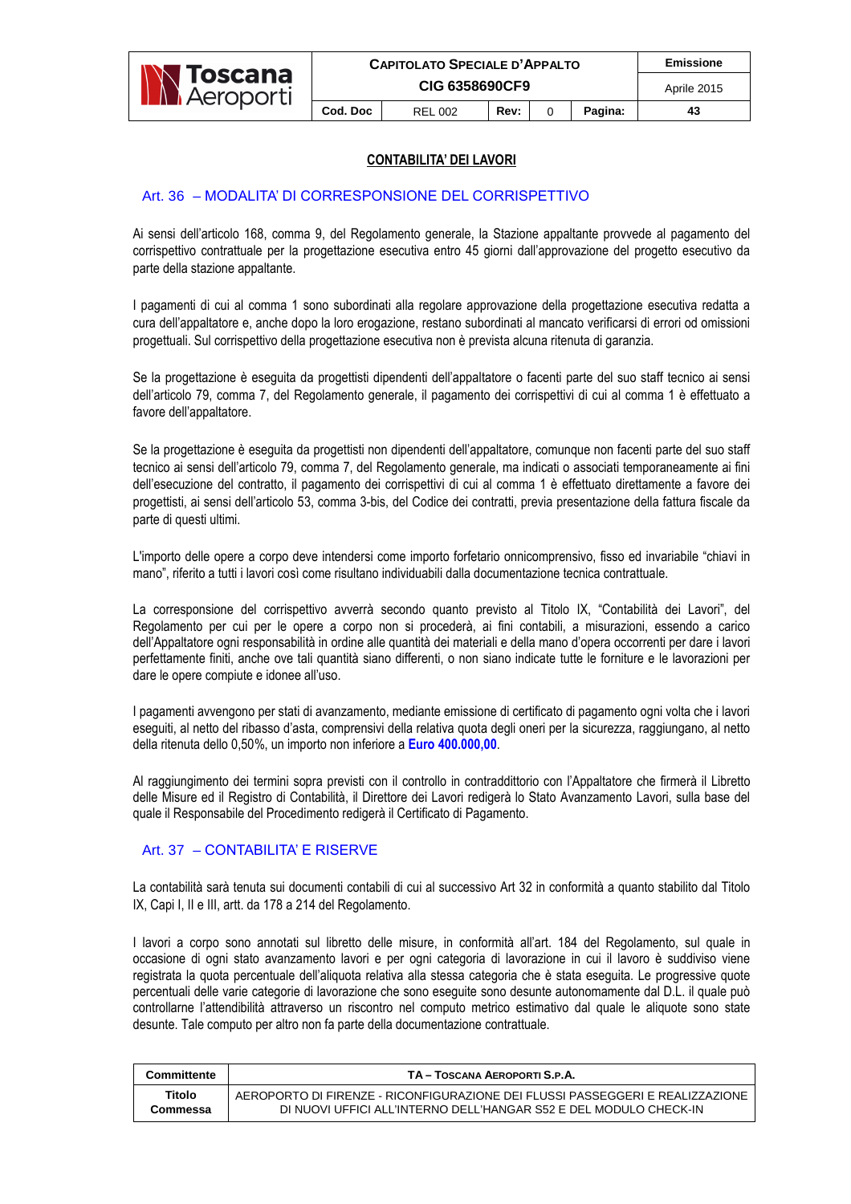## CONTABILITA' DEI LAVORI

### Art. 36 – MODALITA' DI CORRESPONSIONE DEL CORRISPETTIVO

Ai sensi dell'articolo 168, comma 9, del Regolamento generale, la Stazione appaltante provvede al pagamento del corrispettivo contrattuale per la progettazione esecutiva entro 45 giorni dall'approvazione del progetto esecutivo da parte della stazione appaltante.

I pagamenti di cui al comma 1 sono subordinati alla regolare approvazione della progettazione esecutiva redatta a cura dell'appaltatore e, anche dopo la loro erogazione, restano subordinati al mancato verificarsi di errori od omissioni progettuali. Sul corrispettivo della progettazione esecutiva non è prevista alcuna ritenuta di garanzia.

Se la progettazione è eseguita da progettisti dipendenti dell'appaltatore o facenti parte del suo staff tecnico ai sensi dell'articolo 79, comma 7, del Regolamento generale, il pagamento dei corrispettivi di cui al comma 1 è effettuato a favore dell'appaltatore.

Se la progettazione è eseguita da progettisti non dipendenti dell'appaltatore, comunque non facenti parte del suo staff tecnico ai sensi dell'articolo 79, comma 7, del Regolamento generale, ma indicati o associati temporaneamente ai fini dell'esecuzione del contratto, il pagamento dei corrispettivi di cui al comma 1 è effettuato direttamente a favore dei progettisti, ai sensi dell'articolo 53, comma 3-bis, del Codice dei contratti, previa presentazione della fattura fiscale da parte di questi ultimi.

L'importo delle opere a corpo deve intendersi come importo forfetario onnicomprensivo, fisso ed invariabile "chiavi in mano", riferito a tutti i lavori così come risultano individuabili dalla documentazione tecnica contrattuale.

La corresponsione del corrispettivo avverrà secondo quanto previsto al Titolo IX, "Contabilità dei Lavori", del Regolamento per cui per le opere a corpo non si procederà, ai fini contabili, a misurazioni, essendo a carico dell'Appaltatore ogni responsabilità in ordine alle quantità dei materiali e della mano d'opera occorrenti per dare i lavori perfettamente finiti, anche ove tali quantità siano differenti, o non siano indicate tutte le forniture e le lavorazioni per dare le opere compiute e idonee all'uso.

I pagamenti avvengono per stati di avanzamento, mediante emissione di certificato di pagamento ogni volta che i lavori eseguiti, al netto del ribasso d'asta, comprensivi della relativa quota degli oneri per la sicurezza, raggiungano, al netto della ritenuta dello 0,50%, un importo non inferiore a **Euro 400.000,00**.

Al raggiungimento dei termini sopra previsti con il controllo in contraddittorio con l'Appaltatore che firmerà il Libretto delle Misure ed il Registro di Contabilità, il Direttore dei Lavori redigerà lo Stato Avanzamento Lavori, sulla base del quale il Responsabile del Procedimento redigerà il Certificato di Pagamento.

### Art. 37 – CONTABILITA' E RISERVE

La contabilità sarà tenuta sui documenti contabili di cui al successivo Art 32 in conformità a quanto stabilito dal Titolo IX, Capi I, II e III, artt. da 178 a 214 del Regolamento.

I lavori a corpo sono annotati sul libretto delle misure, in conformità all'art. 184 del Regolamento, sul quale in occasione di ogni stato avanzamento lavori e per ogni categoria di lavorazione in cui il lavoro è suddiviso viene registrata la quota percentuale dell'aliquota relativa alla stessa categoria che è stata eseguita. Le progressive quote percentuali delle varie categorie di lavorazione che sono eseguite sono desunte autonomamente dal D.L. il quale può controllarne l'attendibilità attraverso un riscontro nel computo metrico estimativo dal quale le aliquote sono state desunte. Tale computo per altro non fa parte della documentazione contrattuale.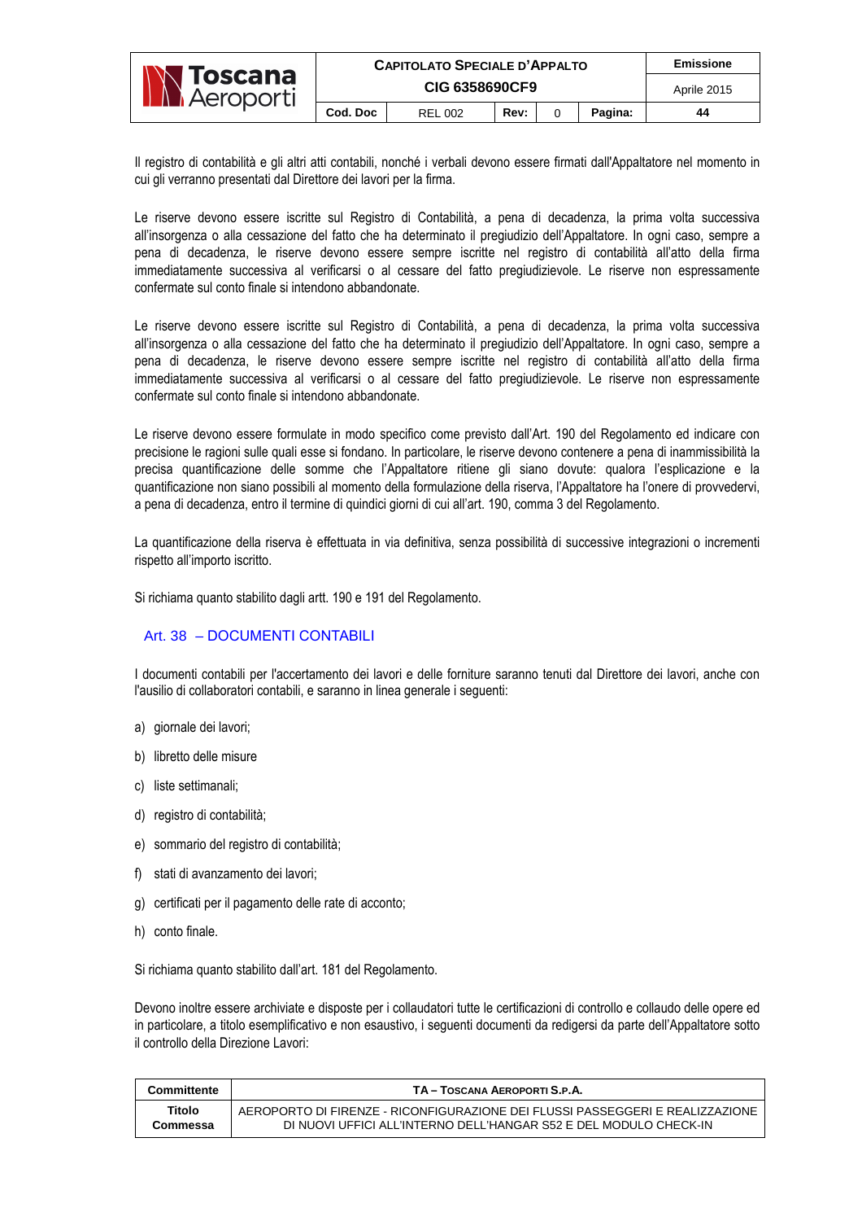Il registro di contabilità e gli altri atti contabili, nonché i verbali devono essere firmati dall'Appaltatore nel momento in cui gli verranno presentati dal Direttore dei lavori per la firma.

Le riserve devono essere iscritte sul Registro di Contabilità, a pena di decadenza, la prima volta successiva all'insorgenza o alla cessazione del fatto che ha determinato il pregiudizio dell'Appaltatore. In ogni caso, sempre a pena di decadenza, le riserve devono essere sempre iscritte nel registro di contabilità all'atto della firma immediatamente successiva al verificarsi o al cessare del fatto pregiudizievole. Le riserve non espressamente confermate sul conto finale si intendono abbandonate.

Le riserve devono essere iscritte sul Registro di Contabilità, a pena di decadenza, la prima volta successiva all'insorgenza o alla cessazione del fatto che ha determinato il pregiudizio dell'Appaltatore. In ogni caso, sempre a pena di decadenza, le riserve devono essere sempre iscritte nel registro di contabilità all'atto della firma immediatamente successiva al verificarsi o al cessare del fatto pregiudizievole. Le riserve non espressamente confermate sul conto finale si intendono abbandonate.

Le riserve devono essere formulate in modo specifico come previsto dall'Art. 190 del Regolamento ed indicare con precisione le ragioni sulle quali esse si fondano. In particolare, le riserve devono contenere a pena di inammissibilità la precisa quantificazione delle somme che l'Appaltatore ritiene gli siano dovute: qualora l'esplicazione e la quantificazione non siano possibili al momento della formulazione della riserva, l'Appaltatore ha l'onere di provvedervi, a pena di decadenza, entro il termine di quindici giorni di cui all'art. 190, comma 3 del Regolamento.

La quantificazione della riserva è effettuata in via definitiva, senza possibilità di successive integrazioni o incrementi rispetto all'importo iscritto.

Si richiama quanto stabilito dagli artt. 190 e 191 del Regolamento.

## Art. 38 – DOCUMENTI CONTABILI

I documenti contabili per l'accertamento dei lavori e delle forniture saranno tenuti dal Direttore dei lavori, anche con l'ausilio di collaboratori contabili, e saranno in linea generale i seguenti:

a) giornale dei lavori;

b) libretto delle misure

c) liste settimanali;

d) registro di contabilità;

e) sommario del registro di contabilità;

f) stati di avanzamento dei lavori;

g) certificati per il pagamento delle rate di acconto;

h) conto finale.

Si richiama quanto stabilito dall'art. 181 del Regolamento.

Devono inoltre essere archiviate e disposte per i collaudatori tutte le certificazioni di controllo e collaudo delle opere ed in particolare, a titolo esemplificativo e non esaustivo, i seguenti documenti da redigersi da parte dell'Appaltatore sotto il controllo della Direzione Lavori: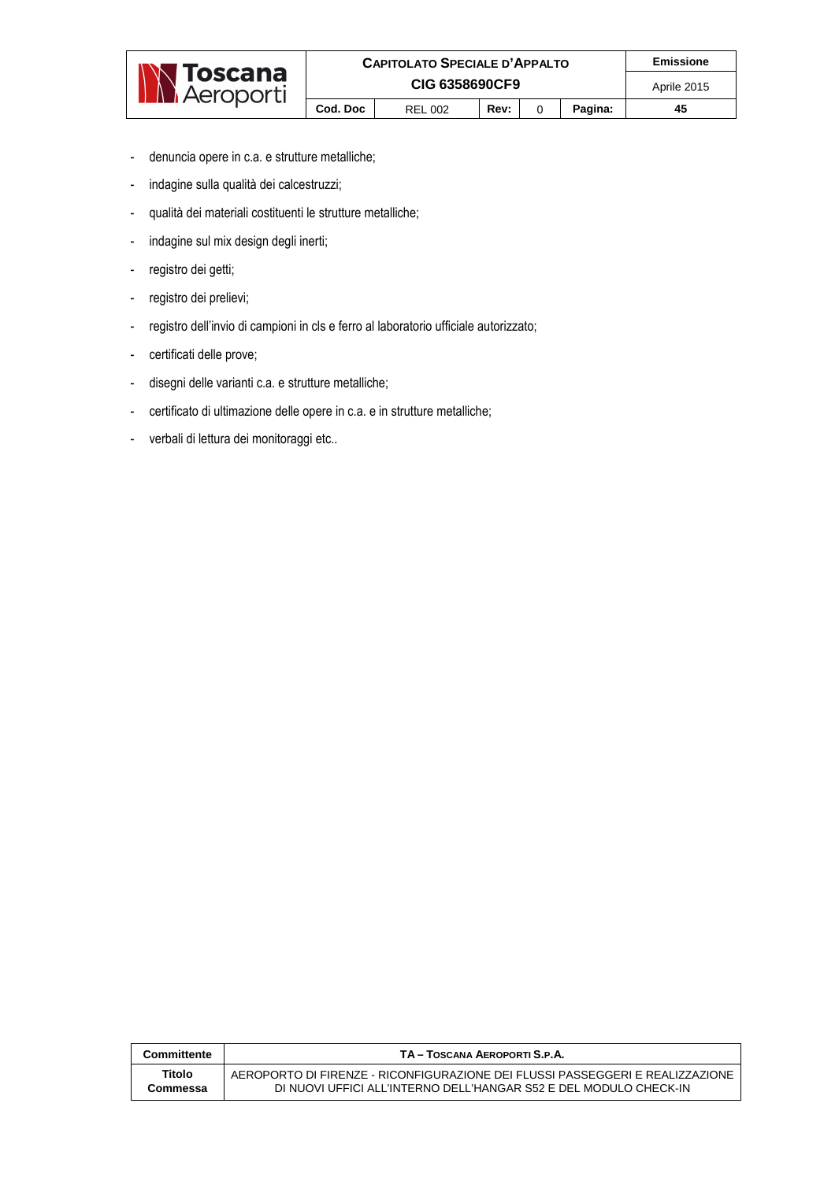- denuncia opere in c.a. e strutture metalliche;
- indagine sulla qualità dei calcestruzzi;
- qualità dei materiali costituenti le strutture metalliche;
- indagine sul mix design degli inerti;
- registro dei getti;
- registro dei prelievi;
- registro dell'invio di campioni in cls e ferro al laboratorio ufficiale autorizzato;
- certificati delle prove;
- disegni delle varianti c.a. e strutture metalliche;
- certificato di ultimazione delle opere in c.a. e in strutture metalliche;
- verbali di lettura dei monitoraggi etc..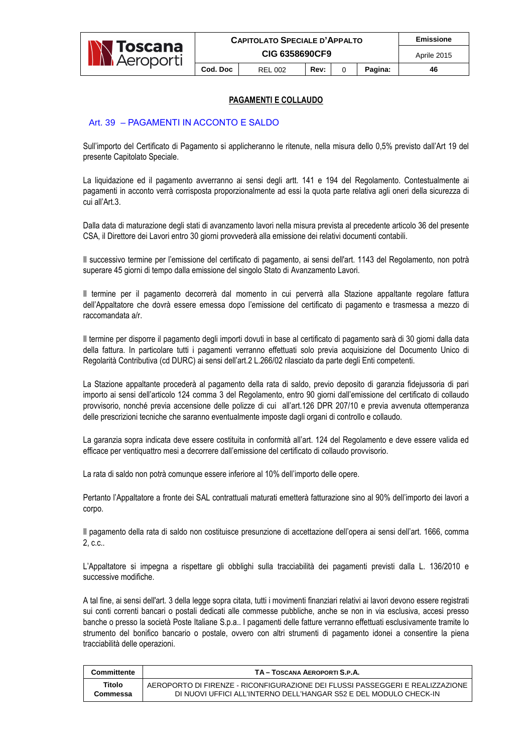**PAGAMENTI E COLLAUDO**

## Art. 39 – PAGAMENTI IN ACCONTO E SALDO

Sull'importo del Certificato di Pagamento si applicheranno le ritenute, nella misura dello 0,5% previsto dall'Art 19 del presente Capitolato Speciale.

La liquidazione ed il pagamento avverranno ai sensi degli artt. 141 e 194 del Regolamento. Contestualmente ai pagamenti in acconto verrà corrisposta proporzionalmente ad essi la quota parte relativa agli oneri della sicurezza di cui all'Art.3.

Dalla data di maturazione degli stati di avanzamento lavori nella misura prevista al precedente articolo 36 del presente CSA, il Direttore dei Lavori entro 30 giorni provvederà alla emissione dei relativi documenti contabili.

Il successivo termine per l'emissione del certificato di pagamento, ai sensi dell'art. 1143 del Regolamento, non potrà superare 45 giorni di tempo dalla emissione del singolo Stato di Avanzamento Lavori.

Il termine per il pagamento decorrerà dal momento in cui perverrà alla Stazione appaltante regolare fattura dell'Appaltatore che dovrà essere emessa dopo l'emissione del certificato di pagamento e trasmessa a mezzo di raccomandata a/r.

Il termine per disporre il pagamento degli importi dovuti in base al certificato di pagamento sarà di 30 giorni dalla data della fattura. In particolare tutti i pagamenti verranno effettuati solo previa acquisizione del Documento Unico di Regolarità Contributiva (cd DURC) ai sensi dell'art.2 L.266/02 rilasciato da parte degli Enti competenti.

La Stazione appaltante procederà al pagamento della rata di saldo, previo deposito di garanzia fidejussoria di pari importo ai sensi dell'articolo 124 comma 3 del Regolamento, entro 90 giorni dall'emissione del certificato di collaudo provvisorio, nonché previa accensione delle polizze di cui all'art.126 DPR 207/10 e previa avvenuta ottemperanza delle prescrizioni tecniche che saranno eventualmente imposte dagli organi di controllo e collaudo.

La garanzia sopra indicata deve essere costituita in conformità all'art. 124 del Regolamento e deve essere valida ed efficace per ventiquattro mesi a decorrere dall'emissione del certificato di collaudo provvisorio.

La rata di saldo non potrà comunque essere inferiore al 10% dell'importo delle opere.

Pertanto l'Appaltatore a fronte dei SAL contrattuali maturati emetterà fatturazione sino al 90% dell'importo dei lavori a corpo.

Il pagamento della rata di saldo non costituisce presunzione di accettazione dell'opera ai sensi dell'art. 1666, comma 2, c.c..

L'Appaltatore si impegna a rispettare gli obblighi sulla tracciabilità dei pagamenti previsti dalla L. 136/2010 e successive modifiche.

A tal fine, ai sensi dell'art. 3 della legge sopra citata, tutti i movimenti finanziari relativi ai lavori devono essere registrati sui conti correnti bancari o postali dedicati alle commesse pubbliche, anche se non in via esclusiva, accesi presso banche o presso la società Poste Italiane S.p.a.. I pagamenti delle fatture verranno effettuati esclusivamente tramite lo strumento del bonifico bancario o postale, ovvero con altri strumenti di pagamento idonei a consentire la piena tracciabilità delle operazioni.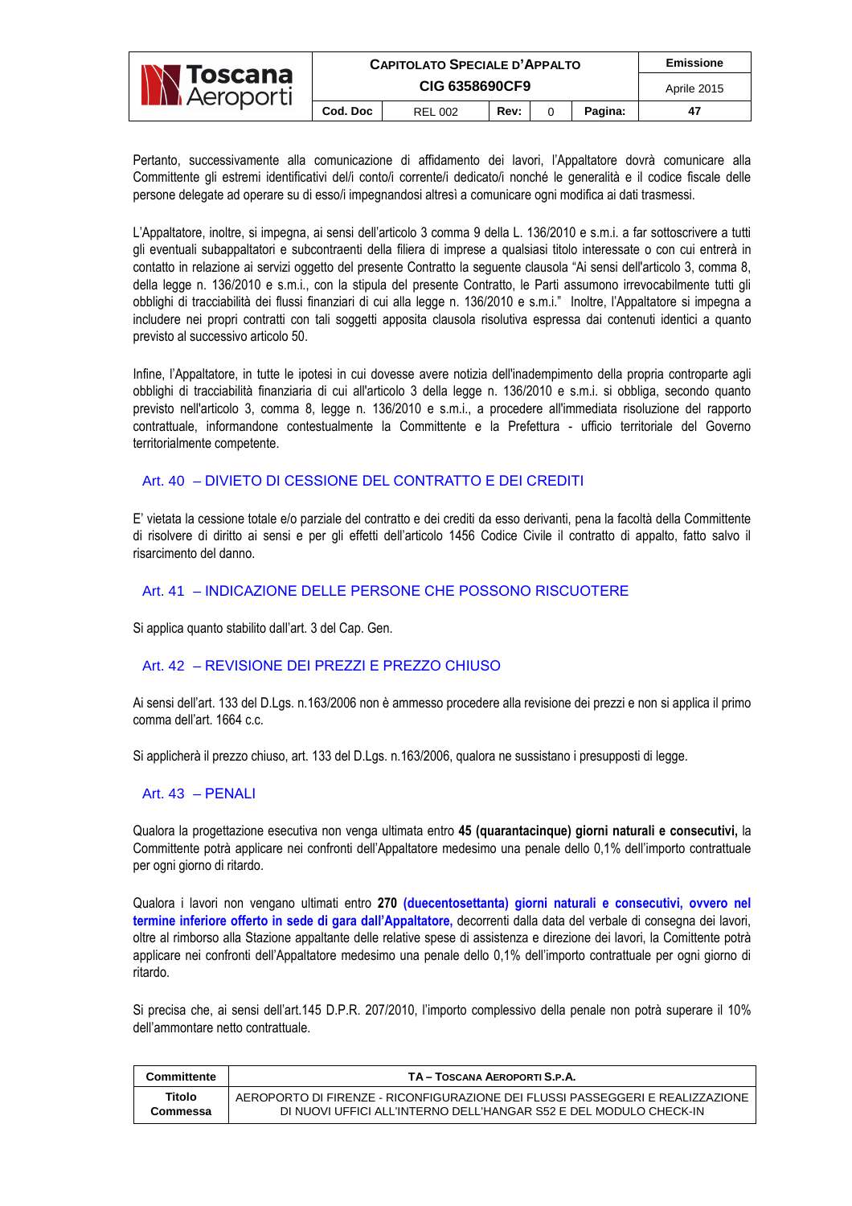Pertanto, successivamente alla comunicazione di affidamento dei lavori, l'Appaltatore dovrà comunicare alla Committente gli estremi identificativi del/i conto/i corrente/i dedicato/i nonché le generalità e il codice fiscale delle persone delegate ad operare su di esso/i impegnandosi altresì a comunicare ogni modifica ai dati trasmessi.

L'Appaltatore, inoltre, si impegna, ai sensi dell'articolo 3 comma 9 della L. 136/2010 e s.m.i. a far sottoscrivere a tutti gli eventuali subappaltatori e subcontraenti della filiera di imprese a qualsiasi titolo interessate o con cui entrerà in contatto in relazione ai servizi oggetto del presente Contratto la seguente clausola "Ai sensi dell'articolo 3, comma 8, della legge n. 136/2010 e s.m.i., con la stipula del presente Contratto, le Parti assumono irrevocabilmente tutti gli obblighi di tracciabilità dei flussi finanziari di cui alla legge n. 136/2010 e s.m.i." Inoltre, l'Appaltatore si impegna a includere nei propri contratti con tali soggetti apposita clausola risolutiva espressa dai contenuti identici a quanto previsto al successivo articolo 50.

Infine, l'Appaltatore, in tutte le ipotesi in cui dovesse avere notizia dell'inadempimento della propria controparte agli obblighi di tracciabilità finanziaria di cui all'articolo 3 della legge n. 136/2010 e s.m.i. si obbliga, secondo quanto previsto nell'articolo 3, comma 8, legge n. 136/2010 e s.m.i., a procedere all'immediata risoluzione del rapporto contrattuale, informandone contestualmente la Committente e la Prefettura - ufficio territoriale del Governo territorialmente competente.

## Art. 40 – DIVIETO DI CESSIONE DEL CONTRATTO E DEI CREDITI

E' vietata la cessione totale e/o parziale del contratto e dei crediti da esso derivanti, pena la facoltà della Committente di risolvere di diritto ai sensi e per gli effetti dell'articolo 1456 Codice Civile il contratto di appalto, fatto salvo il risarcimento del danno.

## Art. 41 – INDICAZIONE DELLE PERSONE CHE POSSONO RISCUOTERE

Si applica quanto stabilito dall'art. 3 del Cap. Gen.

## Art. 42 – REVISIONE DEI PREZZI E PREZZO CHIUSO

Ai sensi dell'art. 133 del D.Lgs. n.163/2006 non è ammesso procedere alla revisione dei prezzi e non si applica il primo comma dell'art. 1664 c.c.

Si applicherà il prezzo chiuso, art. 133 del D.Lgs. n.163/2006, qualora ne sussistano i presupposti di legge.

## Art. 43 – PENALI

Qualora la progettazione esecutiva non venga ultimata entro **45 (quarantacinque) giorni naturali e consecutivi,** la Committente potrà applicare nei confronti dell'Appaltatore medesimo una penale dello 0,1% dell'importo contrattuale per ogni giorno di ritardo.

Qualora i lavori non vengano ultimati entro **270 (duecentosettanta) giorni naturali e consecutivi, ovvero nel termine inferiore offerto in sede di gara dall'Appaltatore,** decorrenti dalla data del verbale di consegna dei lavori, oltre al rimborso alla Stazione appaltante delle relative spese di assistenza e direzione dei lavori, la Comittente potrà applicare nei confronti dell'Appaltatore medesimo una penale dello 0,1% dell'importo contrattuale per ogni giorno di ritardo.

Si precisa che, ai sensi dell'art.145 D.P.R. 207/2010, l'importo complessivo della penale non potrà superare il 10% dell'ammontare netto contrattuale.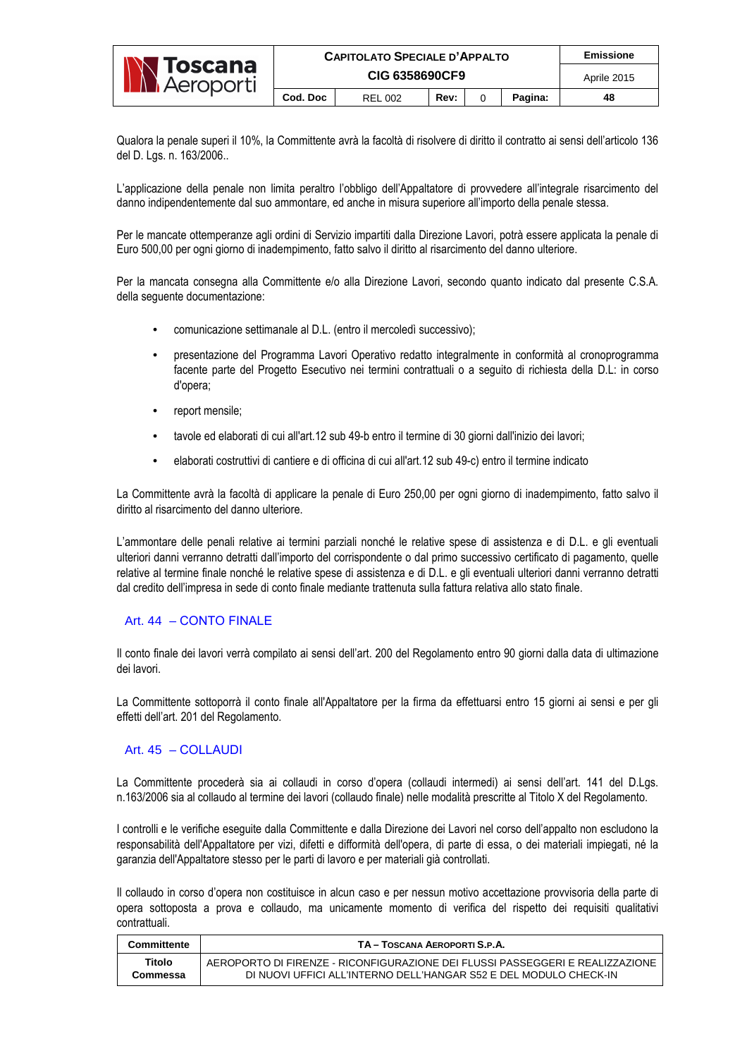Qualora la penale superi il 10%, la Committente avrà la facoltà di risolvere di diritto il contratto ai sensi dell'articolo 136 del D. Lgs. n. 163/2006..

L'applicazione della penale non limita peraltro l'obbligo dell'Appaltatore di provvedere all'integrale risarcimento del danno indipendentemente dal suo ammontare, ed anche in misura superiore all'importo della penale stessa.

Per le mancate ottemperanze agli ordini di Servizio impartiti dalla Direzione Lavori, potrà essere applicata la penale di Euro 500,00 per ogni giorno di inadempimento, fatto salvo il diritto al risarcimento del danno ulteriore.

Per la mancata consegna alla Committente e/o alla Direzione Lavori, secondo quanto indicato dal presente C.S.A. della seguente documentazione:

- comunicazione settimanale al D.L. (entro il mercoledì successivo);
- presentazione del Programma Lavori Operativo redatto integralmente in conformità al cronoprogramma facente parte del Progetto Esecutivo nei termini contrattuali o a seguito di richiesta della D.L: in corso d'opera;
- report mensile;
- tavole ed elaborati di cui all'art.12 sub 49-b entro il termine di 30 giorni dall'inizio dei lavori;
- elaborati costruttivi di cantiere e di officina di cui all'art.12 sub 49-c) entro il termine indicato

La Committente avrà la facoltà di applicare la penale di Euro 250,00 per ogni giorno di inadempimento, fatto salvo il diritto al risarcimento del danno ulteriore.

L'ammontare delle penali relative ai termini parziali nonché le relative spese di assistenza e di D.L. e gli eventuali ulteriori danni verranno detratti dall'importo del corrispondente o dal primo successivo certificato di pagamento, quelle relative al termine finale nonché le relative spese di assistenza e di D.L. e gli eventuali ulteriori danni verranno detratti dal credito dell'impresa in sede di conto finale mediante trattenuta sulla fattura relativa allo stato finale.

## Art. 44 – CONTO FINALE

Il conto finale dei lavori verrà compilato ai sensi dell'art. 200 del Regolamento entro 90 giorni dalla data di ultimazione dei lavori.

La Committente sottoporrà il conto finale all'Appaltatore per la firma da effettuarsi entro 15 giorni ai sensi e per gli effetti dell'art. 201 del Regolamento.

## Art. 45 – COLLAUDI

La Committente procederà sia ai collaudi in corso d'opera (collaudi intermedi) ai sensi dell'art. 141 del D.Lgs. n.163/2006 sia al collaudo al termine dei lavori (collaudo finale) nelle modalità prescritte al Titolo X del Regolamento.

I controlli e le verifiche eseguite dalla Committente e dalla Direzione dei Lavori nel corso dell'appalto non escludono la responsabilità dell'Appaltatore per vizi, difetti e difformità dell'opera, di parte di essa, o dei materiali impiegati, né la garanzia dell'Appaltatore stesso per le parti di lavoro e per materiali già controllati.

Il collaudo in corso d'opera non costituisce in alcun caso e per nessun motivo accettazione provvisoria della parte di opera sottoposta a prova e collaudo, ma unicamente momento di verifica del rispetto dei requisiti qualitativi contrattuali.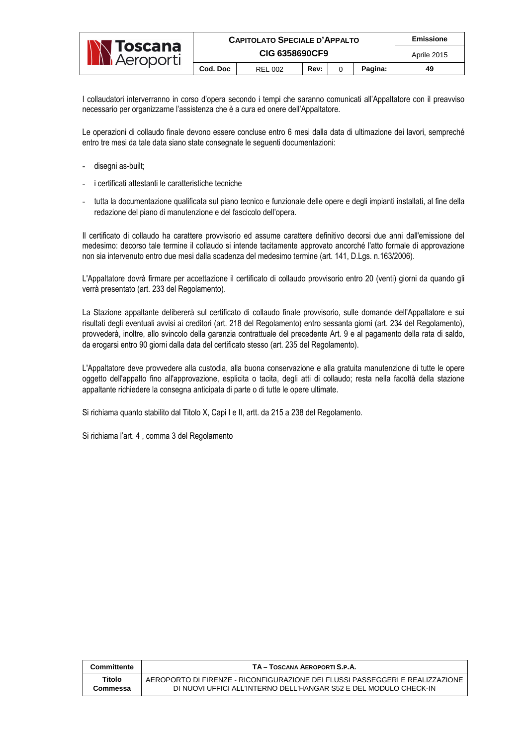I collaudatori interverranno in corso d'opera secondo i tempi che saranno comunicati all'Appaltatore con il preavviso necessario per organizzarne l'assistenza che è a cura ed onere dell'Appaltatore.

Le operazioni di collaudo finale devono essere concluse entro 6 mesi dalla data di ultimazione dei lavori, sempreché entro tre mesi da tale data siano state consegnate le seguenti documentazioni:

- disegni as-built;
- i certificati attestanti le caratteristiche tecniche
- tutta la documentazione qualificata sul piano tecnico e funzionale delle opere e degli impianti installati, al fine della redazione del piano di manutenzione e del fascicolo dell'opera.

Il certificato di collaudo ha carattere provvisorio ed assume carattere definitivo decorsi due anni dall'emissione del medesimo: decorso tale termine il collaudo si intende tacitamente approvato ancorché l'atto formale di approvazione non sia intervenuto entro due mesi dalla scadenza del medesimo termine (art. 141, D.Lgs. n.163/2006).

L'Appaltatore dovrà firmare per accettazione il certificato di collaudo provvisorio entro 20 (venti) giorni da quando gli verrà presentato (art. 233 del Regolamento).

La Stazione appaltante delibererà sul certificato di collaudo finale provvisorio, sulle domande dell'Appaltatore e sui risultati degli eventuali avvisi ai creditori (art. 218 del Regolamento) entro sessanta giorni (art. 234 del Regolamento), provvederà, inoltre, allo svincolo della garanzia contrattuale del precedente Art. 9 e al pagamento della rata di saldo, da erogarsi entro 90 giorni dalla data del certificato stesso (art. 235 del Regolamento).

L'Appaltatore deve provvedere alla custodia, alla buona conservazione e alla gratuita manutenzione di tutte le opere oggetto dell'appalto fino all'approvazione, esplicita o tacita, degli atti di collaudo; resta nella facoltà della stazione appaltante richiedere la consegna anticipata di parte o di tutte le opere ultimate.

Si richiama quanto stabilito dal Titolo X, Capi I e II, artt. da 215 a 238 del Regolamento.

Si richiama l'art. 4 , comma 3 del Regolamento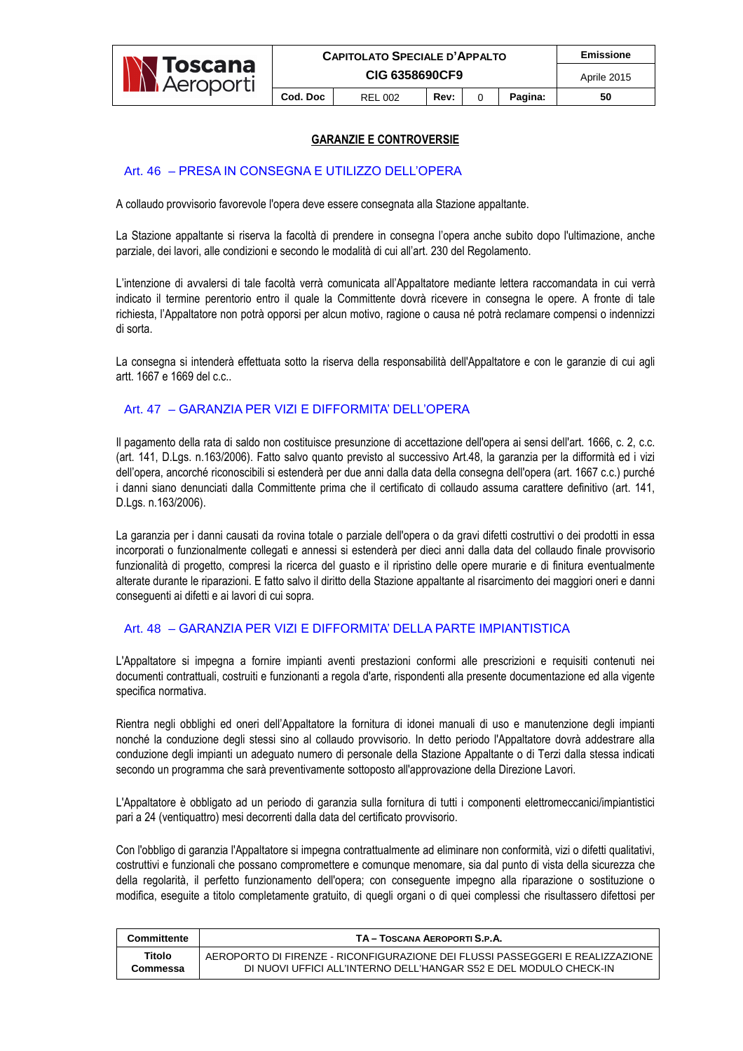## GARANZIE E CONTROVERSIE

### Art. 46 – PRESA IN CONSEGNA E UTILIZZO DELL'OPERA

A collaudo provvisorio favorevole l'opera deve essere consegnata alla Stazione appaltante.

La Stazione appaltante si riserva la facoltà di prendere in consegna l'opera anche subito dopo l'ultimazione, anche parziale, dei lavori, alle condizioni e secondo le modalità di cui all'art. 230 del Regolamento.

L'intenzione di avvalersi di tale facoltà verrà comunicata all'Appaltatore mediante lettera raccomandata in cui verrà indicato il termine perentorio entro il quale la Committente dovrà ricevere in consegna le opere. A fronte di tale richiesta, l'Appaltatore non potrà opporsi per alcun motivo, ragione o causa né potrà reclamare compensi o indennizzi di sorta.

La consegna si intenderà effettuata sotto la riserva della responsabilità dell'Appaltatore e con le garanzie di cui agli artt. 1667 e 1669 del c.c..

### Art. 47 – GARANZIA PER VIZI E DIFFORMITA' DELL'OPERA

Il pagamento della rata di saldo non costituisce presunzione di accettazione dell'opera ai sensi dell'art. 1666, c. 2, c.c. (art. 141, D.Lgs. n.163/2006). Fatto salvo quanto previsto al successivo Art.48, la garanzia per la difformità ed i vizi dell'opera, ancorché riconoscibili si estenderà per due anni dalla data della consegna dell'opera (art. 1667 c.c.) purché i danni siano denunciati dalla Committente prima che il certificato di collaudo assuma carattere definitivo (art. 141, D.Lgs. n.163/2006).

La garanzia per i danni causati da rovina totale o parziale dell'opera o da gravi difetti costruttivi o dei prodotti in essa incorporati o funzionalmente collegati e annessi si estenderà per dieci anni dalla data del collaudo finale provvisorio funzionalità di progetto, compresi la ricerca del guasto e il ripristino delle opere murarie e di finitura eventualmente alterate durante le riparazioni. E fatto salvo il diritto della Stazione appaltante al risarcimento dei maggiori oneri e danni conseguenti ai difetti e ai lavori di cui sopra.

### Art. 48 – GARANZIA PER VIZI E DIFFORMITA' DELLA PARTE IMPIANTISTICA

L'Appaltatore si impegna a fornire impianti aventi prestazioni conformi alle prescrizioni e requisiti contenuti nei documenti contrattuali, costruiti e funzionanti a regola d'arte, rispondenti alla presente documentazione ed alla vigente specifica normativa.

Rientra negli obblighi ed oneri dell'Appaltatore la fornitura di idonei manuali di uso e manutenzione degli impianti nonché la conduzione degli stessi sino al collaudo provvisorio. In detto periodo l'Appaltatore dovrà addestrare alla conduzione degli impianti un adeguato numero di personale della Stazione Appaltante o di Terzi dalla stessa indicati secondo un programma che sarà preventivamente sottoposto all'approvazione della Direzione Lavori.

L'Appaltatore è obbligato ad un periodo di garanzia sulla fornitura di tutti i componenti elettromeccanici/impiantistici pari a 24 (ventiquattro) mesi decorrenti dalla data del certificato provvisorio.

Con l'obbligo di garanzia l'Appaltatore si impegna contrattualmente ad eliminare non conformità, vizi o difetti qualitativi, costruttivi e funzionali che possano compromettere e comunque menomare, sia dal punto di vista della sicurezza che della regolarità, il perfetto funzionamento dell'opera; con conseguente impegno alla riparazione o sostituzione o modifica, eseguite a titolo completamente gratuito, di quegli organi o di quei complessi che risultassero difettosi per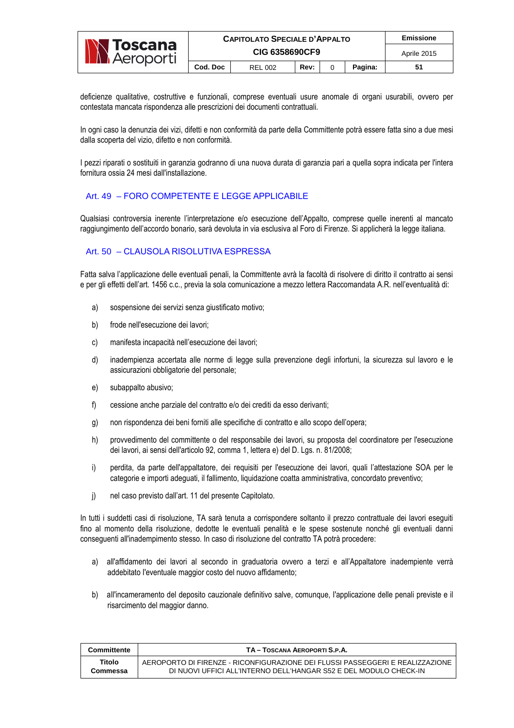deficienze qualitative, costruttive e funzionali, comprese eventuali usure anomale di organi usurabili, ovvero per contestata mancata rispondenza alle prescrizioni dei documenti contrattuali.

In ogni caso la denunzia dei vizi, difetti e non conformità da parte della Committente potrà essere fatta sino a due mesi dalla scoperta del vizio, difetto e non conformità.

I pezzi riparati o sostituiti in garanzia godranno di una nuova durata di garanzia pari a quella sopra indicata per l'intera fornitura ossia 24 mesi dall'installazione.

## Art. 49 – FORO COMPETENTE E LEGGE APPLICABILE

Qualsiasi controversia inerente l'interpretazione e/o esecuzione dell'Appalto, comprese quelle inerenti al mancato raggiungimento dell'accordo bonario, sarà devoluta in via esclusiva al Foro di Firenze. Si applicherà la legge italiana.

## Art. 50 – CLAUSOLA RISOLUTIVA ESPRESSA

Fatta salva l'applicazione delle eventuali penali, la Committente avrà la facoltà di risolvere di diritto il contratto ai sensi e per gli effetti dell'art. 1456 c.c., previa la sola comunicazione a mezzo lettera Raccomandata A.R. nell'eventualità di:

a) sospensione dei servizi senza giustificato motivo;

b) frode nell'esecuzione dei lavori;

c) manifesta incapacità nell'esecuzione dei lavori;

d) inadempienza accertata alle norme di legge sulla prevenzione degli infortuni, la sicurezza sul lavoro e le assicurazioni obbligatorie del personale;

e) subappalto abusivo;

f) cessione anche parziale del contratto e/o dei crediti da esso derivanti;

g) non rispondenza dei beni forniti alle specifiche di contratto e allo scopo dell'opera;

h) provvedimento del committente o del responsabile dei lavori, su proposta del coordinatore per l'esecuzione dei lavori, ai sensi dell'articolo 92, comma 1, lettera e) del D. Lgs. n. 81/2008;

i) perdita, da parte dell'appaltatore, dei requisiti per l'esecuzione dei lavori, quali l'attestazione SOA per le categorie e importi adeguati, il fallimento, liquidazione coatta amministrativa, concordato preventivo;

j) nel caso previsto dall'art. 11 del presente Capitolato.

In tutti i suddetti casi di risoluzione, TA sarà tenuta a corrispondere soltanto il prezzo contrattuale dei lavori eseguiti fino al momento della risoluzione, dedotte le eventuali penalità e le spese sostenute nonché gli eventuali danni conseguenti all'inadempimento stesso. In caso di risoluzione del contratto TA potrà procedere:

a) all'affidamento dei lavori al secondo in graduatoria ovvero a terzi e all'Appaltatore inadempiente verrà addebitato l'eventuale maggior costo del nuovo affidamento;

b) all'incameramento del deposito cauzionale definitivo salve, comunque, l'applicazione delle penali previste e il risarcimento del maggior danno.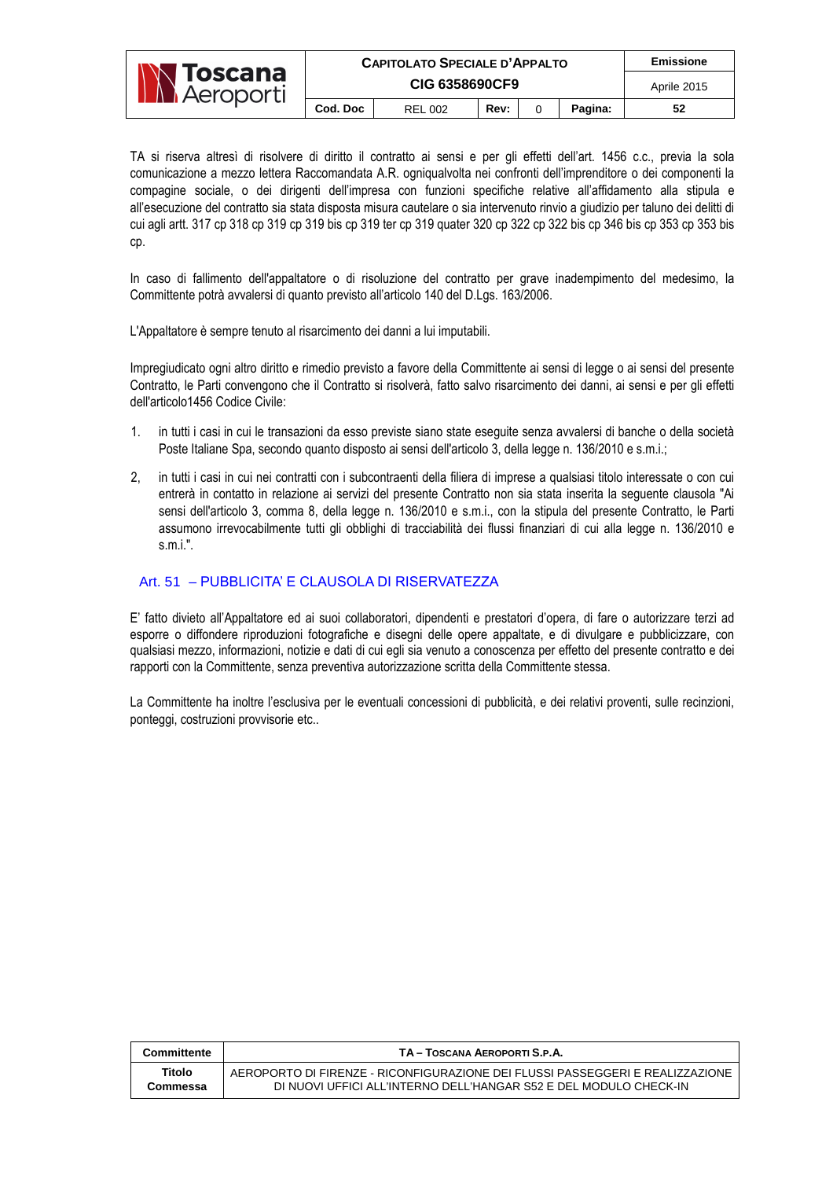TA si riserva altresì di risolvere di diritto il contratto ai sensi e per gli effetti dell'art. 1456 c.c., previa la sola comunicazione a mezzo lettera Raccomandata A.R. ogniqualvolta nei confronti dell'imprenditore o dei componenti la compagine sociale, o dei dirigenti dell'impresa con funzioni specifiche relative all'affidamento alla stipula e all'esecuzione del contratto sia stata disposta misura cautelare o sia intervenuto rinvio a giudizio per taluno dei delitti di cui agli artt. 317 cp 318 cp 319 cp 319 bis cp 319 ter cp 319 quater 320 cp 322 cp 322 bis cp 346 bis cp 353 cp 353 bis cp.

In caso di fallimento dell'appaltatore o di risoluzione del contratto per grave inadempimento del medesimo, la Committente potrà avvalersi di quanto previsto all'articolo 140 del D.Lgs. 163/2006.

L'Appaltatore è sempre tenuto al risarcimento dei danni a lui imputabili.

Impregiudicato ogni altro diritto e rimedio previsto a favore della Committente ai sensi di legge o ai sensi del presente Contratto, le Parti convengono che il Contratto si risolverà, fatto salvo risarcimento dei danni, ai sensi e per gli effetti dell'articolo1456 Codice Civile:

1. in tutti i casi in cui le transazioni da esso previste siano state eseguite senza avvalersi di banche o della società Poste Italiane Spa, secondo quanto disposto ai sensi dell'articolo 3, della legge n. 136/2010 e s.m.i.;

2, in tutti i casi in cui nei contratti con i subcontraenti della filiera di imprese a qualsiasi titolo interessate o con cui entrerà in contatto in relazione ai servizi del presente Contratto non sia stata inserita la seguente clausola "Ai sensi dell'articolo 3, comma 8, della legge n. 136/2010 e s.m.i., con la stipula del presente Contratto, le Parti assumono irrevocabilmente tutti gli obblighi di tracciabilità dei flussi finanziari di cui alla legge n. 136/2010 e s.m.i.".

## Art. 51 – PUBBLICITA' E CLAUSOLA DI RISERVATEZZA

E' fatto divieto all'Appaltatore ed ai suoi collaboratori, dipendenti e prestatori d'opera, di fare o autorizzare terzi ad esporre o diffondere riproduzioni fotografiche e disegni delle opere appaltate, e di divulgare e pubblicizzare, con qualsiasi mezzo, informazioni, notizie e dati di cui egli sia venuto a conoscenza per effetto del presente contratto e dei rapporti con la Committente, senza preventiva autorizzazione scritta della Committente stessa.

La Committente ha inoltre l'esclusiva per le eventuali concessioni di pubblicità, e dei relativi proventi, sulle recinzioni, ponteggi, costruzioni provvisorie etc..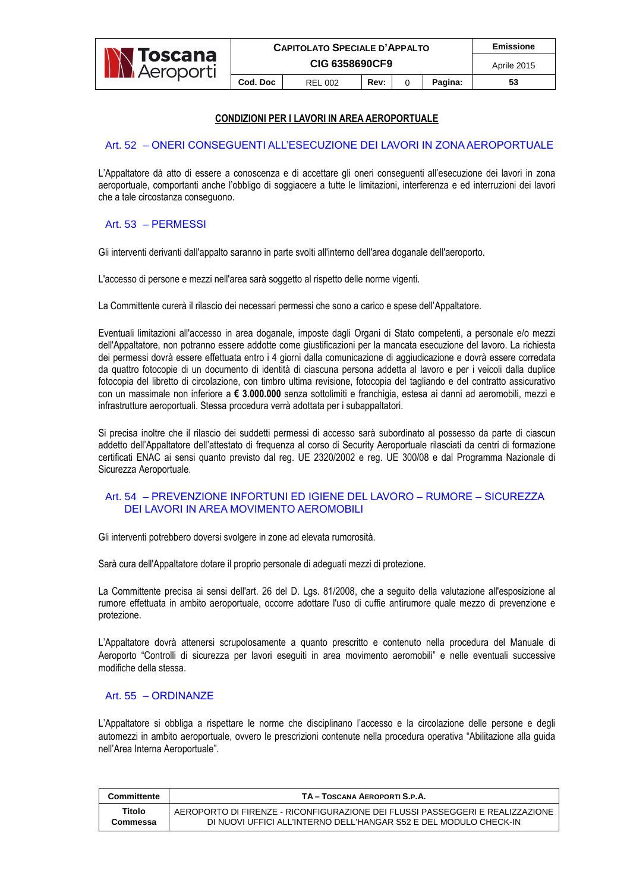## CONDIZIONI PER I LAVORI IN AREA AEROPORTUALE

### Art. 52 – ONERI CONSEGUENTI ALL'ESECUZIONE DEI LAVORI IN ZONA AEROPORTUALE

L'Appaltatore dà atto di essere a conoscenza e di accettare gli oneri conseguenti all'esecuzione dei lavori in zona aeroportuale, comportanti anche l'obbligo di soggiacere a tutte le limitazioni, interferenza e ed interruzioni dei lavori che a tale circostanza conseguono.

### Art. 53 – PERMESSI

Gli interventi derivanti dall'appalto saranno in parte svolti all'interno dell'area doganale dell'aeroporto.

L'accesso di persone e mezzi nell'area sarà soggetto al rispetto delle norme vigenti.

La Committente curerà il rilascio dei necessari permessi che sono a carico e spese dell'Appaltatore.

Eventuali limitazioni all'accesso in area doganale, imposte dagli Organi di Stato competenti, a personale e/o mezzi dell'Appaltatore, non potranno essere addotte come giustificazioni per la mancata esecuzione del lavoro. La richiesta dei permessi dovrà essere effettuata entro i 4 giorni dalla comunicazione di aggiudicazione e dovrà essere corredata da quattro fotocopie di un documento di identità di ciascuna persona addetta al lavoro e per i veicoli dalla duplice fotocopia del libretto di circolazione, con timbro ultima revisione, fotocopia del tagliando e del contratto assicurativo con un massimale non inferiore a **€ 3.000.000** senza sottolimiti e franchigia, estesa ai danni ad aeromobili, mezzi e infrastrutture aeroportuali. Stessa procedura verrà adottata per i subappaltatori.

Si precisa inoltre che il rilascio dei suddetti permessi di accesso sarà subordinato al possesso da parte di ciascun addetto dell'Appaltatore dell'attestato di frequenza al corso di Security Aeroportuale rilasciati da centri di formazione certificati ENAC ai sensi quanto previsto dal reg. UE 2320/2002 e reg. UE 300/08 e dal Programma Nazionale di Sicurezza Aeroportuale.

### Art. 54 – PREVENZIONE INFORTUNI ED IGIENE DEL LAVORO – RUMORE – SICUREZZA DEI LAVORI IN AREA MOVIMENTO AEROMOBILI

Gli interventi potrebbero doversi svolgere in zone ad elevata rumorosità.

Sarà cura dell'Appaltatore dotare il proprio personale di adeguati mezzi di protezione.

La Committente precisa ai sensi dell'art. 26 del D. Lgs. 81/2008, che a seguito della valutazione all'esposizione al rumore effettuata in ambito aeroportuale, occorre adottare l'uso di cuffie antirumore quale mezzo di prevenzione e protezione.

L'Appaltatore dovrà attenersi scrupolosamente a quanto prescritto e contenuto nella procedura del Manuale di Aeroporto "Controlli di sicurezza per lavori eseguiti in area movimento aeromobili" e nelle eventuali successive modifiche della stessa.

### Art. 55 – ORDINANZE

L'Appaltatore si obbliga a rispettare le norme che disciplinano l'accesso e la circolazione delle persone e degli automezzi in ambito aeroportuale, ovvero le prescrizioni contenute nella procedura operativa "Abilitazione alla guida nell'Area Interna Aeroportuale".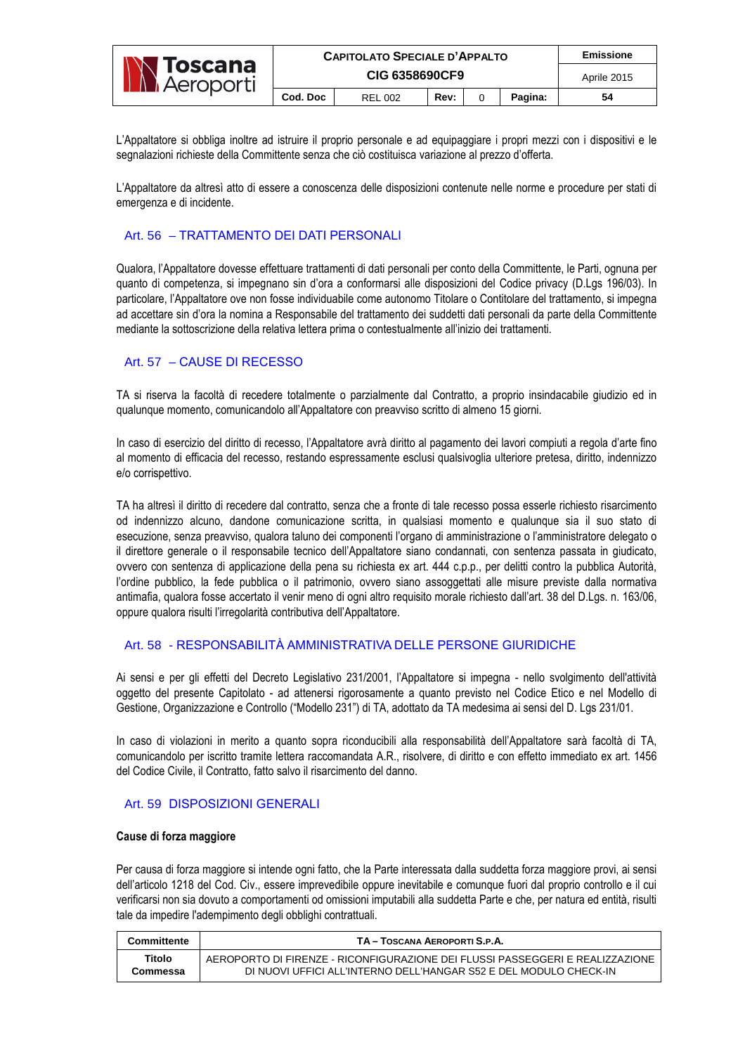L'Appaltatore si obbliga inoltre ad istruire il proprio personale e ad equipaggiare i propri mezzi con i dispositivi e le segnalazioni richieste della Committente senza che ciò costituisca variazione al prezzo d'offerta.

L'Appaltatore da altresì atto di essere a conoscenza delle disposizioni contenute nelle norme e procedure per stati di emergenza e di incidente.

## Art. 56 – TRATTAMENTO DEI DATI PERSONALI

Qualora, l'Appaltatore dovesse effettuare trattamenti di dati personali per conto della Committente, le Parti, ognuna per quanto di competenza, si impegnano sin d'ora a conformarsi alle disposizioni del Codice privacy (D.Lgs 196/03). In particolare, l'Appaltatore ove non fosse individuabile come autonomo Titolare o Contitolare del trattamento, si impegna ad accettare sin d'ora la nomina a Responsabile del trattamento dei suddetti dati personali da parte della Committente mediante la sottoscrizione della relativa lettera prima o contestualmente all'inizio dei trattamenti.

## Art. 57 – CAUSE DI RECESSO

TA si riserva la facoltà di recedere totalmente o parzialmente dal Contratto, a proprio insindacabile giudizio ed in qualunque momento, comunicandolo all'Appaltatore con preavviso scritto di almeno 15 giorni.

In caso di esercizio del diritto di recesso, l'Appaltatore avrà diritto al pagamento dei lavori compiuti a regola d'arte fino al momento di efficacia del recesso, restando espressamente esclusi qualsivoglia ulteriore pretesa, diritto, indennizzo e/o corrispettivo.

TA ha altresì il diritto di recedere dal contratto, senza che a fronte di tale recesso possa esserle richiesto risarcimento od indennizzo alcuno, dandone comunicazione scritta, in qualsiasi momento e qualunque sia il suo stato di esecuzione, senza preavviso, qualora taluno dei componenti l'organo di amministrazione o l'amministratore delegato o il direttore generale o il responsabile tecnico dell'Appaltatore siano condannati, con sentenza passata in giudicato, ovvero con sentenza di applicazione della pena su richiesta ex art. 444 c.p.p., per delitti contro la pubblica Autorità, l'ordine pubblico, la fede pubblica o il patrimonio, ovvero siano assoggettati alle misure previste dalla normativa antimafia, qualora fosse accertato il venir meno di ogni altro requisito morale richiesto dall'art. 38 del D.Lgs. n. 163/06, oppure qualora risulti l'irregolarità contributiva dell'Appaltatore.

## Art. 58 - RESPONSABILITÀ AMMINISTRATIVA DELLE PERSONE GIURIDICHE

Ai sensi e per gli effetti del Decreto Legislativo 231/2001, l'Appaltatore si impegna - nello svolgimento dell'attività oggetto del presente Capitolato - ad attenersi rigorosamente a quanto previsto nel Codice Etico e nel Modello di Gestione, Organizzazione e Controllo ("Modello 231") di TA, adottato da TA medesima ai sensi del D. Lgs 231/01.

In caso di violazioni in merito a quanto sopra riconducibili alla responsabilità dell'Appaltatore sarà facoltà di TA, comunicandolo per iscritto tramite lettera raccomandata A.R., risolvere, di diritto e con effetto immediato ex art. 1456 del Codice Civile, il Contratto, fatto salvo il risarcimento del danno.

## Art. 59 DISPOSIZIONI GENERALI

**Cause di forza maggiore**

Per causa di forza maggiore si intende ogni fatto, che la Parte interessata dalla suddetta forza maggiore provi, ai sensi dell'articolo 1218 del Cod. Civ., essere imprevedibile oppure inevitabile e comunque fuori dal proprio controllo e il cui verificarsi non sia dovuto a comportamenti od omissioni imputabili alla suddetta Parte e che, per natura ed entità, risulti tale da impedire l'adempimento degli obblighi contrattuali.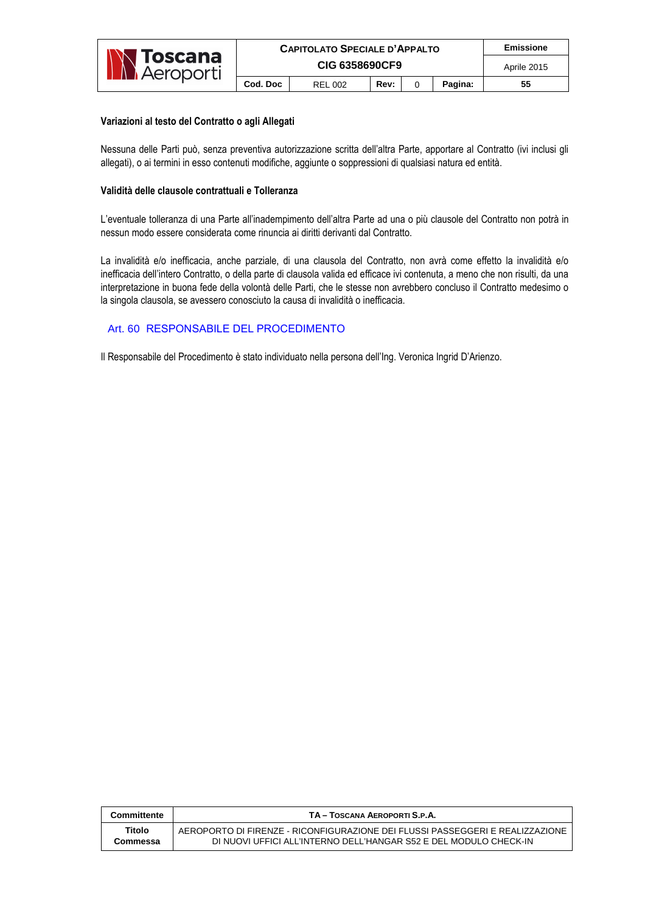**Variazioni al testo del Contratto o agli Allegati**

Nessuna delle Parti può, senza preventiva autorizzazione scritta dell'altra Parte, apportare al Contratto (ivi inclusi gli allegati), o ai termini in esso contenuti modifiche, aggiunte o soppressioni di qualsiasi natura ed entità.

**Validità delle clausole contrattuali e Tolleranza**

L'eventuale tolleranza di una Parte all'inadempimento dell'altra Parte ad una o più clausole del Contratto non potrà in nessun modo essere considerata come rinuncia ai diritti derivanti dal Contratto.

La invalidità e/o inefficacia, anche parziale, di una clausola del Contratto, non avrà come effetto la invalidità e/o inefficacia dell'intero Contratto, o della parte di clausola valida ed efficace ivi contenuta, a meno che non risulti, da una interpretazione in buona fede della volontà delle Parti, che le stesse non avrebbero concluso il Contratto medesimo o la singola clausola, se avessero conosciuto la causa di invalidità o inefficacia.

## Art. 60 RESPONSABILE DEL PROCEDIMENTO

Il Responsabile del Procedimento è stato individuato nella persona dell'Ing. Veronica Ingrid D'Arienzo.